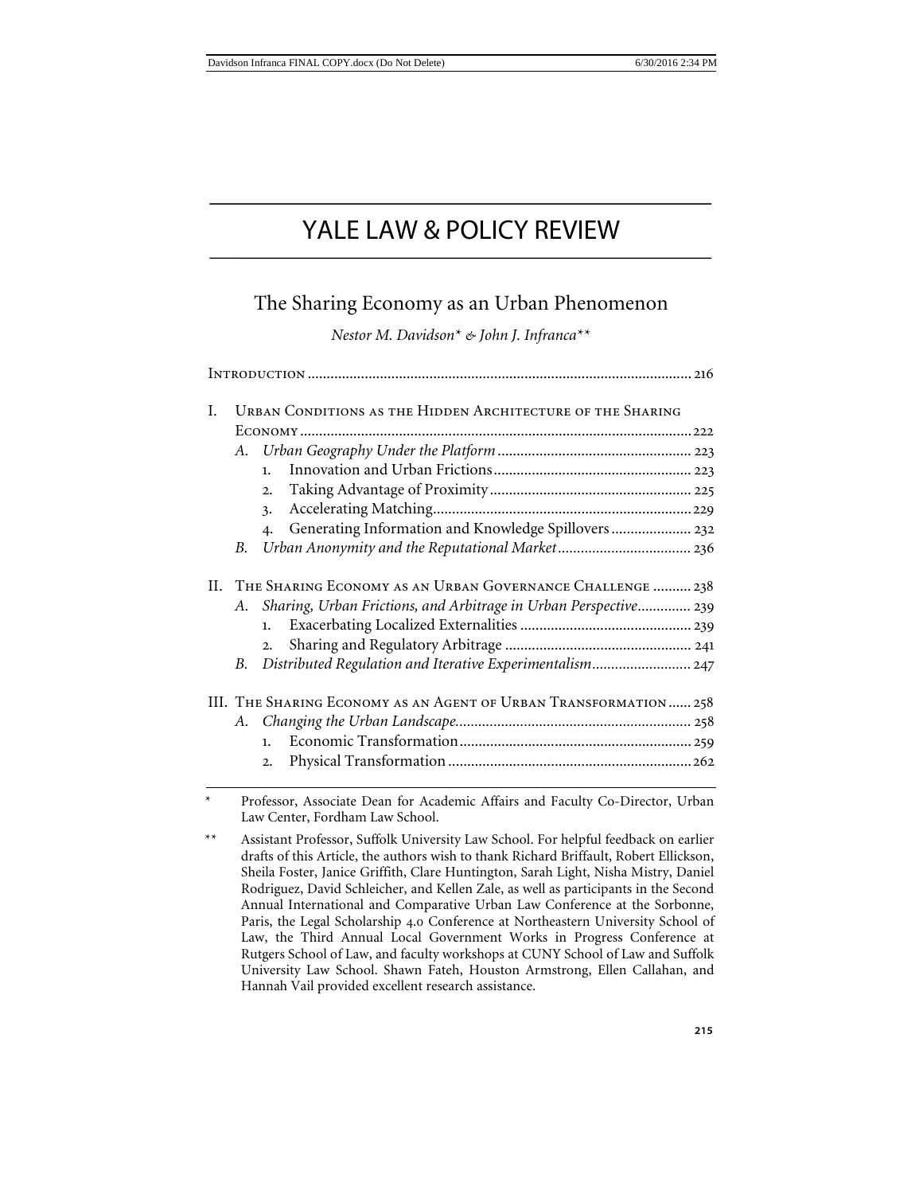# YALE LAW & POLICY REVIEW

## The Sharing Economy as an Urban Phenomenon

*Nestor M. Davidson\* & John J. Infranca\*\**

Introduction .................................................................................................... 216

I. Urban Conditions as the Hidden Architecture of the Sharing Economy ........................................................................................................ 222
   - A. *Urban Geography Under the Platform* ................................................... 223
     1. Innovation and Urban Frictions .................................................... 223
     2. Taking Advantage of Proximity ..................................................... 225
     3. Accelerating Matching .................................................................... 229
     4. Generating Information and Knowledge Spillovers ..................... 232
   - B. *Urban Anonymity and the Reputational Market* ................................... 236

II. The Sharing Economy as an Urban Governance Challenge .......... 238
   - A. *Sharing, Urban Frictions, and Arbitrage in Urban Perspective*............. 239
     1. Exacerbating Localized Externalities ............................................. 239
     2. Sharing and Regulatory Arbitrage ................................................. 241
   - B. *Distributed Regulation and Iterative Experimentalism*.......................... 247

III. The Sharing Economy as an Agent of Urban Transformation ...... 258
   - A. *Changing the Urban Landscape*............................................................. 258
     1. Economic Transformation ............................................................. 259
     2. Physical Transformation ................................................................ 262

---

\* Professor, Associate Dean for Academic Affairs and Faculty Co-Director, Urban Law Center, Fordham Law School.

\*\* Assistant Professor, Suffolk University Law School. For helpful feedback on earlier drafts of this Article, the authors wish to thank Richard Briffault, Robert Ellickson, Sheila Foster, Janice Griffith, Clare Huntington, Sarah Light, Nisha Mistry, Daniel Rodriguez, David Schleicher, and Kellen Zale, as well as participants in the Second Annual International and Comparative Urban Law Conference at the Sorbonne, Paris, the Legal Scholarship 4.0 Conference at Northeastern University School of Law, the Third Annual Local Government Works in Progress Conference at Rutgers School of Law, and faculty workshops at CUNY School of Law and Suffolk University Law School. Shawn Fateh, Houston Armstrong, Ellen Callahan, and Hannah Vail provided excellent research assistance.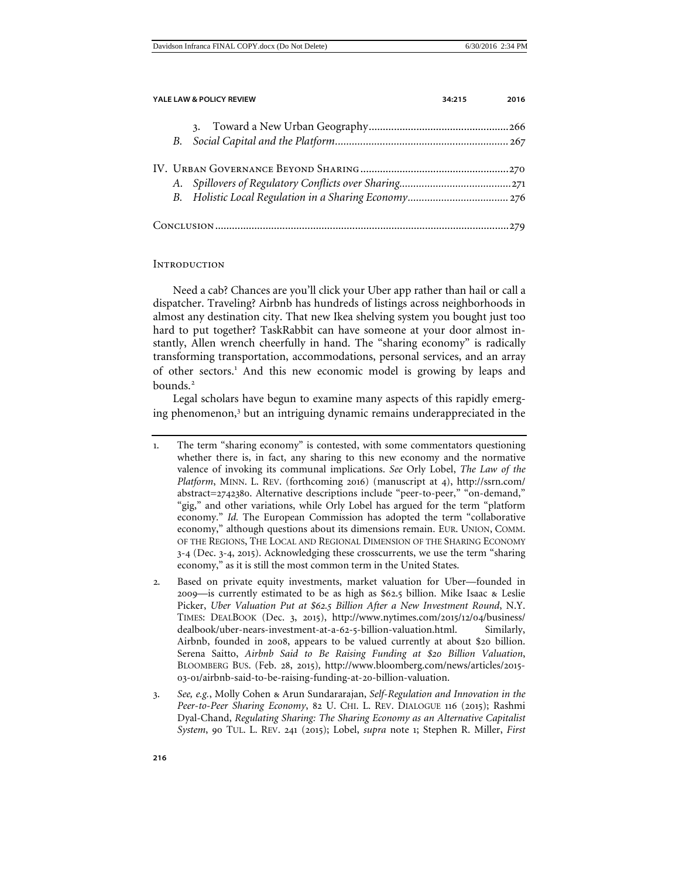3. Toward a New Urban Geography .................................................. 266

B. *Social Capital and the Platform* ............................................................ 267

IV. Urban Governance Beyond Sharing .................................................... 270

A. *Spillovers of Regulatory Conflicts over Sharing* ....................................... 271

B. *Holistic Local Regulation in a Sharing Economy* ................................... 276

Conclusion ........................................................................................................ 279

## Introduction

Need a cab? Chances are you'll click your Uber app rather than hail or call a dispatcher. Traveling? Airbnb has hundreds of listings across neighborhoods in almost any destination city. That new Ikea shelving system you bought just too hard to put together? TaskRabbit can have someone at your door almost instantly, Allen wrench cheerfully in hand. The "sharing economy" is radically transforming transportation, accommodations, personal services, and an array of other sectors.[1] And this new economic model is growing by leaps and bounds.[2]

Legal scholars have begun to examine many aspects of this rapidly emerging phenomenon,[3] but an intriguing dynamic remains underappreciated in the

1. The term "sharing economy" is contested, with some commentators questioning whether there is, in fact, any sharing to this new economy and the normative valence of invoking its communal implications. *See* Orly Lobel, *The Law of the Platform*, MINN. L. REV. (forthcoming 2016) (manuscript at 4), http://ssrn.com/abstract=2742380. Alternative descriptions include "peer-to-peer," "on-demand," "gig," and other variations, while Orly Lobel has argued for the term "platform economy." *Id.* The European Commission has adopted the term "collaborative economy," although questions about its dimensions remain. EUR. UNION, COMM. OF THE REGIONS, THE LOCAL AND REGIONAL DIMENSION OF THE SHARING ECONOMY 3-4 (Dec. 3-4, 2015). Acknowledging these crosscurrents, we use the term "sharing economy," as it is still the most common term in the United States.

2. Based on private equity investments, market valuation for Uber—founded in 2009—is currently estimated to be as high as $62.5 billion. Mike Isaac & Leslie Picker, *Uber Valuation Put at $62.5 Billion After a New Investment Round*, N.Y. TIMES: DEALBOOK (Dec. 3, 2015), http://www.nytimes.com/2015/12/04/business/dealbook/uber-nears-investment-at-a-62-5-billion-valuation.html. Similarly, Airbnb, founded in 2008, appears to be valued currently at about $20 billion. Serena Saitto, *Airbnb Said to Be Raising Funding at $20 Billion Valuation*, BLOOMBERG BUS. (Feb. 28, 2015), http://www.bloomberg.com/news/articles/2015-03-01/airbnb-said-to-be-raising-funding-at-20-billion-valuation.

3. *See, e.g.*, Molly Cohen & Arun Sundararajan, *Self-Regulation and Innovation in the Peer-to-Peer Sharing Economy*, 82 U. CHI. L. REV. DIALOGUE 116 (2015); Rashmi Dyal-Chand, *Regulating Sharing: The Sharing Economy as an Alternative Capitalist System*, 90 TUL. L. REV. 241 (2015); Lobel, *supra* note 1; Stephen R. Miller, *First*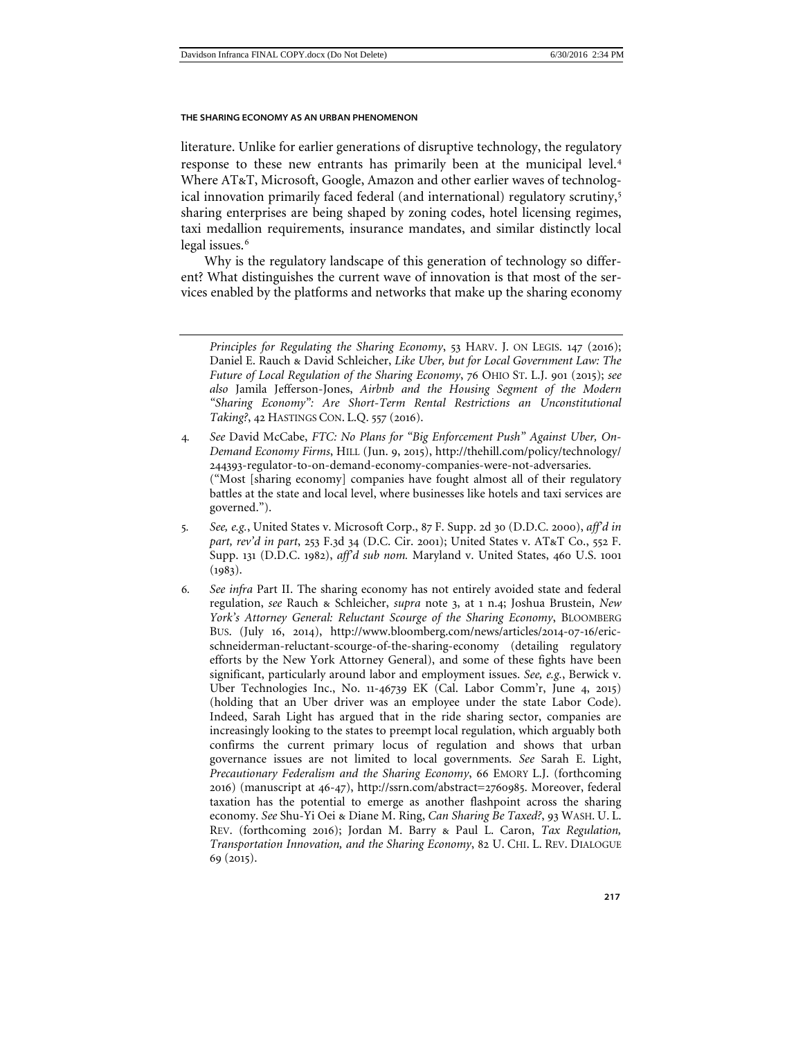literature. Unlike for earlier generations of disruptive technology, the regulatory response to these new entrants has primarily been at the municipal level.[4] Where AT&T, Microsoft, Google, Amazon and other earlier waves of technological innovation primarily faced federal (and international) regulatory scrutiny,[5] sharing enterprises are being shaped by zoning codes, hotel licensing regimes, taxi medallion requirements, insurance mandates, and similar distinctly local legal issues.[6]

Why is the regulatory landscape of this generation of technology so different? What distinguishes the current wave of innovation is that most of the services enabled by the platforms and networks that make up the sharing economy

---

*Principles for Regulating the Sharing Economy*, 53 HARV. J. ON LEGIS. 147 (2016); Daniel E. Rauch & David Schleicher, *Like Uber, but for Local Government Law: The Future of Local Regulation of the Sharing Economy*, 76 OHIO ST. L.J. 901 (2015); *see also* Jamila Jefferson-Jones, *Airbnb and the Housing Segment of the Modern "Sharing Economy": Are Short-Term Rental Restrictions an Unconstitutional Taking?*, 42 HASTINGS CON. L.Q. 557 (2016).

4. *See* David McCabe, *FTC: No Plans for "Big Enforcement Push" Against Uber, On-Demand Economy Firms*, HILL (Jun. 9, 2015), http://thehill.com/policy/technology/244393-regulator-to-on-demand-economy-companies-were-not-adversaries. ("Most [sharing economy] companies have fought almost all of their regulatory battles at the state and local level, where businesses like hotels and taxi services are governed.").

5. *See, e.g.*, United States v. Microsoft Corp., 87 F. Supp. 2d 30 (D.D.C. 2000), *aff'd in part, rev'd in part*, 253 F.3d 34 (D.C. Cir. 2001); United States v. AT&T Co., 552 F. Supp. 131 (D.D.C. 1982), *aff'd sub nom.* Maryland v. United States, 460 U.S. 1001 (1983).

6. *See infra* Part II. The sharing economy has not entirely avoided state and federal regulation, *see* Rauch & Schleicher, *supra* note 3, at 1 n.4; Joshua Brustein, *New York's Attorney General: Reluctant Scourge of the Sharing Economy*, BLOOMBERG BUS. (July 16, 2014), http://www.bloomberg.com/news/articles/2014-07-16/eric-schneiderman-reluctant-scourge-of-the-sharing-economy (detailing regulatory efforts by the New York Attorney General), and some of these fights have been significant, particularly around labor and employment issues. *See, e.g.*, Berwick v. Uber Technologies Inc., No. 11-46739 EK (Cal. Labor Comm'r, June 4, 2015) (holding that an Uber driver was an employee under the state Labor Code). Indeed, Sarah Light has argued that in the ride sharing sector, companies are increasingly looking to the states to preempt local regulation, which arguably both confirms the current primary locus of regulation and shows that urban governance issues are not limited to local governments. *See* Sarah E. Light, *Precautionary Federalism and the Sharing Economy*, 66 EMORY L.J. (forthcoming 2016) (manuscript at 46-47), http://ssrn.com/abstract=2760985. Moreover, federal taxation has the potential to emerge as another flashpoint across the sharing economy. *See* Shu-Yi Oei & Diane M. Ring, *Can Sharing Be Taxed?*, 93 WASH. U. L. REV. (forthcoming 2016); Jordan M. Barry & Paul L. Caron, *Tax Regulation, Transportation Innovation, and the Sharing Economy*, 82 U. CHI. L. REV. DIALOGUE 69 (2015).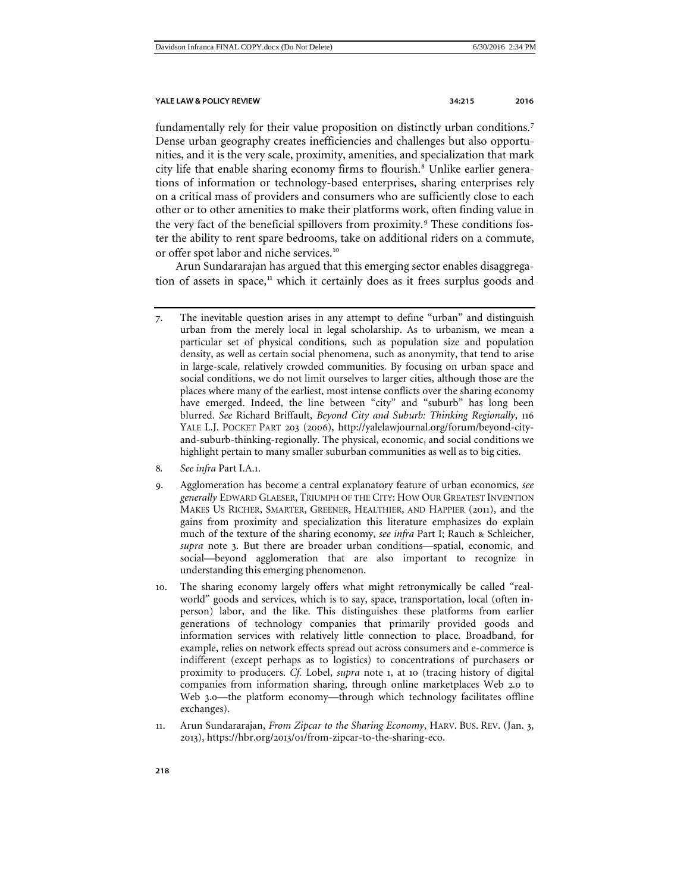fundamentally rely for their value proposition on distinctly urban conditions.[7] Dense urban geography creates inefficiencies and challenges but also opportunities, and it is the very scale, proximity, amenities, and specialization that mark city life that enable sharing economy firms to flourish.[8] Unlike earlier generations of information or technology-based enterprises, sharing enterprises rely on a critical mass of providers and consumers who are sufficiently close to each other or to other amenities to make their platforms work, often finding value in the very fact of the beneficial spillovers from proximity.[9] These conditions foster the ability to rent spare bedrooms, take on additional riders on a commute, or offer spot labor and niche services.[10]

Arun Sundararajan has argued that this emerging sector enables disaggregation of assets in space,[11] which it certainly does as it frees surplus goods and

---

7. The inevitable question arises in any attempt to define "urban" and distinguish urban from the merely local in legal scholarship. As to urbanism, we mean a particular set of physical conditions, such as population size and population density, as well as certain social phenomena, such as anonymity, that tend to arise in large-scale, relatively crowded communities. By focusing on urban space and social conditions, we do not limit ourselves to larger cities, although those are the places where many of the earliest, most intense conflicts over the sharing economy have emerged. Indeed, the line between "city" and "suburb" has long been blurred. *See* Richard Briffault, *Beyond City and Suburb: Thinking Regionally*, 116 YALE L.J. POCKET PART 203 (2006), http://yalelawjournal.org/forum/beyond-city-and-suburb-thinking-regionally. The physical, economic, and social conditions we highlight pertain to many smaller suburban communities as well as to big cities.

8. *See infra* Part I.A.1.

9. Agglomeration has become a central explanatory feature of urban economics, *see generally* EDWARD GLAESER, TRIUMPH OF THE CITY: HOW OUR GREATEST INVENTION MAKES US RICHER, SMARTER, GREENER, HEALTHIER, AND HAPPIER (2011), and the gains from proximity and specialization this literature emphasizes do explain much of the texture of the sharing economy, *see infra* Part I; Rauch & Schleicher, *supra* note 3. But there are broader urban conditions—spatial, economic, and social—beyond agglomeration that are also important to recognize in understanding this emerging phenomenon.

10. The sharing economy largely offers what might retronymically be called "real-world" goods and services, which is to say, space, transportation, local (often in-person) labor, and the like. This distinguishes these platforms from earlier generations of technology companies that primarily provided goods and information services with relatively little connection to place. Broadband, for example, relies on network effects spread out across consumers and e-commerce is indifferent (except perhaps as to logistics) to concentrations of purchasers or proximity to producers. *Cf.* Lobel, *supra* note 1, at 10 (tracing history of digital companies from information sharing, through online marketplaces Web 2.0 to Web 3.0—the platform economy—through which technology facilitates offline exchanges).

11. Arun Sundararajan, *From Zipcar to the Sharing Economy*, HARV. BUS. REV. (Jan. 3, 2013), https://hbr.org/2013/01/from-zipcar-to-the-sharing-eco.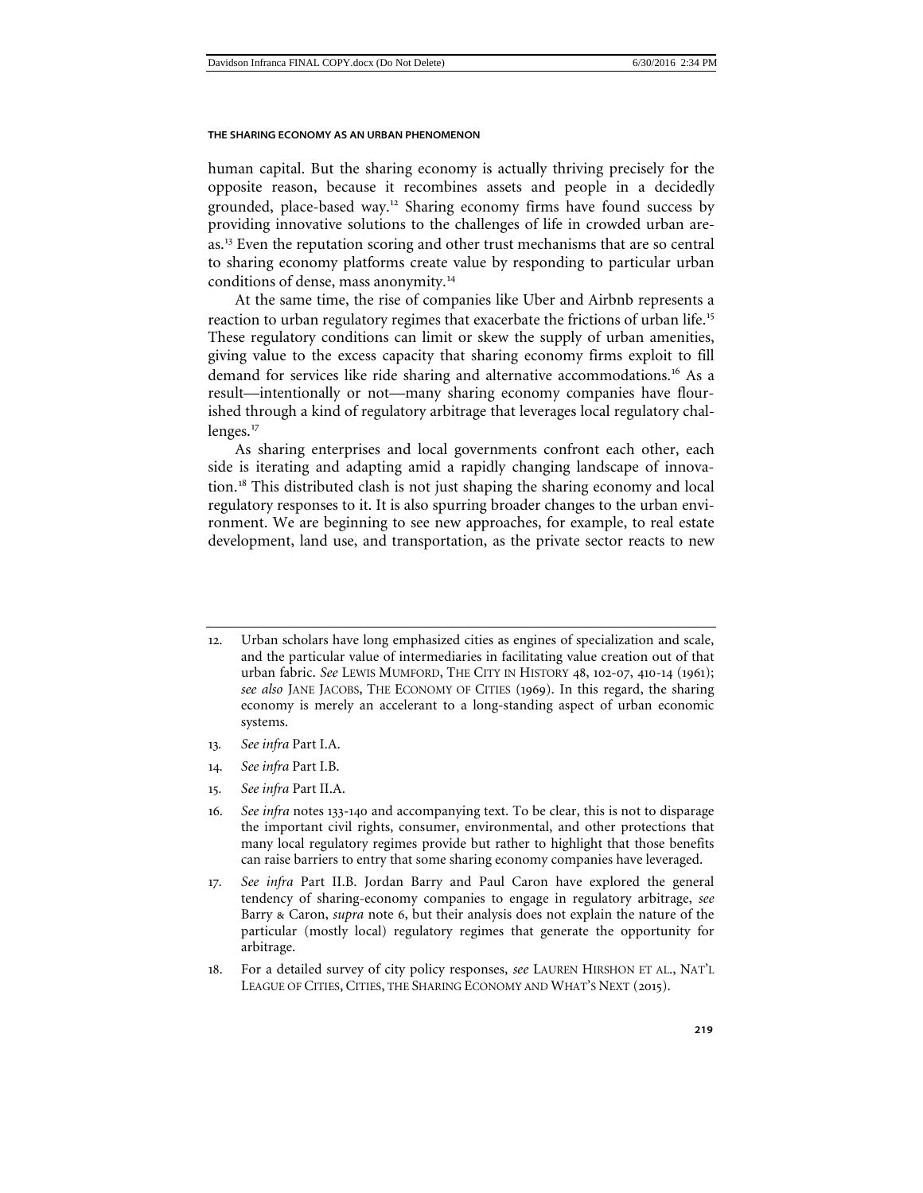human capital. But the sharing economy is actually thriving precisely for the opposite reason, because it recombines assets and people in a decidedly grounded, place-based way.[12] Sharing economy firms have found success by providing innovative solutions to the challenges of life in crowded urban areas.[13] Even the reputation scoring and other trust mechanisms that are so central to sharing economy platforms create value by responding to particular urban conditions of dense, mass anonymity.[14]

At the same time, the rise of companies like Uber and Airbnb represents a reaction to urban regulatory regimes that exacerbate the frictions of urban life.[15] These regulatory conditions can limit or skew the supply of urban amenities, giving value to the excess capacity that sharing economy firms exploit to fill demand for services like ride sharing and alternative accommodations.[16] As a result—intentionally or not—many sharing economy companies have flourished through a kind of regulatory arbitrage that leverages local regulatory challenges.[17]

As sharing enterprises and local governments confront each other, each side is iterating and adapting amid a rapidly changing landscape of innovation.[18] This distributed clash is not just shaping the sharing economy and local regulatory responses to it. It is also spurring broader changes to the urban environment. We are beginning to see new approaches, for example, to real estate development, land use, and transportation, as the private sector reacts to new

---

12. Urban scholars have long emphasized cities as engines of specialization and scale, and the particular value of intermediaries in facilitating value creation out of that urban fabric. *See* LEWIS MUMFORD, THE CITY IN HISTORY 48, 102-07, 410-14 (1961); *see also* JANE JACOBS, THE ECONOMY OF CITIES (1969). In this regard, the sharing economy is merely an accelerant to a long-standing aspect of urban economic systems.

13. *See infra* Part I.A.

14. *See infra* Part I.B.

15. *See infra* Part II.A.

16. *See infra* notes 133-140 and accompanying text. To be clear, this is not to disparage the important civil rights, consumer, environmental, and other protections that many local regulatory regimes provide but rather to highlight that those benefits can raise barriers to entry that some sharing economy companies have leveraged.

17. *See infra* Part II.B. Jordan Barry and Paul Caron have explored the general tendency of sharing-economy companies to engage in regulatory arbitrage, *see* Barry & Caron, *supra* note 6, but their analysis does not explain the nature of the particular (mostly local) regulatory regimes that generate the opportunity for arbitrage.

18. For a detailed survey of city policy responses, *see* LAUREN HIRSHON ET AL., NAT'L LEAGUE OF CITIES, CITIES, THE SHARING ECONOMY AND WHAT'S NEXT (2015).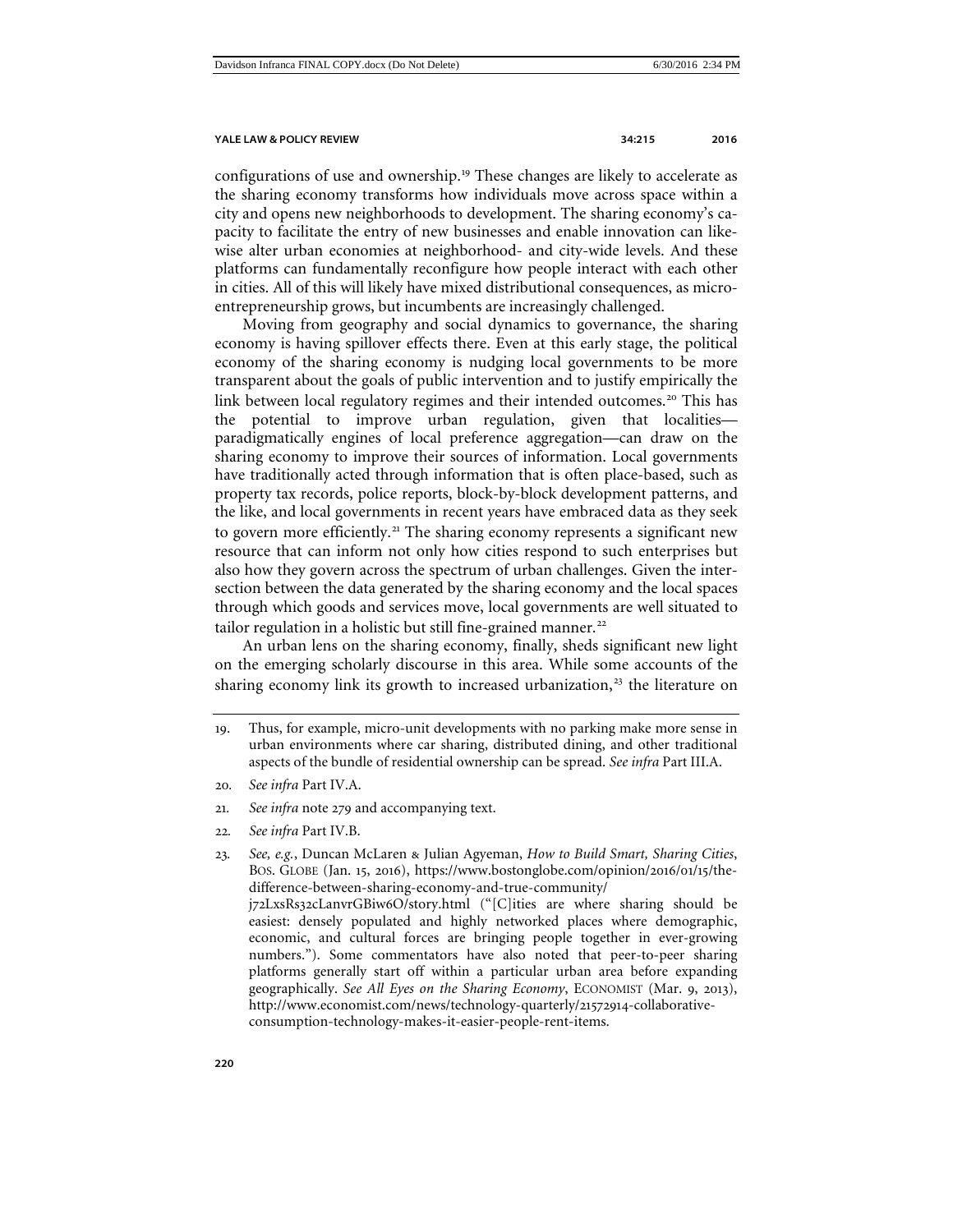configurations of use and ownership.[19] These changes are likely to accelerate as the sharing economy transforms how individuals move across space within a city and opens new neighborhoods to development. The sharing economy's capacity to facilitate the entry of new businesses and enable innovation can likewise alter urban economies at neighborhood- and city-wide levels. And these platforms can fundamentally reconfigure how people interact with each other in cities. All of this will likely have mixed distributional consequences, as micro-entrepreneurship grows, but incumbents are increasingly challenged.

Moving from geography and social dynamics to governance, the sharing economy is having spillover effects there. Even at this early stage, the political economy of the sharing economy is nudging local governments to be more transparent about the goals of public intervention and to justify empirically the link between local regulatory regimes and their intended outcomes.[20] This has the potential to improve urban regulation, given that localities—paradigmatically engines of local preference aggregation—can draw on the sharing economy to improve their sources of information. Local governments have traditionally acted through information that is often place-based, such as property tax records, police reports, block-by-block development patterns, and the like, and local governments in recent years have embraced data as they seek to govern more efficiently.[21] The sharing economy represents a significant new resource that can inform not only how cities respond to such enterprises but also how they govern across the spectrum of urban challenges. Given the intersection between the data generated by the sharing economy and the local spaces through which goods and services move, local governments are well situated to tailor regulation in a holistic but still fine-grained manner.[22]

An urban lens on the sharing economy, finally, sheds significant new light on the emerging scholarly discourse in this area. While some accounts of the sharing economy link its growth to increased urbanization,[23] the literature on

---

19. Thus, for example, micro-unit developments with no parking make more sense in urban environments where car sharing, distributed dining, and other traditional aspects of the bundle of residential ownership can be spread. *See infra* Part III.A.

20. *See infra* Part IV.A.

21. *See infra* note 279 and accompanying text.

22. *See infra* Part IV.B.

23. *See, e.g.*, Duncan McLaren & Julian Agyeman, *How to Build Smart, Sharing Cities*, BOS. GLOBE (Jan. 15, 2016), https://www.bostonglobe.com/opinion/2016/01/15/the-difference-between-sharing-economy-and-true-community/j72LxsRs32cLanvrGBiw6O/story.html ("[C]ities are where sharing should be easiest: densely populated and highly networked places where demographic, economic, and cultural forces are bringing people together in ever-growing numbers."). Some commentators have also noted that peer-to-peer sharing platforms generally start off within a particular urban area before expanding geographically. *See All Eyes on the Sharing Economy*, ECONOMIST (Mar. 9, 2013), http://www.economist.com/news/technology-quarterly/21572914-collaborative-consumption-technology-makes-it-easier-people-rent-items.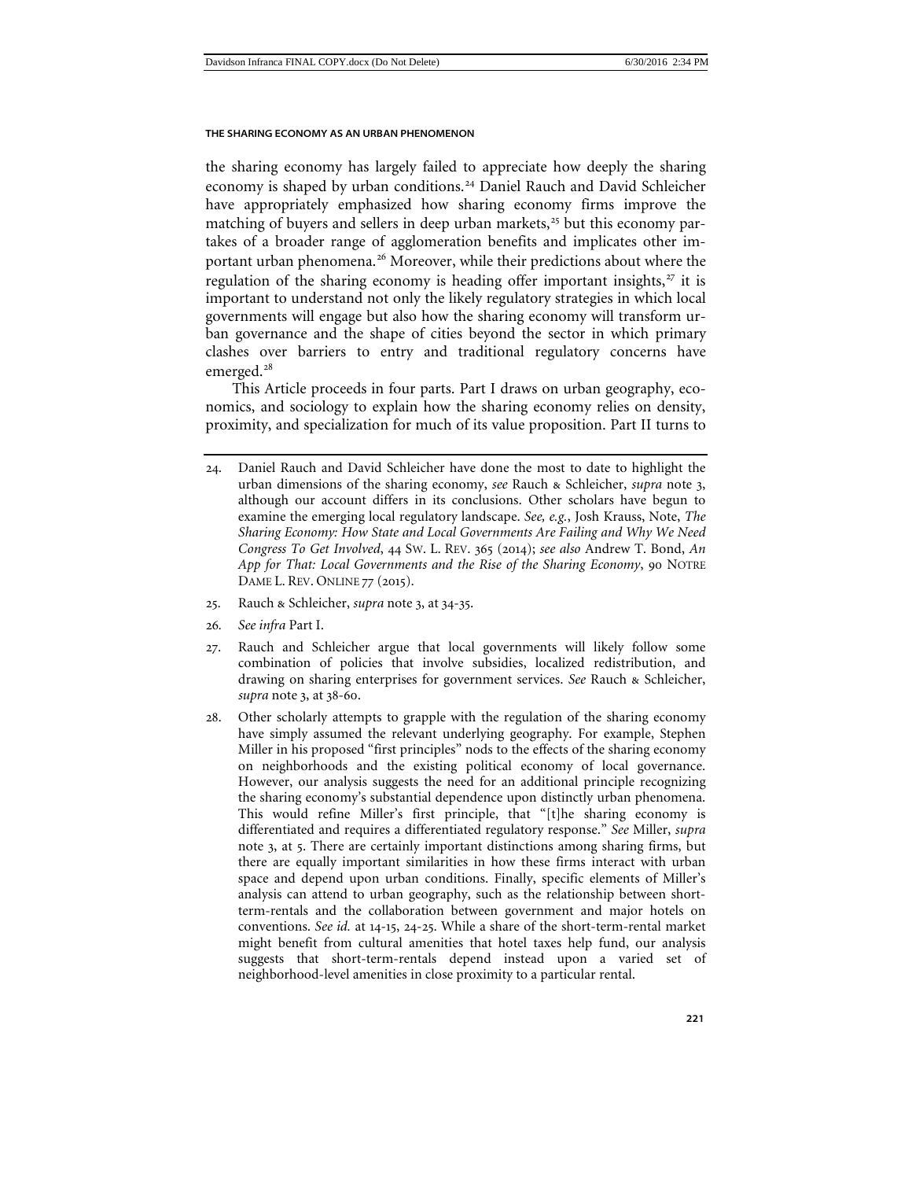the sharing economy has largely failed to appreciate how deeply the sharing economy is shaped by urban conditions.[24] Daniel Rauch and David Schleicher have appropriately emphasized how sharing economy firms improve the matching of buyers and sellers in deep urban markets,[25] but this economy partakes of a broader range of agglomeration benefits and implicates other important urban phenomena.[26] Moreover, while their predictions about where the regulation of the sharing economy is heading offer important insights,[27] it is important to understand not only the likely regulatory strategies in which local governments will engage but also how the sharing economy will transform urban governance and the shape of cities beyond the sector in which primary clashes over barriers to entry and traditional regulatory concerns have emerged.[28]

This Article proceeds in four parts. Part I draws on urban geography, economics, and sociology to explain how the sharing economy relies on density, proximity, and specialization for much of its value proposition. Part II turns to

---

24. Daniel Rauch and David Schleicher have done the most to date to highlight the urban dimensions of the sharing economy, *see* Rauch & Schleicher, *supra* note 3, although our account differs in its conclusions. Other scholars have begun to examine the emerging local regulatory landscape. *See, e.g.*, Josh Krauss, Note, *The Sharing Economy: How State and Local Governments Are Failing and Why We Need Congress To Get Involved*, 44 SW. L. REV. 365 (2014); *see also* Andrew T. Bond, *An App for That: Local Governments and the Rise of the Sharing Economy*, 90 NOTRE DAME L. REV. ONLINE 77 (2015).

25. Rauch & Schleicher, *supra* note 3, at 34-35.

26. *See infra* Part I.

27. Rauch and Schleicher argue that local governments will likely follow some combination of policies that involve subsidies, localized redistribution, and drawing on sharing enterprises for government services. *See* Rauch & Schleicher, *supra* note 3, at 38-60.

28. Other scholarly attempts to grapple with the regulation of the sharing economy have simply assumed the relevant underlying geography. For example, Stephen Miller in his proposed "first principles" nods to the effects of the sharing economy on neighborhoods and the existing political economy of local governance. However, our analysis suggests the need for an additional principle recognizing the sharing economy's substantial dependence upon distinctly urban phenomena. This would refine Miller's first principle, that "[t]he sharing economy is differentiated and requires a differentiated regulatory response." *See* Miller, *supra* note 3, at 5. There are certainly important distinctions among sharing firms, but there are equally important similarities in how these firms interact with urban space and depend upon urban conditions. Finally, specific elements of Miller's analysis can attend to urban geography, such as the relationship between short-term-rentals and the collaboration between government and major hotels on conventions. *See id.* at 14-15, 24-25. While a share of the short-term-rental market might benefit from cultural amenities that hotel taxes help fund, our analysis suggests that short-term-rentals depend instead upon a varied set of neighborhood-level amenities in close proximity to a particular rental.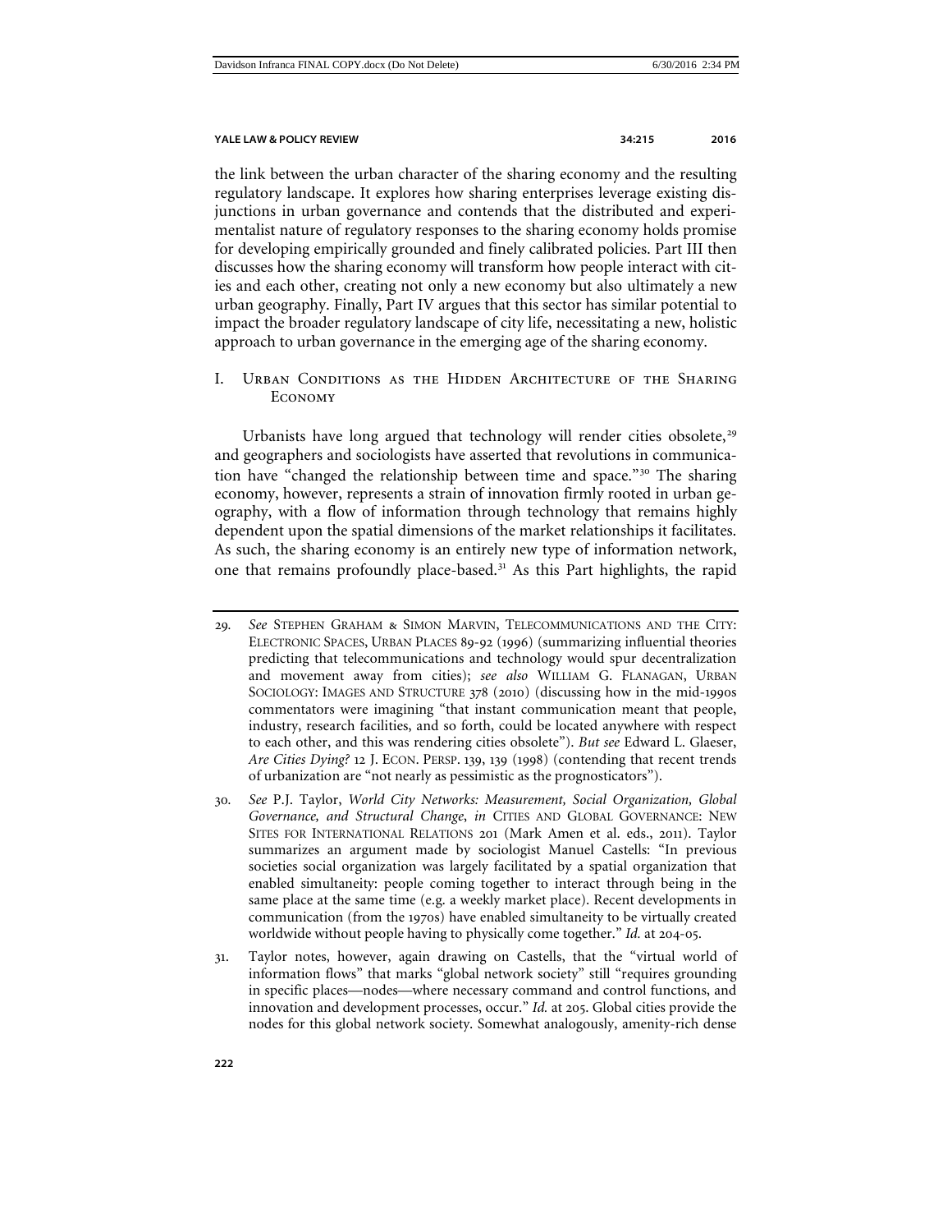the link between the urban character of the sharing economy and the resulting regulatory landscape. It explores how sharing enterprises leverage existing disjunctions in urban governance and contends that the distributed and experimentalist nature of regulatory responses to the sharing economy holds promise for developing empirically grounded and finely calibrated policies. Part III then discusses how the sharing economy will transform how people interact with cities and each other, creating not only a new economy but also ultimately a new urban geography. Finally, Part IV argues that this sector has similar potential to impact the broader regulatory landscape of city life, necessitating a new, holistic approach to urban governance in the emerging age of the sharing economy.

## I. Urban Conditions as the Hidden Architecture of the Sharing Economy

Urbanists have long argued that technology will render cities obsolete,[29] and geographers and sociologists have asserted that revolutions in communication have "changed the relationship between time and space."[30] The sharing economy, however, represents a strain of innovation firmly rooted in urban geography, with a flow of information through technology that remains highly dependent upon the spatial dimensions of the market relationships it facilitates. As such, the sharing economy is an entirely new type of information network, one that remains profoundly place-based.[31] As this Part highlights, the rapid

---

29. *See* Stephen Graham & Simon Marvin, Telecommunications and the City: Electronic Spaces, Urban Places 89-92 (1996) (summarizing influential theories predicting that telecommunications and technology would spur decentralization and movement away from cities); *see also* William G. Flanagan, Urban Sociology: Images and Structure 378 (2010) (discussing how in the mid-1990s commentators were imagining "that instant communication meant that people, industry, research facilities, and so forth, could be located anywhere with respect to each other, and this was rendering cities obsolete"). *But see* Edward L. Glaeser, *Are Cities Dying?* 12 J. Econ. Persp. 139, 139 (1998) (contending that recent trends of urbanization are "not nearly as pessimistic as the prognosticators").

30. *See* P.J. Taylor, *World City Networks: Measurement, Social Organization, Global Governance, and Structural Change*, *in* Cities and Global Governance: New Sites for International Relations 201 (Mark Amen et al. eds., 2011). Taylor summarizes an argument made by sociologist Manuel Castells: "In previous societies social organization was largely facilitated by a spatial organization that enabled simultaneity: people coming together to interact through being in the same place at the same time (e.g. a weekly market place). Recent developments in communication (from the 1970s) have enabled simultaneity to be virtually created worldwide without people having to physically come together." *Id.* at 204-05.

31. Taylor notes, however, again drawing on Castells, that the "virtual world of information flows" that marks "global network society" still "requires grounding in specific places—nodes—where necessary command and control functions, and innovation and development processes, occur." *Id.* at 205. Global cities provide the nodes for this global network society. Somewhat analogously, amenity-rich dense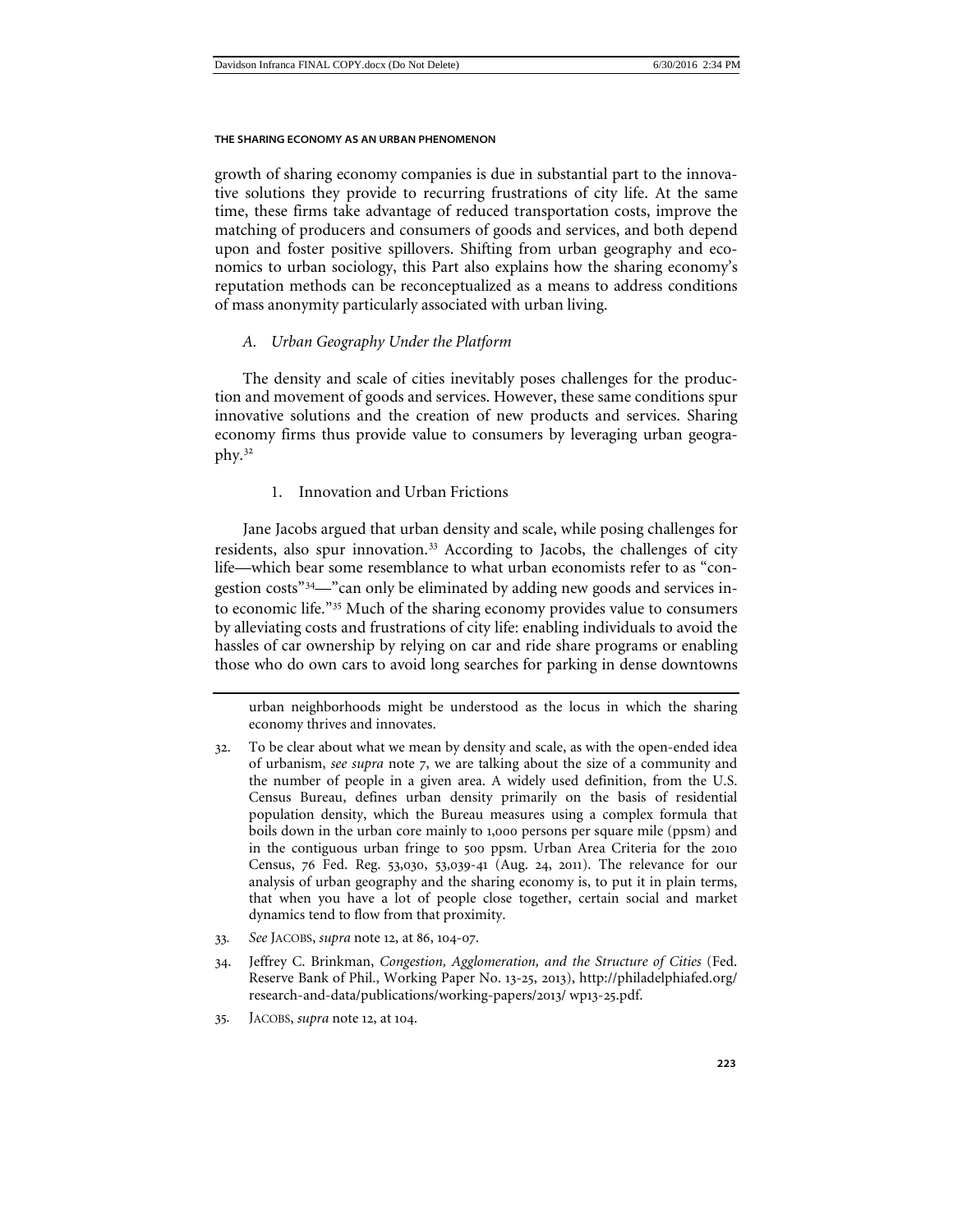growth of sharing economy companies is due in substantial part to the innovative solutions they provide to recurring frustrations of city life. At the same time, these firms take advantage of reduced transportation costs, improve the matching of producers and consumers of goods and services, and both depend upon and foster positive spillovers. Shifting from urban geography and economics to urban sociology, this Part also explains how the sharing economy's reputation methods can be reconceptualized as a means to address conditions of mass anonymity particularly associated with urban living.

### *A. Urban Geography Under the Platform*

The density and scale of cities inevitably poses challenges for the production and movement of goods and services. However, these same conditions spur innovative solutions and the creation of new products and services. Sharing economy firms thus provide value to consumers by leveraging urban geography.[32]

#### 1. Innovation and Urban Frictions

Jane Jacobs argued that urban density and scale, while posing challenges for residents, also spur innovation.[33] According to Jacobs, the challenges of city life—which bear some resemblance to what urban economists refer to as "congestion costs"[34]—"can only be eliminated by adding new goods and services into economic life."[35] Much of the sharing economy provides value to consumers by alleviating costs and frustrations of city life: enabling individuals to avoid the hassles of car ownership by relying on car and ride share programs or enabling those who do own cars to avoid long searches for parking in dense downtowns

---

urban neighborhoods might be understood as the locus in which the sharing economy thrives and innovates.

32. To be clear about what we mean by density and scale, as with the open-ended idea of urbanism, *see supra* note 7, we are talking about the size of a community and the number of people in a given area. A widely used definition, from the U.S. Census Bureau, defines urban density primarily on the basis of residential population density, which the Bureau measures using a complex formula that boils down in the urban core mainly to 1,000 persons per square mile (ppsm) and in the contiguous urban fringe to 500 ppsm. Urban Area Criteria for the 2010 Census, 76 Fed. Reg. 53,030, 53,039-41 (Aug. 24, 2011). The relevance for our analysis of urban geography and the sharing economy is, to put it in plain terms, that when you have a lot of people close together, certain social and market dynamics tend to flow from that proximity.

33. *See* JACOBS, *supra* note 12, at 86, 104-07.

34. Jeffrey C. Brinkman, *Congestion, Agglomeration, and the Structure of Cities* (Fed. Reserve Bank of Phil., Working Paper No. 13-25, 2013), http://philadelphiafed.org/research-and-data/publications/working-papers/2013/ wp13-25.pdf.

35. JACOBS, *supra* note 12, at 104.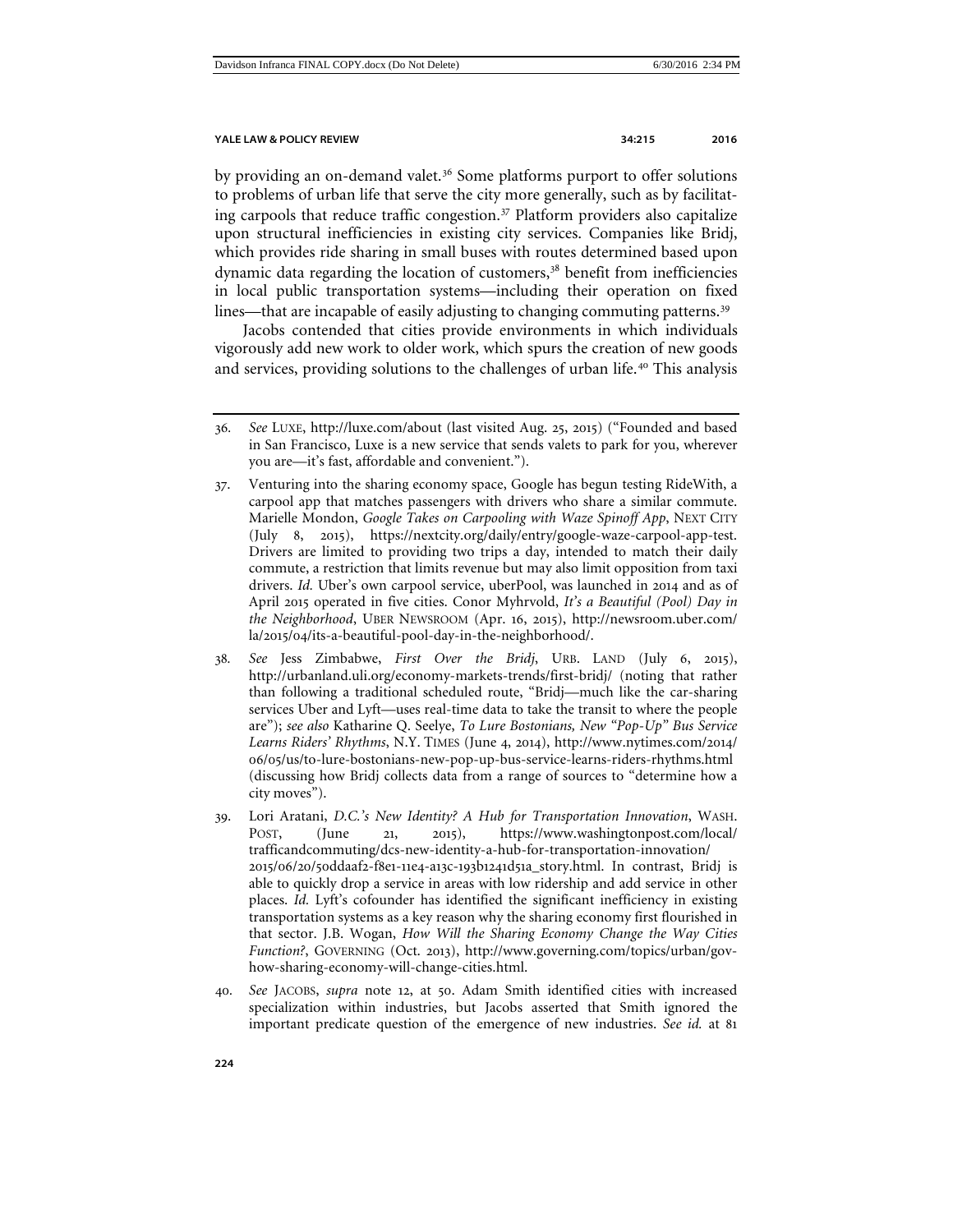by providing an on-demand valet.[36] Some platforms purport to offer solutions to problems of urban life that serve the city more generally, such as by facilitating carpools that reduce traffic congestion.[37] Platform providers also capitalize upon structural inefficiencies in existing city services. Companies like Bridj, which provides ride sharing in small buses with routes determined based upon dynamic data regarding the location of customers,[38] benefit from inefficiencies in local public transportation systems—including their operation on fixed lines—that are incapable of easily adjusting to changing commuting patterns.[39]

Jacobs contended that cities provide environments in which individuals vigorously add new work to older work, which spurs the creation of new goods and services, providing solutions to the challenges of urban life.[40] This analysis

---

36. *See* LUXE, http://luxe.com/about (last visited Aug. 25, 2015) ("Founded and based in San Francisco, Luxe is a new service that sends valets to park for you, wherever you are—it's fast, affordable and convenient.").

37. Venturing into the sharing economy space, Google has begun testing RideWith, a carpool app that matches passengers with drivers who share a similar commute. Marielle Mondon, *Google Takes on Carpooling with Waze Spinoff App*, NEXT CITY (July 8, 2015), https://nextcity.org/daily/entry/google-waze-carpool-app-test. Drivers are limited to providing two trips a day, intended to match their daily commute, a restriction that limits revenue but may also limit opposition from taxi drivers. *Id.* Uber's own carpool service, uberPool, was launched in 2014 and as of April 2015 operated in five cities. Conor Myhrvold, *It's a Beautiful (Pool) Day in the Neighborhood*, UBER NEWSROOM (Apr. 16, 2015), http://newsroom.uber.com/la/2015/04/its-a-beautiful-pool-day-in-the-neighborhood/.

38. *See* Jess Zimbabwe, *First Over the Bridj*, URB. LAND (July 6, 2015), http://urbanland.uli.org/economy-markets-trends/first-bridj/ (noting that rather than following a traditional scheduled route, "Bridj—much like the car-sharing services Uber and Lyft—uses real-time data to take the transit to where the people are"); *see also* Katharine Q. Seelye, *To Lure Bostonians, New "Pop-Up" Bus Service Learns Riders' Rhythms*, N.Y. TIMES (June 4, 2014), http://www.nytimes.com/2014/06/05/us/to-lure-bostonians-new-pop-up-bus-service-learns-riders-rhythms.html (discussing how Bridj collects data from a range of sources to "determine how a city moves").

39. Lori Aratani, *D.C.'s New Identity? A Hub for Transportation Innovation*, WASH. POST, (June 21, 2015), https://www.washingtonpost.com/local/trafficandcommuting/dcs-new-identity-a-hub-for-transportation-innovation/2015/06/20/50ddaaf2-f8e1-11e4-a13c-193b1241d51a_story.html. In contrast, Bridj is able to quickly drop a service in areas with low ridership and add service in other places. *Id.* Lyft's cofounder has identified the significant inefficiency in existing transportation systems as a key reason why the sharing economy first flourished in that sector. J.B. Wogan, *How Will the Sharing Economy Change the Way Cities Function?*, GOVERNING (Oct. 2013), http://www.governing.com/topics/urban/gov-how-sharing-economy-will-change-cities.html.

40. *See* JACOBS, *supra* note 12, at 50. Adam Smith identified cities with increased specialization within industries, but Jacobs asserted that Smith ignored the important predicate question of the emergence of new industries. *See id.* at 81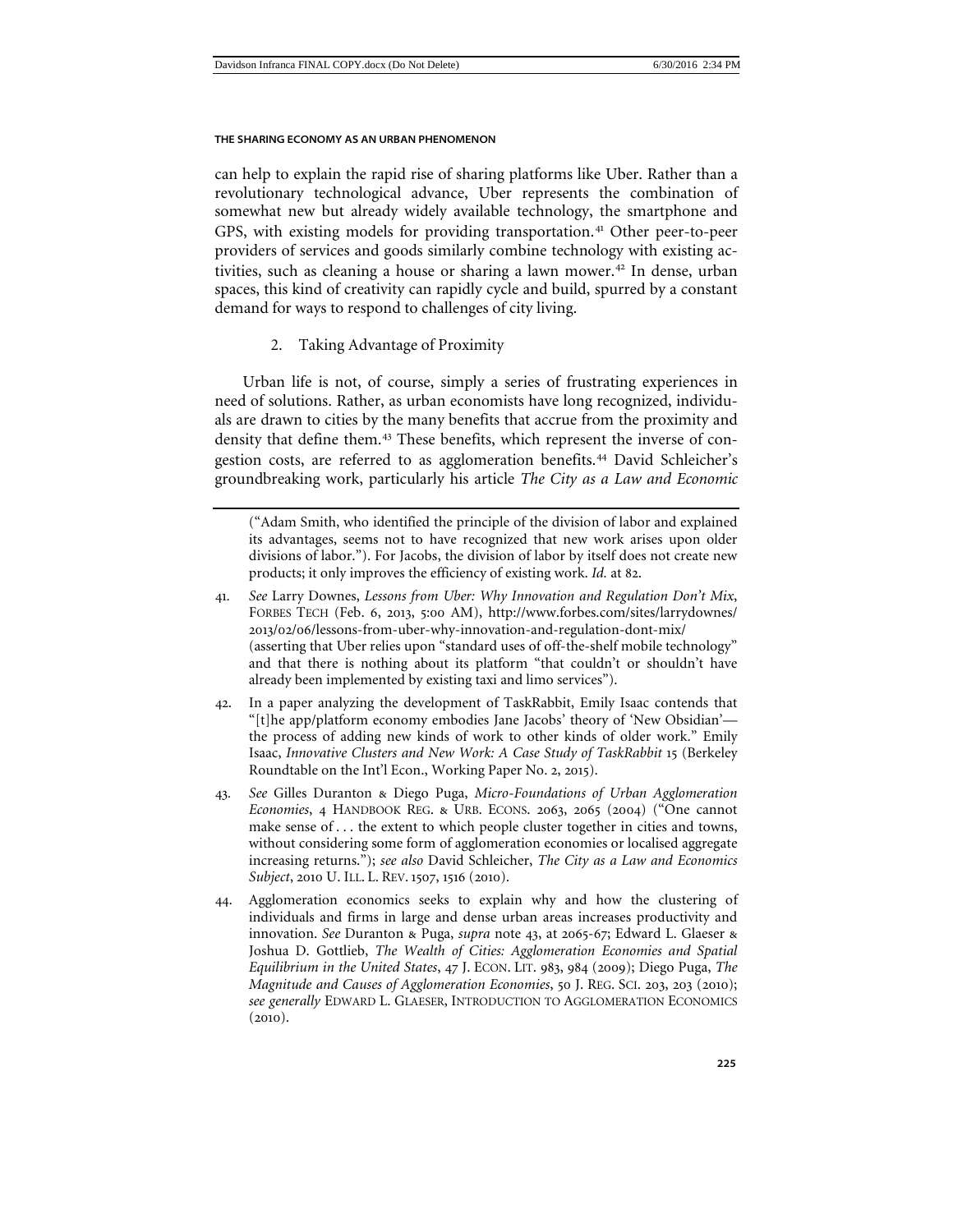can help to explain the rapid rise of sharing platforms like Uber. Rather than a revolutionary technological advance, Uber represents the combination of somewhat new but already widely available technology, the smartphone and GPS, with existing models for providing transportation.[41] Other peer-to-peer providers of services and goods similarly combine technology with existing activities, such as cleaning a house or sharing a lawn mower.[42] In dense, urban spaces, this kind of creativity can rapidly cycle and build, spurred by a constant demand for ways to respond to challenges of city living.

### 2. Taking Advantage of Proximity

Urban life is not, of course, simply a series of frustrating experiences in need of solutions. Rather, as urban economists have long recognized, individuals are drawn to cities by the many benefits that accrue from the proximity and density that define them.[43] These benefits, which represent the inverse of congestion costs, are referred to as agglomeration benefits.[44] David Schleicher's groundbreaking work, particularly his article *The City as a Law and Economic*

---

("Adam Smith, who identified the principle of the division of labor and explained its advantages, seems not to have recognized that new work arises upon older divisions of labor."). For Jacobs, the division of labor by itself does not create new products; it only improves the efficiency of existing work. *Id.* at 82.

41. *See* Larry Downes, *Lessons from Uber: Why Innovation and Regulation Don't Mix*, FORBES TECH (Feb. 6, 2013, 5:00 AM), http://www.forbes.com/sites/larrydownes/2013/02/06/lessons-from-uber-why-innovation-and-regulation-dont-mix/ (asserting that Uber relies upon "standard uses of off-the-shelf mobile technology" and that there is nothing about its platform "that couldn't or shouldn't have already been implemented by existing taxi and limo services").

42. In a paper analyzing the development of TaskRabbit, Emily Isaac contends that "[t]he app/platform economy embodies Jane Jacobs' theory of 'New Obsidian'—the process of adding new kinds of work to other kinds of older work." Emily Isaac, *Innovative Clusters and New Work: A Case Study of TaskRabbit* 15 (Berkeley Roundtable on the Int'l Econ., Working Paper No. 2, 2015).

43. *See* Gilles Duranton & Diego Puga, *Micro-Foundations of Urban Agglomeration Economies*, 4 HANDBOOK REG. & URB. ECONS. 2063, 2065 (2004) ("One cannot make sense of . . . the extent to which people cluster together in cities and towns, without considering some form of agglomeration economies or localised aggregate increasing returns."); *see also* David Schleicher, *The City as a Law and Economics Subject*, 2010 U. ILL. L. REV. 1507, 1516 (2010).

44. Agglomeration economics seeks to explain why and how the clustering of individuals and firms in large and dense urban areas increases productivity and innovation. *See* Duranton & Puga, *supra* note 43, at 2065-67; Edward L. Glaeser & Joshua D. Gottlieb, *The Wealth of Cities: Agglomeration Economies and Spatial Equilibrium in the United States*, 47 J. ECON. LIT. 983, 984 (2009); Diego Puga, *The Magnitude and Causes of Agglomeration Economies*, 50 J. REG. SCI. 203, 203 (2010); *see generally* EDWARD L. GLAESER, INTRODUCTION TO AGGLOMERATION ECONOMICS (2010).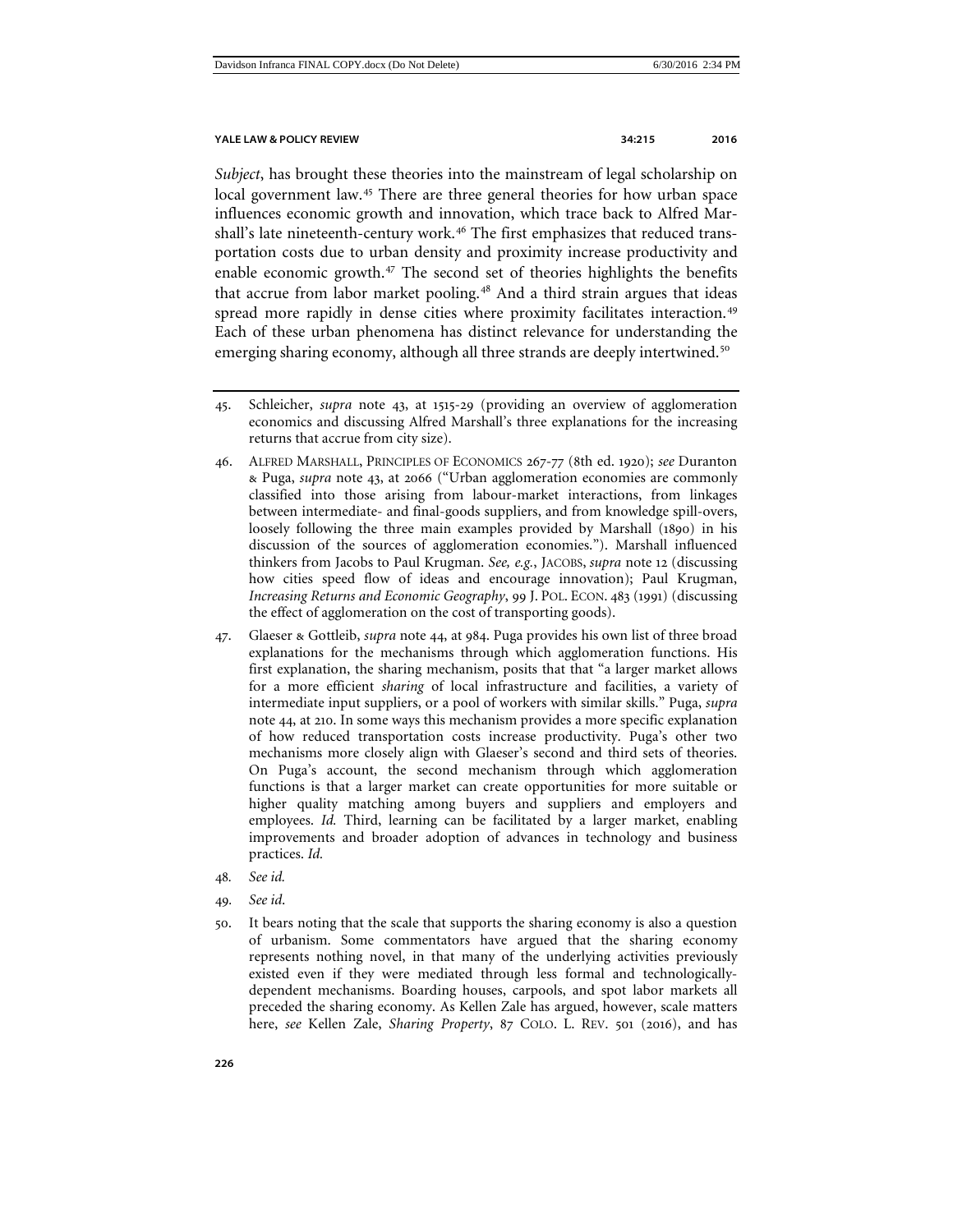*Subject*, has brought these theories into the mainstream of legal scholarship on local government law.[45] There are three general theories for how urban space influences economic growth and innovation, which trace back to Alfred Marshall's late nineteenth-century work.[46] The first emphasizes that reduced transportation costs due to urban density and proximity increase productivity and enable economic growth.[47] The second set of theories highlights the benefits that accrue from labor market pooling.[48] And a third strain argues that ideas spread more rapidly in dense cities where proximity facilitates interaction.[49] Each of these urban phenomena has distinct relevance for understanding the emerging sharing economy, although all three strands are deeply intertwined.[50]

---

45. Schleicher, *supra* note 43, at 1515-29 (providing an overview of agglomeration economics and discussing Alfred Marshall's three explanations for the increasing returns that accrue from city size).

46. ALFRED MARSHALL, PRINCIPLES OF ECONOMICS 267-77 (8th ed. 1920); *see* Duranton & Puga, *supra* note 43, at 2066 ("Urban agglomeration economies are commonly classified into those arising from labour-market interactions, from linkages between intermediate- and final-goods suppliers, and from knowledge spill-overs, loosely following the three main examples provided by Marshall (1890) in his discussion of the sources of agglomeration economies."). Marshall influenced thinkers from Jacobs to Paul Krugman. *See, e.g.*, JACOBS, *supra* note 12 (discussing how cities speed flow of ideas and encourage innovation); Paul Krugman, *Increasing Returns and Economic Geography*, 99 J. POL. ECON. 483 (1991) (discussing the effect of agglomeration on the cost of transporting goods).

47. Glaeser & Gottleib, *supra* note 44, at 984. Puga provides his own list of three broad explanations for the mechanisms through which agglomeration functions. His first explanation, the sharing mechanism, posits that that "a larger market allows for a more efficient *sharing* of local infrastructure and facilities, a variety of intermediate input suppliers, or a pool of workers with similar skills." Puga, *supra* note 44, at 210. In some ways this mechanism provides a more specific explanation of how reduced transportation costs increase productivity. Puga's other two mechanisms more closely align with Glaeser's second and third sets of theories. On Puga's account, the second mechanism through which agglomeration functions is that a larger market can create opportunities for more suitable or higher quality matching among buyers and suppliers and employers and employees. *Id.* Third, learning can be facilitated by a larger market, enabling improvements and broader adoption of advances in technology and business practices. *Id.*

48. *See id.*

49. *See id.*

50. It bears noting that the scale that supports the sharing economy is also a question of urbanism. Some commentators have argued that the sharing economy represents nothing novel, in that many of the underlying activities previously existed even if they were mediated through less formal and technologically-dependent mechanisms. Boarding houses, carpools, and spot labor markets all preceded the sharing economy. As Kellen Zale has argued, however, scale matters here, *see* Kellen Zale, *Sharing Property*, 87 COLO. L. REV. 501 (2016), and has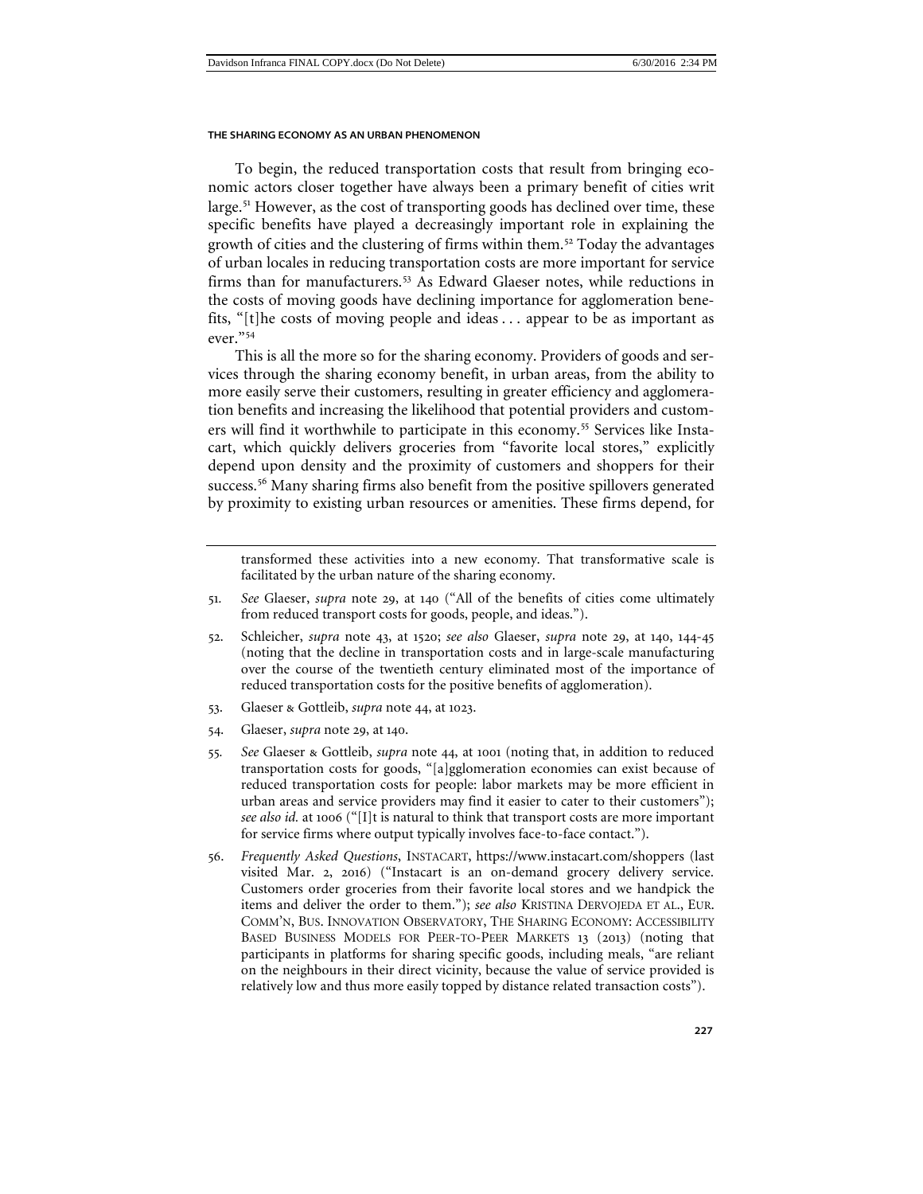To begin, the reduced transportation costs that result from bringing economic actors closer together have always been a primary benefit of cities writ large.[51] However, as the cost of transporting goods has declined over time, these specific benefits have played a decreasingly important role in explaining the growth of cities and the clustering of firms within them.[52] Today the advantages of urban locales in reducing transportation costs are more important for service firms than for manufacturers.[53] As Edward Glaeser notes, while reductions in the costs of moving goods have declining importance for agglomeration benefits, "[t]he costs of moving people and ideas . . . appear to be as important as ever."[54]

This is all the more so for the sharing economy. Providers of goods and services through the sharing economy benefit, in urban areas, from the ability to more easily serve their customers, resulting in greater efficiency and agglomeration benefits and increasing the likelihood that potential providers and customers will find it worthwhile to participate in this economy.[55] Services like Instacart, which quickly delivers groceries from "favorite local stores," explicitly depend upon density and the proximity of customers and shoppers for their success.[56] Many sharing firms also benefit from the positive spillovers generated by proximity to existing urban resources or amenities. These firms depend, for

---

transformed these activities into a new economy. That transformative scale is facilitated by the urban nature of the sharing economy.

51. *See* Glaeser, *supra* note 29, at 140 ("All of the benefits of cities come ultimately from reduced transport costs for goods, people, and ideas.").

52. Schleicher, *supra* note 43, at 1520; *see also* Glaeser, *supra* note 29, at 140, 144-45 (noting that the decline in transportation costs and in large-scale manufacturing over the course of the twentieth century eliminated most of the importance of reduced transportation costs for the positive benefits of agglomeration).

53. Glaeser & Gottleib, *supra* note 44, at 1023.

54. Glaeser, *supra* note 29, at 140.

55. *See* Glaeser & Gottleib, *supra* note 44, at 1001 (noting that, in addition to reduced transportation costs for goods, "[a]gglomeration economies can exist because of reduced transportation costs for people: labor markets may be more efficient in urban areas and service providers may find it easier to cater to their customers"); *see also id.* at 1006 ("[I]t is natural to think that transport costs are more important for service firms where output typically involves face-to-face contact.").

56. *Frequently Asked Questions*, INSTACART, https://www.instacart.com/shoppers (last visited Mar. 2, 2016) ("Instacart is an on-demand grocery delivery service. Customers order groceries from their favorite local stores and we handpick the items and deliver the order to them."); *see also* KRISTINA DERVOJEDA ET AL., EUR. COMM'N, BUS. INNOVATION OBSERVATORY, THE SHARING ECONOMY: ACCESSIBILITY BASED BUSINESS MODELS FOR PEER-TO-PEER MARKETS 13 (2013) (noting that participants in platforms for sharing specific goods, including meals, "are reliant on the neighbours in their direct vicinity, because the value of service provided is relatively low and thus more easily topped by distance related transaction costs").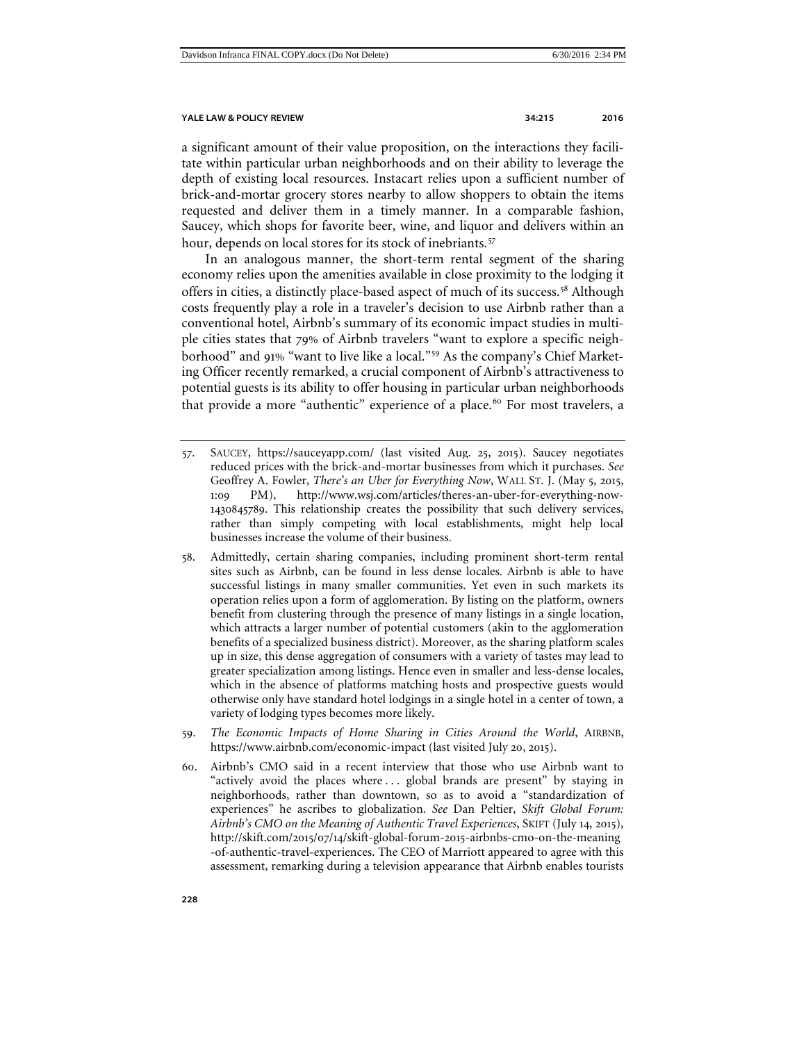a significant amount of their value proposition, on the interactions they facilitate within particular urban neighborhoods and on their ability to leverage the depth of existing local resources. Instacart relies upon a sufficient number of brick-and-mortar grocery stores nearby to allow shoppers to obtain the items requested and deliver them in a timely manner. In a comparable fashion, Saucey, which shops for favorite beer, wine, and liquor and delivers within an hour, depends on local stores for its stock of inebriants.[57]

In an analogous manner, the short-term rental segment of the sharing economy relies upon the amenities available in close proximity to the lodging it offers in cities, a distinctly place-based aspect of much of its success.[58] Although costs frequently play a role in a traveler's decision to use Airbnb rather than a conventional hotel, Airbnb's summary of its economic impact studies in multiple cities states that 79% of Airbnb travelers "want to explore a specific neighborhood" and 91% "want to live like a local."[59] As the company's Chief Marketing Officer recently remarked, a crucial component of Airbnb's attractiveness to potential guests is its ability to offer housing in particular urban neighborhoods that provide a more "authentic" experience of a place.[60] For most travelers, a

---

57. SAUCEY, https://sauceyapp.com/ (last visited Aug. 25, 2015). Saucey negotiates reduced prices with the brick-and-mortar businesses from which it purchases. *See* Geoffrey A. Fowler, *There's an Uber for Everything Now*, WALL ST. J. (May 5, 2015, 1:09 PM), http://www.wsj.com/articles/theres-an-uber-for-everything-now-1430845789. This relationship creates the possibility that such delivery services, rather than simply competing with local establishments, might help local businesses increase the volume of their business.

58. Admittedly, certain sharing companies, including prominent short-term rental sites such as Airbnb, can be found in less dense locales. Airbnb is able to have successful listings in many smaller communities. Yet even in such markets its operation relies upon a form of agglomeration. By listing on the platform, owners benefit from clustering through the presence of many listings in a single location, which attracts a larger number of potential customers (akin to the agglomeration benefits of a specialized business district). Moreover, as the sharing platform scales up in size, this dense aggregation of consumers with a variety of tastes may lead to greater specialization among listings. Hence even in smaller and less-dense locales, which in the absence of platforms matching hosts and prospective guests would otherwise only have standard hotel lodgings in a single hotel in a center of town, a variety of lodging types becomes more likely.

59. *The Economic Impacts of Home Sharing in Cities Around the World*, AIRBNB, https://www.airbnb.com/economic-impact (last visited July 20, 2015).

60. Airbnb's CMO said in a recent interview that those who use Airbnb want to "actively avoid the places where . . . global brands are present" by staying in neighborhoods, rather than downtown, so as to avoid a "standardization of experiences" he ascribes to globalization. *See* Dan Peltier, *Skift Global Forum: Airbnb's CMO on the Meaning of Authentic Travel Experiences*, SKIFT (July 14, 2015), http://skift.com/2015/07/14/skift-global-forum-2015-airbnbs-cmo-on-the-meaning-of-authentic-travel-experiences. The CEO of Marriott appeared to agree with this assessment, remarking during a television appearance that Airbnb enables tourists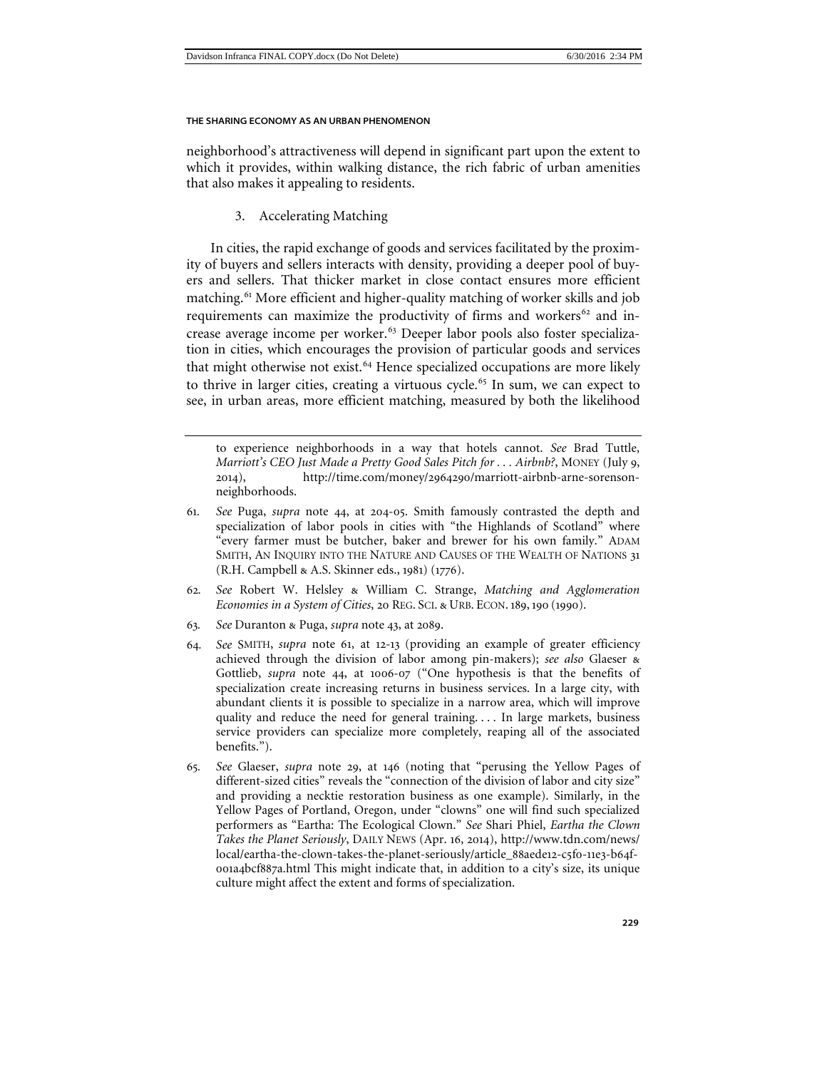neighborhood's attractiveness will depend in significant part upon the extent to which it provides, within walking distance, the rich fabric of urban amenities that also makes it appealing to residents.

### 3. Accelerating Matching

In cities, the rapid exchange of goods and services facilitated by the proximity of buyers and sellers interacts with density, providing a deeper pool of buyers and sellers. That thicker market in close contact ensures more efficient matching.[61] More efficient and higher-quality matching of worker skills and job requirements can maximize the productivity of firms and workers[62] and increase average income per worker.[63] Deeper labor pools also foster specialization in cities, which encourages the provision of particular goods and services that might otherwise not exist.[64] Hence specialized occupations are more likely to thrive in larger cities, creating a virtuous cycle.[65] In sum, we can expect to see, in urban areas, more efficient matching, measured by both the likelihood

---

to experience neighborhoods in a way that hotels cannot. *See* Brad Tuttle, *Marriott's CEO Just Made a Pretty Good Sales Pitch for . . . Airbnb?*, MONEY (July 9, 2014), http://time.com/money/2964290/marriott-airbnb-arne-sorenson-neighborhoods.

61. *See* Puga, *supra* note 44, at 204-05. Smith famously contrasted the depth and specialization of labor pools in cities with "the Highlands of Scotland" where "every farmer must be butcher, baker and brewer for his own family." ADAM SMITH, AN INQUIRY INTO THE NATURE AND CAUSES OF THE WEALTH OF NATIONS 31 (R.H. Campbell & A.S. Skinner eds., 1981) (1776).

62. *See* Robert W. Helsley & William C. Strange, *Matching and Agglomeration Economies in a System of Cities*, 20 REG. SCI. & URB. ECON. 189, 190 (1990).

63. *See* Duranton & Puga, *supra* note 43, at 2089.

64. *See* SMITH, *supra* note 61, at 12-13 (providing an example of greater efficiency achieved through the division of labor among pin-makers); *see also* Glaeser & Gottlieb, *supra* note 44, at 1006-07 ("One hypothesis is that the benefits of specialization create increasing returns in business services. In a large city, with abundant clients it is possible to specialize in a narrow area, which will improve quality and reduce the need for general training. . . . In large markets, business service providers can specialize more completely, reaping all of the associated benefits.").

65. *See* Glaeser, *supra* note 29, at 146 (noting that "perusing the Yellow Pages of different-sized cities" reveals the "connection of the division of labor and city size" and providing a necktie restoration business as one example). Similarly, in the Yellow Pages of Portland, Oregon, under "clowns" one will find such specialized performers as "Eartha: The Ecological Clown." *See* Shari Phiel, *Eartha the Clown Takes the Planet Seriously*, DAILY NEWS (Apr. 16, 2014), http://www.tdn.com/news/local/eartha-the-clown-takes-the-planet-seriously/article_88aede12-c5f0-11e3-b64f-001a4bcf887a.html This might indicate that, in addition to a city's size, its unique culture might affect the extent and forms of specialization.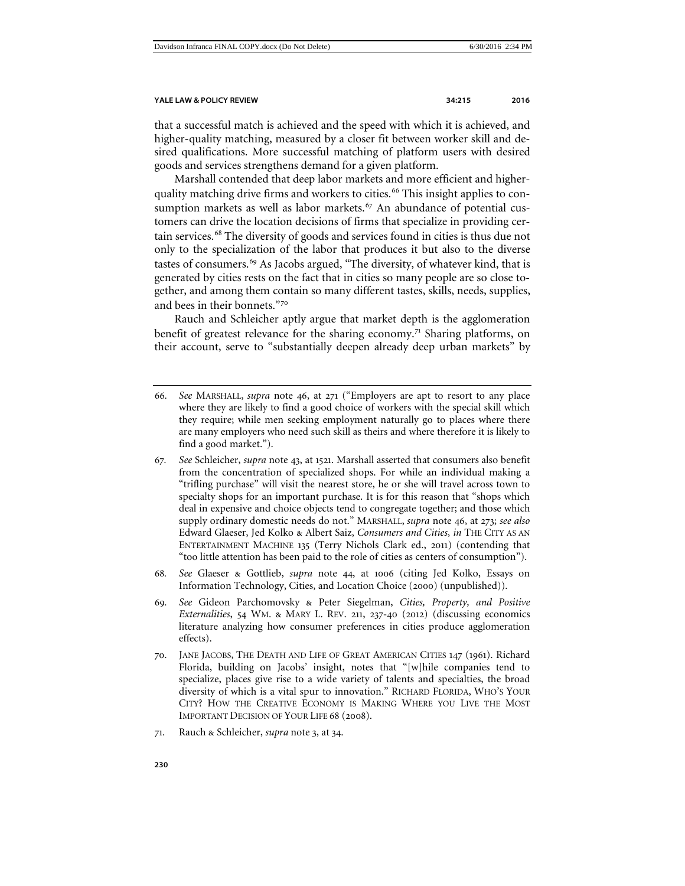that a successful match is achieved and the speed with which it is achieved, and higher-quality matching, measured by a closer fit between worker skill and desired qualifications. More successful matching of platform users with desired goods and services strengthens demand for a given platform.

Marshall contended that deep labor markets and more efficient and higher-quality matching drive firms and workers to cities.[66] This insight applies to consumption markets as well as labor markets.[67] An abundance of potential customers can drive the location decisions of firms that specialize in providing certain services.[68] The diversity of goods and services found in cities is thus due not only to the specialization of the labor that produces it but also to the diverse tastes of consumers.[69] As Jacobs argued, "The diversity, of whatever kind, that is generated by cities rests on the fact that in cities so many people are so close together, and among them contain so many different tastes, skills, needs, supplies, and bees in their bonnets."[70]

Rauch and Schleicher aptly argue that market depth is the agglomeration benefit of greatest relevance for the sharing economy.[71] Sharing platforms, on their account, serve to "substantially deepen already deep urban markets" by

---

66. *See* MARSHALL, *supra* note 46, at 271 ("Employers are apt to resort to any place where they are likely to find a good choice of workers with the special skill which they require; while men seeking employment naturally go to places where there are many employers who need such skill as theirs and where therefore it is likely to find a good market.").

67. *See* Schleicher, *supra* note 43, at 1521. Marshall asserted that consumers also benefit from the concentration of specialized shops. For while an individual making a "trifling purchase" will visit the nearest store, he or she will travel across town to specialty shops for an important purchase. It is for this reason that "shops which deal in expensive and choice objects tend to congregate together; and those which supply ordinary domestic needs do not." MARSHALL, *supra* note 46, at 273; *see also* Edward Glaeser, Jed Kolko & Albert Saiz, *Consumers and Cities*, *in* THE CITY AS AN ENTERTAINMENT MACHINE 135 (Terry Nichols Clark ed., 2011) (contending that "too little attention has been paid to the role of cities as centers of consumption").

68. *See* Glaeser & Gottlieb, *supra* note 44, at 1006 (citing Jed Kolko, Essays on Information Technology, Cities, and Location Choice (2000) (unpublished)).

69. *See* Gideon Parchomovsky & Peter Siegelman, *Cities, Property, and Positive Externalities*, 54 WM. & MARY L. REV. 211, 237-40 (2012) (discussing economics literature analyzing how consumer preferences in cities produce agglomeration effects).

70. JANE JACOBS, THE DEATH AND LIFE OF GREAT AMERICAN CITIES 147 (1961). Richard Florida, building on Jacobs' insight, notes that "[w]hile companies tend to specialize, places give rise to a wide variety of talents and specialties, the broad diversity of which is a vital spur to innovation." RICHARD FLORIDA, WHO'S YOUR CITY? HOW THE CREATIVE ECONOMY IS MAKING WHERE YOU LIVE THE MOST IMPORTANT DECISION OF YOUR LIFE 68 (2008).

71. Rauch & Schleicher, *supra* note 3, at 34.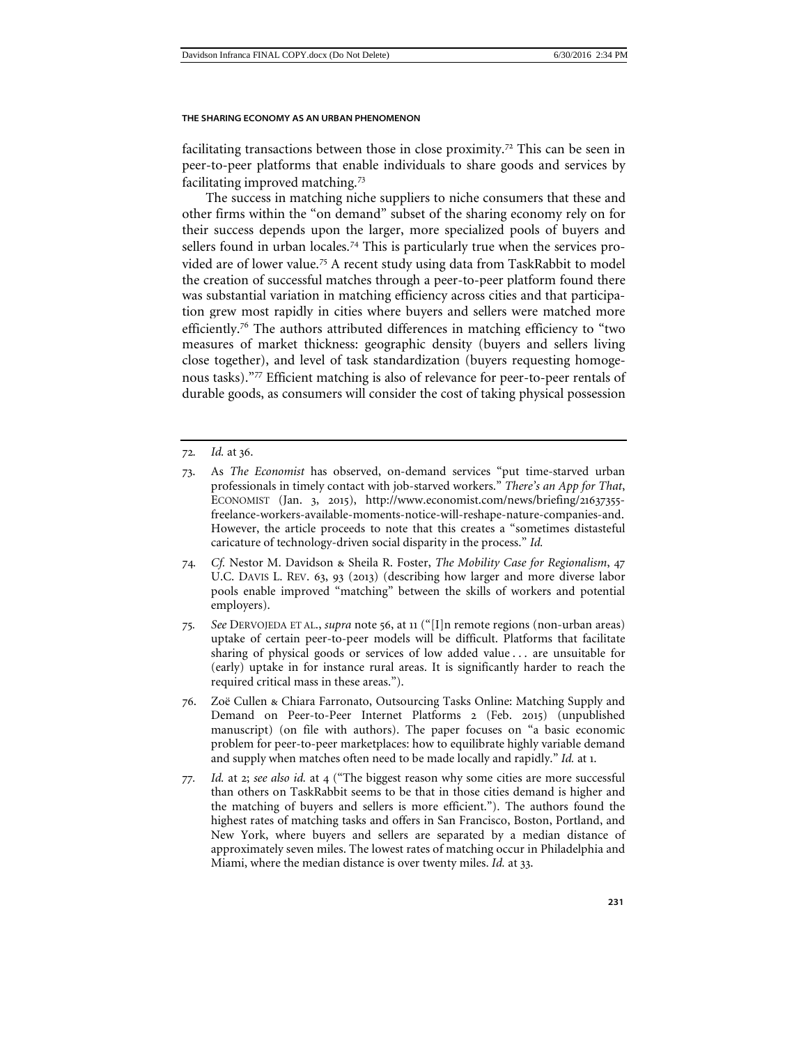facilitating transactions between those in close proximity.[72] This can be seen in peer-to-peer platforms that enable individuals to share goods and services by facilitating improved matching.[73]

The success in matching niche suppliers to niche consumers that these and other firms within the "on demand" subset of the sharing economy rely on for their success depends upon the larger, more specialized pools of buyers and sellers found in urban locales.[74] This is particularly true when the services provided are of lower value.[75] A recent study using data from TaskRabbit to model the creation of successful matches through a peer-to-peer platform found there was substantial variation in matching efficiency across cities and that participation grew most rapidly in cities where buyers and sellers were matched more efficiently.[76] The authors attributed differences in matching efficiency to "two measures of market thickness: geographic density (buyers and sellers living close together), and level of task standardization (buyers requesting homogenous tasks)."[77] Efficient matching is also of relevance for peer-to-peer rentals of durable goods, as consumers will consider the cost of taking physical possession

---

72. *Id.* at 36.

73. As *The Economist* has observed, on-demand services "put time-starved urban professionals in timely contact with job-starved workers." *There's an App for That*, ECONOMIST (Jan. 3, 2015), http://www.economist.com/news/briefing/21637355-freelance-workers-available-moments-notice-will-reshape-nature-companies-and. However, the article proceeds to note that this creates a "sometimes distasteful caricature of technology-driven social disparity in the process." *Id.*

74. *Cf.* Nestor M. Davidson & Sheila R. Foster, *The Mobility Case for Regionalism*, 47 U.C. DAVIS L. REV. 63, 93 (2013) (describing how larger and more diverse labor pools enable improved "matching" between the skills of workers and potential employers).

75. *See* DERVOJEDA ET AL., *supra* note 56, at 11 ("[I]n remote regions (non-urban areas) uptake of certain peer-to-peer models will be difficult. Platforms that facilitate sharing of physical goods or services of low added value . . . are unsuitable for (early) uptake in for instance rural areas. It is significantly harder to reach the required critical mass in these areas.").

76. Zoë Cullen & Chiara Farronato, Outsourcing Tasks Online: Matching Supply and Demand on Peer-to-Peer Internet Platforms 2 (Feb. 2015) (unpublished manuscript) (on file with authors). The paper focuses on "a basic economic problem for peer-to-peer marketplaces: how to equilibrate highly variable demand and supply when matches often need to be made locally and rapidly." *Id.* at 1.

77. *Id.* at 2; *see also id.* at 4 ("The biggest reason why some cities are more successful than others on TaskRabbit seems to be that in those cities demand is higher and the matching of buyers and sellers is more efficient."). The authors found the highest rates of matching tasks and offers in San Francisco, Boston, Portland, and New York, where buyers and sellers are separated by a median distance of approximately seven miles. The lowest rates of matching occur in Philadelphia and Miami, where the median distance is over twenty miles. *Id.* at 33.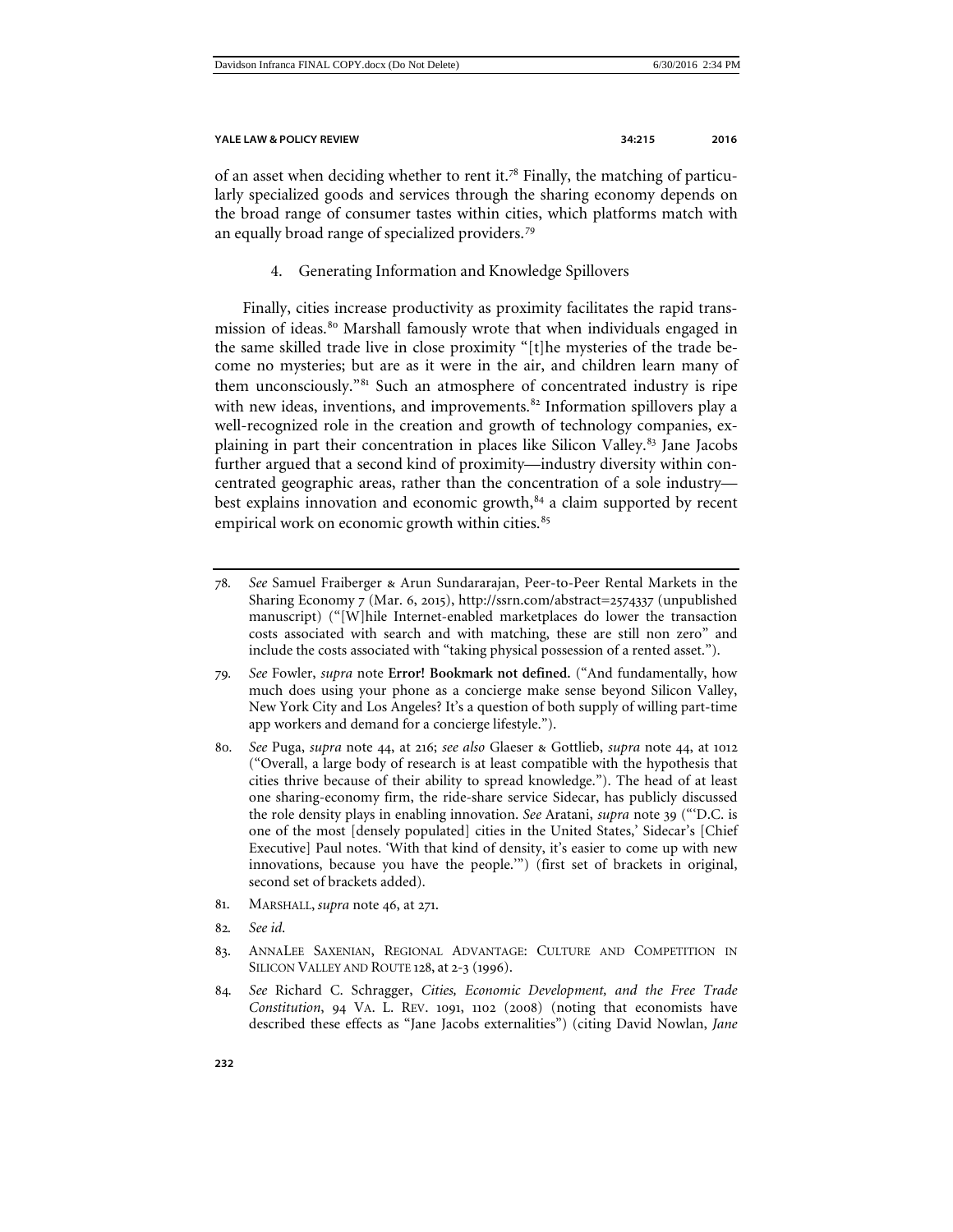of an asset when deciding whether to rent it.[78] Finally, the matching of particularly specialized goods and services through the sharing economy depends on the broad range of consumer tastes within cities, which platforms match with an equally broad range of specialized providers.[79]

#### 4. Generating Information and Knowledge Spillovers

Finally, cities increase productivity as proximity facilitates the rapid transmission of ideas.[80] Marshall famously wrote that when individuals engaged in the same skilled trade live in close proximity "[t]he mysteries of the trade become no mysteries; but are as it were in the air, and children learn many of them unconsciously."[81] Such an atmosphere of concentrated industry is ripe with new ideas, inventions, and improvements.[82] Information spillovers play a well-recognized role in the creation and growth of technology companies, explaining in part their concentration in places like Silicon Valley.[83] Jane Jacobs further argued that a second kind of proximity—industry diversity within concentrated geographic areas, rather than the concentration of a sole industry—best explains innovation and economic growth,[84] a claim supported by recent empirical work on economic growth within cities.[85]

---

78. *See* Samuel Fraiberger & Arun Sundararajan, Peer-to-Peer Rental Markets in the Sharing Economy 7 (Mar. 6, 2015), http://ssrn.com/abstract=2574337 (unpublished manuscript) ("[W]hile Internet-enabled marketplaces do lower the transaction costs associated with search and with matching, these are still non zero" and include the costs associated with "taking physical possession of a rented asset.").

79. *See* Fowler, *supra* note **Error! Bookmark not defined.** ("And fundamentally, how much does using your phone as a concierge make sense beyond Silicon Valley, New York City and Los Angeles? It's a question of both supply of willing part-time app workers and demand for a concierge lifestyle.").

80. *See* Puga, *supra* note 44, at 216; *see also* Glaeser & Gottlieb, *supra* note 44, at 1012 ("Overall, a large body of research is at least compatible with the hypothesis that cities thrive because of their ability to spread knowledge."). The head of at least one sharing-economy firm, the ride-share service Sidecar, has publicly discussed the role density plays in enabling innovation. *See* Aratani, *supra* note 39 ("'D.C. is one of the most [densely populated] cities in the United States,' Sidecar's [Chief Executive] Paul notes. 'With that kind of density, it's easier to come up with new innovations, because you have the people.'") (first set of brackets in original, second set of brackets added).

81. MARSHALL, *supra* note 46, at 271.

82. *See id.*

83. ANNALEE SAXENIAN, REGIONAL ADVANTAGE: CULTURE AND COMPETITION IN SILICON VALLEY AND ROUTE 128, at 2-3 (1996).

84. *See* Richard C. Schragger, *Cities, Economic Development, and the Free Trade Constitution*, 94 VA. L. REV. 1091, 1102 (2008) (noting that economists have described these effects as "Jane Jacobs externalities") (citing David Nowlan, *Jane*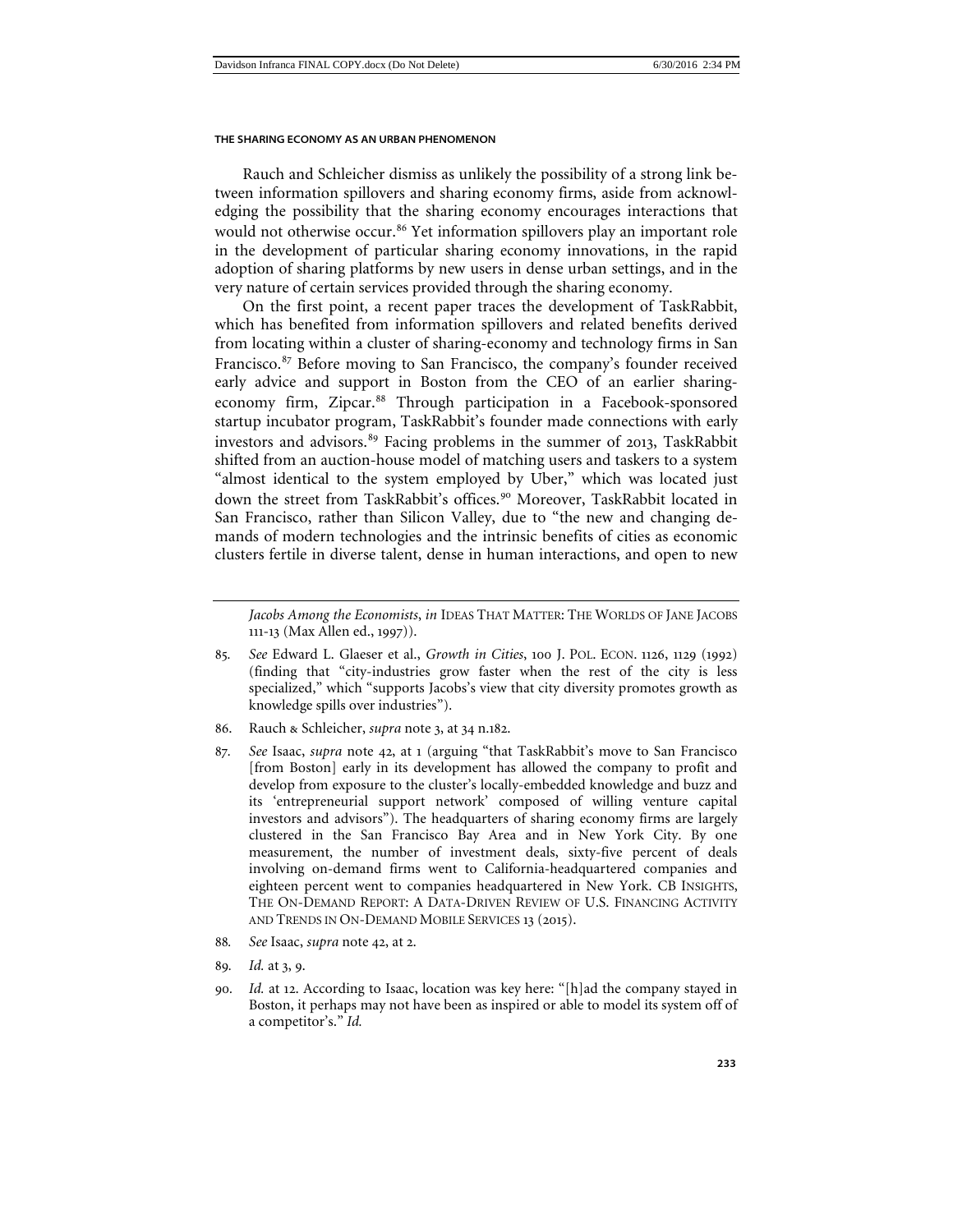Rauch and Schleicher dismiss as unlikely the possibility of a strong link between information spillovers and sharing economy firms, aside from acknowledging the possibility that the sharing economy encourages interactions that would not otherwise occur.[86] Yet information spillovers play an important role in the development of particular sharing economy innovations, in the rapid adoption of sharing platforms by new users in dense urban settings, and in the very nature of certain services provided through the sharing economy.

On the first point, a recent paper traces the development of TaskRabbit, which has benefited from information spillovers and related benefits derived from locating within a cluster of sharing-economy and technology firms in San Francisco.[87] Before moving to San Francisco, the company's founder received early advice and support in Boston from the CEO of an earlier sharing-economy firm, Zipcar.[88] Through participation in a Facebook-sponsored startup incubator program, TaskRabbit's founder made connections with early investors and advisors.[89] Facing problems in the summer of 2013, TaskRabbit shifted from an auction-house model of matching users and taskers to a system "almost identical to the system employed by Uber," which was located just down the street from TaskRabbit's offices.[90] Moreover, TaskRabbit located in San Francisco, rather than Silicon Valley, due to "the new and changing demands of modern technologies and the intrinsic benefits of cities as economic clusters fertile in diverse talent, dense in human interactions, and open to new

---

*Jacobs Among the Economists*, *in* IDEAS THAT MATTER: THE WORLDS OF JANE JACOBS 111-13 (Max Allen ed., 1997)).

85. *See* Edward L. Glaeser et al., *Growth in Cities*, 100 J. POL. ECON. 1126, 1129 (1992) (finding that "city-industries grow faster when the rest of the city is less specialized," which "supports Jacobs's view that city diversity promotes growth as knowledge spills over industries").

86. Rauch & Schleicher, *supra* note 3, at 34 n.182.

87. *See* Isaac, *supra* note 42, at 1 (arguing "that TaskRabbit's move to San Francisco [from Boston] early in its development has allowed the company to profit and develop from exposure to the cluster's locally-embedded knowledge and buzz and its 'entrepreneurial support network' composed of willing venture capital investors and advisors"). The headquarters of sharing economy firms are largely clustered in the San Francisco Bay Area and in New York City. By one measurement, the number of investment deals, sixty-five percent of deals involving on-demand firms went to California-headquartered companies and eighteen percent went to companies headquartered in New York. CB INSIGHTS, THE ON-DEMAND REPORT: A DATA-DRIVEN REVIEW OF U.S. FINANCING ACTIVITY AND TRENDS IN ON-DEMAND MOBILE SERVICES 13 (2015).

88. *See* Isaac, *supra* note 42, at 2.

89. *Id.* at 3, 9.

90. *Id.* at 12. According to Isaac, location was key here: "[h]ad the company stayed in Boston, it perhaps may not have been as inspired or able to model its system off of a competitor's." *Id.*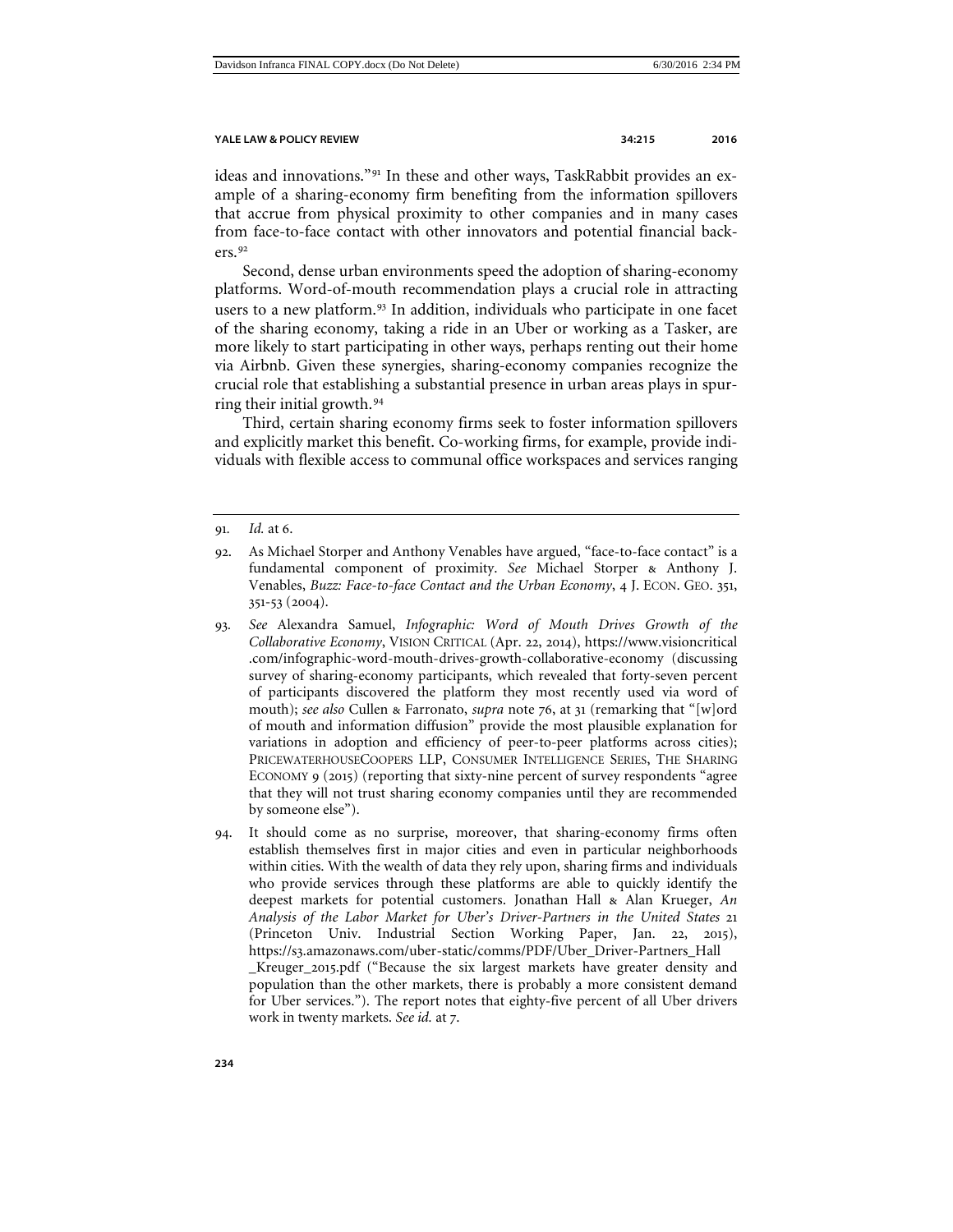ideas and innovations."[91] In these and other ways, TaskRabbit provides an example of a sharing-economy firm benefiting from the information spillovers that accrue from physical proximity to other companies and in many cases from face-to-face contact with other innovators and potential financial backers.[92]

Second, dense urban environments speed the adoption of sharing-economy platforms. Word-of-mouth recommendation plays a crucial role in attracting users to a new platform.[93] In addition, individuals who participate in one facet of the sharing economy, taking a ride in an Uber or working as a Tasker, are more likely to start participating in other ways, perhaps renting out their home via Airbnb. Given these synergies, sharing-economy companies recognize the crucial role that establishing a substantial presence in urban areas plays in spurring their initial growth.[94]

Third, certain sharing economy firms seek to foster information spillovers and explicitly market this benefit. Co-working firms, for example, provide individuals with flexible access to communal office workspaces and services ranging

---

91. *Id.* at 6.

92. As Michael Storper and Anthony Venables have argued, "face-to-face contact" is a fundamental component of proximity. *See* Michael Storper & Anthony J. Venables, *Buzz: Face-to-face Contact and the Urban Economy*, 4 J. ECON. GEO. 351, 351-53 (2004).

93. *See* Alexandra Samuel, *Infographic: Word of Mouth Drives Growth of the Collaborative Economy*, VISION CRITICAL (Apr. 22, 2014), https://www.visioncritical.com/infographic-word-mouth-drives-growth-collaborative-economy (discussing survey of sharing-economy participants, which revealed that forty-seven percent of participants discovered the platform they most recently used via word of mouth); *see also* Cullen & Farronato, *supra* note 76, at 31 (remarking that "[w]ord of mouth and information diffusion" provide the most plausible explanation for variations in adoption and efficiency of peer-to-peer platforms across cities); PRICEWATERHOUSECOOPERS LLP, CONSUMER INTELLIGENCE SERIES, THE SHARING ECONOMY 9 (2015) (reporting that sixty-nine percent of survey respondents "agree that they will not trust sharing economy companies until they are recommended by someone else").

94. It should come as no surprise, moreover, that sharing-economy firms often establish themselves first in major cities and even in particular neighborhoods within cities. With the wealth of data they rely upon, sharing firms and individuals who provide services through these platforms are able to quickly identify the deepest markets for potential customers. Jonathan Hall & Alan Krueger, *An Analysis of the Labor Market for Uber's Driver-Partners in the United States* 21 (Princeton Univ. Industrial Section Working Paper, Jan. 22, 2015), https://s3.amazonaws.com/uber-static/comms/PDF/Uber_Driver-Partners_Hall_Kreuger_2015.pdf ("Because the six largest markets have greater density and population than the other markets, there is probably a more consistent demand for Uber services."). The report notes that eighty-five percent of all Uber drivers work in twenty markets. *See id.* at 7.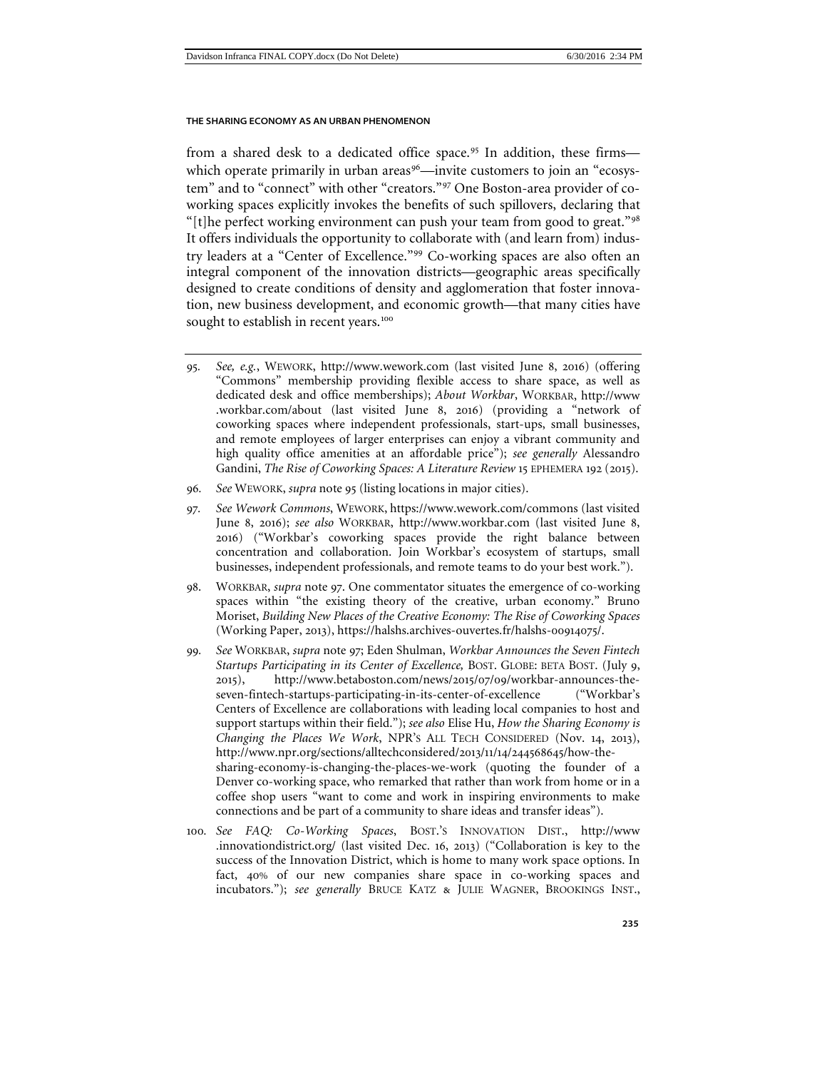from a shared desk to a dedicated office space.[95] In addition, these firms—which operate primarily in urban areas[96]—invite customers to join an "ecosystem" and to "connect" with other "creators."[97] One Boston-area provider of co-working spaces explicitly invokes the benefits of such spillovers, declaring that "[t]he perfect working environment can push your team from good to great."[98] It offers individuals the opportunity to collaborate with (and learn from) industry leaders at a "Center of Excellence."[99] Co-working spaces are also often an integral component of the innovation districts—geographic areas specifically designed to create conditions of density and agglomeration that foster innovation, new business development, and economic growth—that many cities have sought to establish in recent years.[100]

---

95. *See, e.g.*, WEWORK, http://www.wework.com (last visited June 8, 2016) (offering "Commons" membership providing flexible access to share space, as well as dedicated desk and office memberships); *About Workbar*, WORKBAR, http://www.workbar.com/about (last visited June 8, 2016) (providing a "network of coworking spaces where independent professionals, start-ups, small businesses, and remote employees of larger enterprises can enjoy a vibrant community and high quality office amenities at an affordable price"); *see generally* Alessandro Gandini, *The Rise of Coworking Spaces: A Literature Review* 15 EPHEMERA 192 (2015).

96. *See* WEWORK, *supra* note 95 (listing locations in major cities).

97. *See Wework Commons*, WEWORK, https://www.wework.com/commons (last visited June 8, 2016); *see also* WORKBAR, http://www.workbar.com (last visited June 8, 2016) ("Workbar's coworking spaces provide the right balance between concentration and collaboration. Join Workbar's ecosystem of startups, small businesses, independent professionals, and remote teams to do your best work.").

98. WORKBAR, *supra* note 97. One commentator situates the emergence of co-working spaces within "the existing theory of the creative, urban economy." Bruno Moriset, *Building New Places of the Creative Economy: The Rise of Coworking Spaces* (Working Paper, 2013), https://halshs.archives-ouvertes.fr/halshs-00914075/.

99. *See* WORKBAR, *supra* note 97; Eden Shulman, *Workbar Announces the Seven Fintech Startups Participating in its Center of Excellence,* BOST. GLOBE: BETA BOST. (July 9, 2015), http://www.betaboston.com/news/2015/07/09/workbar-announces-the-seven-fintech-startups-participating-in-its-center-of-excellence ("Workbar's Centers of Excellence are collaborations with leading local companies to host and support startups within their field."); *see also* Elise Hu, *How the Sharing Economy is Changing the Places We Work*, NPR'S ALL TECH CONSIDERED (Nov. 14, 2013), http://www.npr.org/sections/alltechconsidered/2013/11/14/244568645/how-the-sharing-economy-is-changing-the-places-we-work (quoting the founder of a Denver co-working space, who remarked that rather than work from home or in a coffee shop users "want to come and work in inspiring environments to make connections and be part of a community to share ideas and transfer ideas").

100. *See FAQ: Co-Working Spaces*, BOST.'S INNOVATION DIST., http://www.innovationdistrict.org/ (last visited Dec. 16, 2013) ("Collaboration is key to the success of the Innovation District, which is home to many work space options. In fact, 40% of our new companies share space in co-working spaces and incubators."); *see generally* BRUCE KATZ & JULIE WAGNER, BROOKINGS INST.,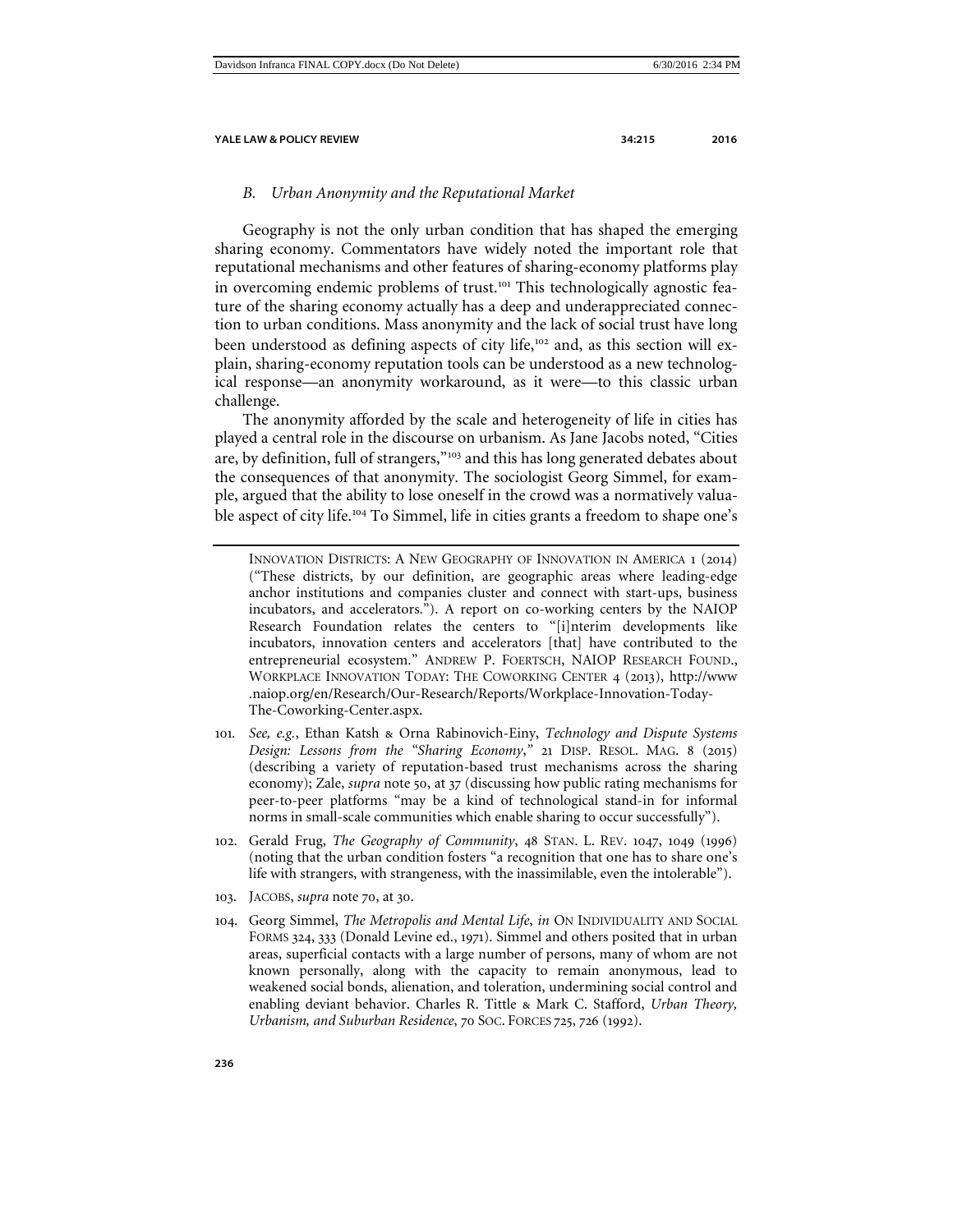### B. *Urban Anonymity and the Reputational Market*

Geography is not the only urban condition that has shaped the emerging sharing economy. Commentators have widely noted the important role that reputational mechanisms and other features of sharing-economy platforms play in overcoming endemic problems of trust.[101] This technologically agnostic feature of the sharing economy actually has a deep and underappreciated connection to urban conditions. Mass anonymity and the lack of social trust have long been understood as defining aspects of city life,[102] and, as this section will explain, sharing-economy reputation tools can be understood as a new technological response—an anonymity workaround, as it were—to this classic urban challenge.

The anonymity afforded by the scale and heterogeneity of life in cities has played a central role in the discourse on urbanism. As Jane Jacobs noted, "Cities are, by definition, full of strangers,"[103] and this has long generated debates about the consequences of that anonymity. The sociologist Georg Simmel, for example, argued that the ability to lose oneself in the crowd was a normatively valuable aspect of city life.[104] To Simmel, life in cities grants a freedom to shape one's

---

INNOVATION DISTRICTS: A NEW GEOGRAPHY OF INNOVATION IN AMERICA 1 (2014) ("These districts, by our definition, are geographic areas where leading-edge anchor institutions and companies cluster and connect with start-ups, business incubators, and accelerators."). A report on co-working centers by the NAIOP Research Foundation relates the centers to "[i]nterim developments like incubators, innovation centers and accelerators [that] have contributed to the entrepreneurial ecosystem." ANDREW P. FOERTSCH, NAIOP RESEARCH FOUND., WORKPLACE INNOVATION TODAY: THE COWORKING CENTER 4 (2013), http://www.naiop.org/en/Research/Our-Research/Reports/Workplace-Innovation-Today-The-Coworking-Center.aspx.

101. *See, e.g.*, Ethan Katsh & Orna Rabinovich-Einy, *Technology and Dispute Systems Design: Lessons from the "Sharing Economy*,*"* 21 DISP. RESOL. MAG. 8 (2015) (describing a variety of reputation-based trust mechanisms across the sharing economy); Zale, *supra* note 50, at 37 (discussing how public rating mechanisms for peer-to-peer platforms "may be a kind of technological stand-in for informal norms in small-scale communities which enable sharing to occur successfully").

102. Gerald Frug, *The Geography of Community*, 48 STAN. L. REV. 1047, 1049 (1996) (noting that the urban condition fosters "a recognition that one has to share one's life with strangers, with strangeness, with the inassimilable, even the intolerable").

103. JACOBS, *supra* note 70, at 30.

104. Georg Simmel, *The Metropolis and Mental Life*, *in* ON INDIVIDUALITY AND SOCIAL FORMS 324, 333 (Donald Levine ed., 1971). Simmel and others posited that in urban areas, superficial contacts with a large number of persons, many of whom are not known personally, along with the capacity to remain anonymous, lead to weakened social bonds, alienation, and toleration, undermining social control and enabling deviant behavior. Charles R. Tittle & Mark C. Stafford, *Urban Theory, Urbanism, and Suburban Residence*, 70 SOC. FORCES 725, 726 (1992).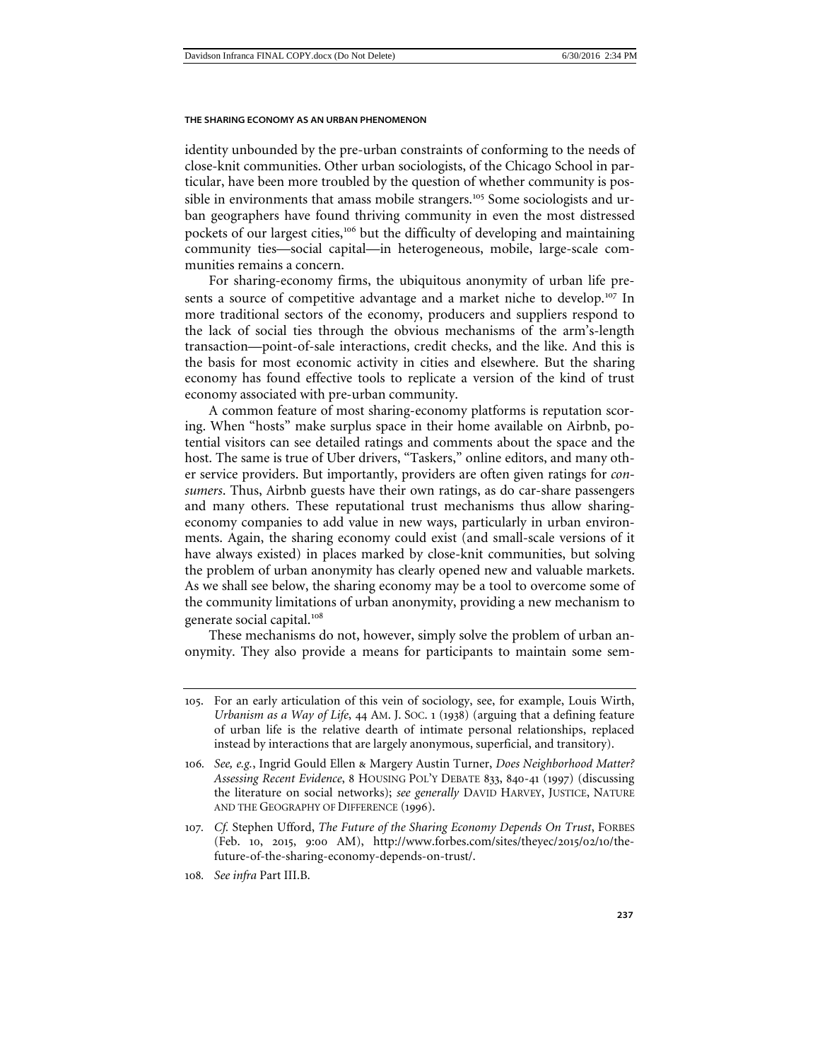identity unbounded by the pre-urban constraints of conforming to the needs of close-knit communities. Other urban sociologists, of the Chicago School in particular, have been more troubled by the question of whether community is possible in environments that amass mobile strangers.[105] Some sociologists and urban geographers have found thriving community in even the most distressed pockets of our largest cities,[106] but the difficulty of developing and maintaining community ties—social capital—in heterogeneous, mobile, large-scale communities remains a concern.

For sharing-economy firms, the ubiquitous anonymity of urban life presents a source of competitive advantage and a market niche to develop.[107] In more traditional sectors of the economy, producers and suppliers respond to the lack of social ties through the obvious mechanisms of the arm's-length transaction—point-of-sale interactions, credit checks, and the like. And this is the basis for most economic activity in cities and elsewhere. But the sharing economy has found effective tools to replicate a version of the kind of trust economy associated with pre-urban community.

A common feature of most sharing-economy platforms is reputation scoring. When "hosts" make surplus space in their home available on Airbnb, potential visitors can see detailed ratings and comments about the space and the host. The same is true of Uber drivers, "Taskers," online editors, and many other service providers. But importantly, providers are often given ratings for *consumers*. Thus, Airbnb guests have their own ratings, as do car-share passengers and many others. These reputational trust mechanisms thus allow sharing-economy companies to add value in new ways, particularly in urban environments. Again, the sharing economy could exist (and small-scale versions of it have always existed) in places marked by close-knit communities, but solving the problem of urban anonymity has clearly opened new and valuable markets. As we shall see below, the sharing economy may be a tool to overcome some of the community limitations of urban anonymity, providing a new mechanism to generate social capital.[108]

These mechanisms do not, however, simply solve the problem of urban anonymity. They also provide a means for participants to maintain some sem-

---

105. For an early articulation of this vein of sociology, see, for example, Louis Wirth, *Urbanism as a Way of Life*, 44 AM. J. SOC. 1 (1938) (arguing that a defining feature of urban life is the relative dearth of intimate personal relationships, replaced instead by interactions that are largely anonymous, superficial, and transitory).

106. *See, e.g.*, Ingrid Gould Ellen & Margery Austin Turner, *Does Neighborhood Matter? Assessing Recent Evidence*, 8 HOUSING POL'Y DEBATE 833, 840-41 (1997) (discussing the literature on social networks); *see generally* DAVID HARVEY, JUSTICE, NATURE AND THE GEOGRAPHY OF DIFFERENCE (1996).

107. *Cf.* Stephen Ufford, *The Future of the Sharing Economy Depends On Trust*, FORBES (Feb. 10, 2015, 9:00 AM), http://www.forbes.com/sites/theyec/2015/02/10/the-future-of-the-sharing-economy-depends-on-trust/.

108. *See infra* Part III.B.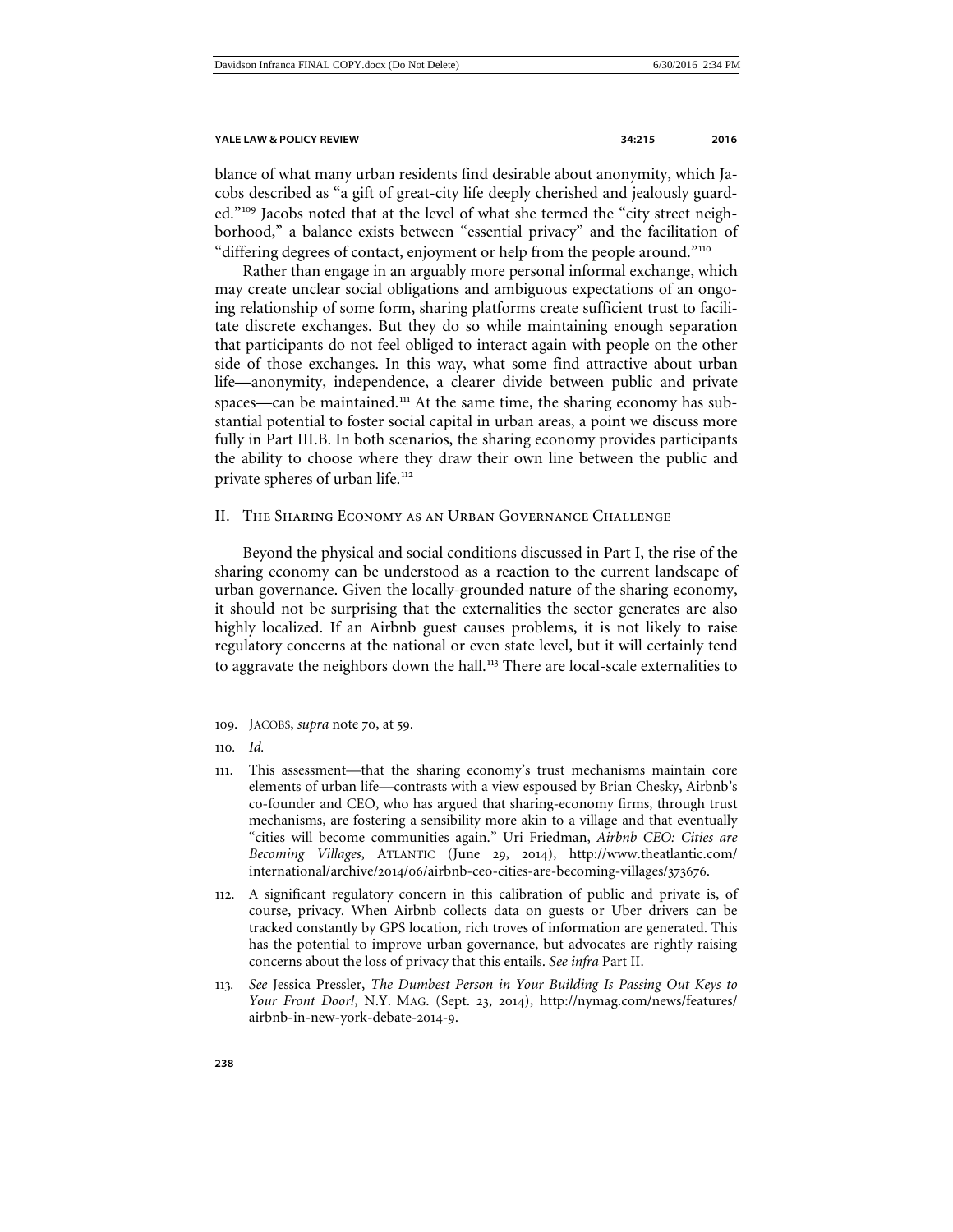blance of what many urban residents find desirable about anonymity, which Jacobs described as "a gift of great-city life deeply cherished and jealously guarded."[109] Jacobs noted that at the level of what she termed the "city street neighborhood," a balance exists between "essential privacy" and the facilitation of "differing degrees of contact, enjoyment or help from the people around."[110]

Rather than engage in an arguably more personal informal exchange, which may create unclear social obligations and ambiguous expectations of an ongoing relationship of some form, sharing platforms create sufficient trust to facilitate discrete exchanges. But they do so while maintaining enough separation that participants do not feel obliged to interact again with people on the other side of those exchanges. In this way, what some find attractive about urban life—anonymity, independence, a clearer divide between public and private spaces—can be maintained.[111] At the same time, the sharing economy has substantial potential to foster social capital in urban areas, a point we discuss more fully in Part III.B. In both scenarios, the sharing economy provides participants the ability to choose where they draw their own line between the public and private spheres of urban life.[112]

## II. The Sharing Economy as an Urban Governance Challenge

Beyond the physical and social conditions discussed in Part I, the rise of the sharing economy can be understood as a reaction to the current landscape of urban governance. Given the locally-grounded nature of the sharing economy, it should not be surprising that the externalities the sector generates are also highly localized. If an Airbnb guest causes problems, it is not likely to raise regulatory concerns at the national or even state level, but it will certainly tend to aggravate the neighbors down the hall.[113] There are local-scale externalities to

---

109. JACOBS, *supra* note 70, at 59.

110. *Id.*

111. This assessment—that the sharing economy's trust mechanisms maintain core elements of urban life—contrasts with a view espoused by Brian Chesky, Airbnb's co-founder and CEO, who has argued that sharing-economy firms, through trust mechanisms, are fostering a sensibility more akin to a village and that eventually "cities will become communities again." Uri Friedman, *Airbnb CEO: Cities are Becoming Villages*, ATLANTIC (June 29, 2014), http://www.theatlantic.com/international/archive/2014/06/airbnb-ceo-cities-are-becoming-villages/373676.

112. A significant regulatory concern in this calibration of public and private is, of course, privacy. When Airbnb collects data on guests or Uber drivers can be tracked constantly by GPS location, rich troves of information are generated. This has the potential to improve urban governance, but advocates are rightly raising concerns about the loss of privacy that this entails. *See infra* Part II.

113. *See* Jessica Pressler, *The Dumbest Person in Your Building Is Passing Out Keys to Your Front Door!*, N.Y. MAG. (Sept. 23, 2014), http://nymag.com/news/features/airbnb-in-new-york-debate-2014-9.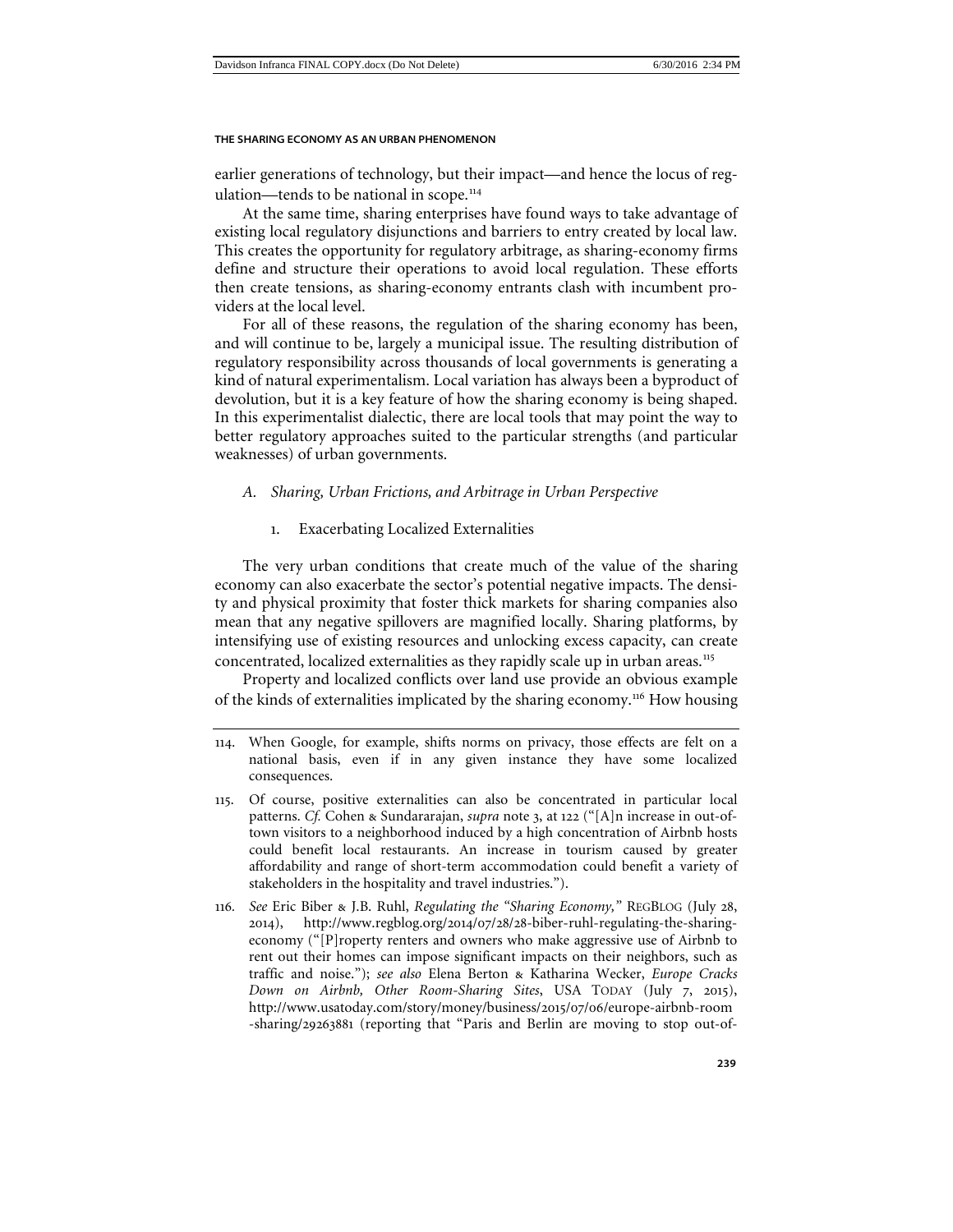earlier generations of technology, but their impact—and hence the locus of regulation—tends to be national in scope.[114]

At the same time, sharing enterprises have found ways to take advantage of existing local regulatory disjunctions and barriers to entry created by local law. This creates the opportunity for regulatory arbitrage, as sharing-economy firms define and structure their operations to avoid local regulation. These efforts then create tensions, as sharing-economy entrants clash with incumbent providers at the local level.

For all of these reasons, the regulation of the sharing economy has been, and will continue to be, largely a municipal issue. The resulting distribution of regulatory responsibility across thousands of local governments is generating a kind of natural experimentalism. Local variation has always been a byproduct of devolution, but it is a key feature of how the sharing economy is being shaped. In this experimentalist dialectic, there are local tools that may point the way to better regulatory approaches suited to the particular strengths (and particular weaknesses) of urban governments.

### *A. Sharing, Urban Frictions, and Arbitrage in Urban Perspective*

#### 1. Exacerbating Localized Externalities

The very urban conditions that create much of the value of the sharing economy can also exacerbate the sector's potential negative impacts. The density and physical proximity that foster thick markets for sharing companies also mean that any negative spillovers are magnified locally. Sharing platforms, by intensifying use of existing resources and unlocking excess capacity, can create concentrated, localized externalities as they rapidly scale up in urban areas.[115]

Property and localized conflicts over land use provide an obvious example of the kinds of externalities implicated by the sharing economy.[116] How housing

---

114. When Google, for example, shifts norms on privacy, those effects are felt on a national basis, even if in any given instance they have some localized consequences.

115. Of course, positive externalities can also be concentrated in particular local patterns. *Cf.* Cohen & Sundararajan, *supra* note 3, at 122 ("[A]n increase in out-of-town visitors to a neighborhood induced by a high concentration of Airbnb hosts could benefit local restaurants. An increase in tourism caused by greater affordability and range of short-term accommodation could benefit a variety of stakeholders in the hospitality and travel industries.").

116. *See* Eric Biber & J.B. Ruhl, *Regulating the "Sharing Economy,"* REGBLOG (July 28, 2014), http://www.regblog.org/2014/07/28/28-biber-ruhl-regulating-the-sharing-economy ("[P]roperty renters and owners who make aggressive use of Airbnb to rent out their homes can impose significant impacts on their neighbors, such as traffic and noise."); *see also* Elena Berton & Katharina Wecker, *Europe Cracks Down on Airbnb, Other Room-Sharing Sites*, USA TODAY (July 7, 2015), http://www.usatoday.com/story/money/business/2015/07/06/europe-airbnb-room-sharing/29263881 (reporting that "Paris and Berlin are moving to stop out-of-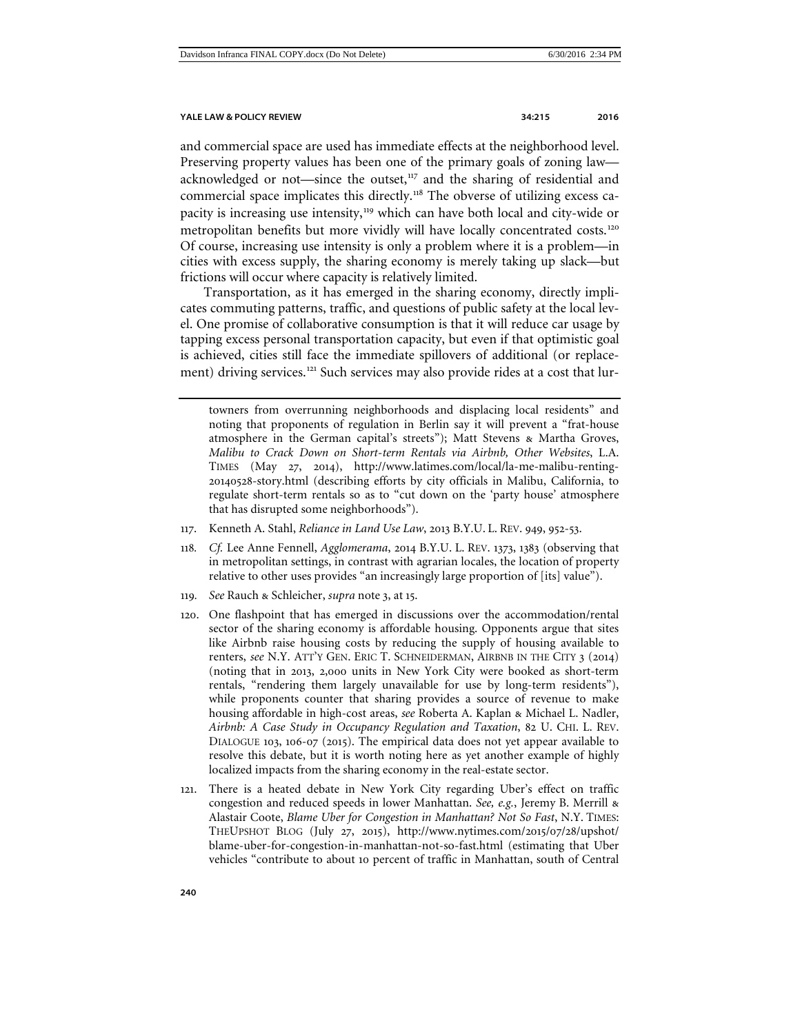and commercial space are used has immediate effects at the neighborhood level. Preserving property values has been one of the primary goals of zoning law—acknowledged or not—since the outset,[117] and the sharing of residential and commercial space implicates this directly.[118] The obverse of utilizing excess capacity is increasing use intensity,[119] which can have both local and city-wide or metropolitan benefits but more vividly will have locally concentrated costs.[120] Of course, increasing use intensity is only a problem where it is a problem—in cities with excess supply, the sharing economy is merely taking up slack—but frictions will occur where capacity is relatively limited.

Transportation, as it has emerged in the sharing economy, directly implicates commuting patterns, traffic, and questions of public safety at the local level. One promise of collaborative consumption is that it will reduce car usage by tapping excess personal transportation capacity, but even if that optimistic goal is achieved, cities still face the immediate spillovers of additional (or replacement) driving services.[121] Such services may also provide rides at a cost that lur-

towners from overrunning neighborhoods and displacing local residents" and noting that proponents of regulation in Berlin say it will prevent a "frat-house atmosphere in the German capital's streets"); Matt Stevens & Martha Groves, *Malibu to Crack Down on Short-term Rentals via Airbnb, Other Websites*, L.A. TIMES (May 27, 2014), http://www.latimes.com/local/la-me-malibu-renting-20140528-story.html (describing efforts by city officials in Malibu, California, to regulate short-term rentals so as to "cut down on the 'party house' atmosphere that has disrupted some neighborhoods").

117. Kenneth A. Stahl, *Reliance in Land Use Law*, 2013 B.Y.U. L. REV. 949, 952-53.

118. *Cf.* Lee Anne Fennell, *Agglomerama*, 2014 B.Y.U. L. REV. 1373, 1383 (observing that in metropolitan settings, in contrast with agrarian locales, the location of property relative to other uses provides "an increasingly large proportion of [its] value").

119. *See* Rauch & Schleicher, *supra* note 3, at 15.

120. One flashpoint that has emerged in discussions over the accommodation/rental sector of the sharing economy is affordable housing. Opponents argue that sites like Airbnb raise housing costs by reducing the supply of housing available to renters, *see* N.Y. ATT'Y GEN. ERIC T. SCHNEIDERMAN, AIRBNB IN THE CITY 3 (2014) (noting that in 2013, 2,000 units in New York City were booked as short-term rentals, "rendering them largely unavailable for use by long-term residents"), while proponents counter that sharing provides a source of revenue to make housing affordable in high-cost areas, *see* Roberta A. Kaplan & Michael L. Nadler, *Airbnb: A Case Study in Occupancy Regulation and Taxation*, 82 U. CHI. L. REV. DIALOGUE 103, 106-07 (2015). The empirical data does not yet appear available to resolve this debate, but it is worth noting here as yet another example of highly localized impacts from the sharing economy in the real-estate sector.

121. There is a heated debate in New York City regarding Uber's effect on traffic congestion and reduced speeds in lower Manhattan. *See, e.g.*, Jeremy B. Merrill & Alastair Coote, *Blame Uber for Congestion in Manhattan? Not So Fast*, N.Y. TIMES: THEUPSHOT BLOG (July 27, 2015), http://www.nytimes.com/2015/07/28/upshot/blame-uber-for-congestion-in-manhattan-not-so-fast.html (estimating that Uber vehicles "contribute to about 10 percent of traffic in Manhattan, south of Central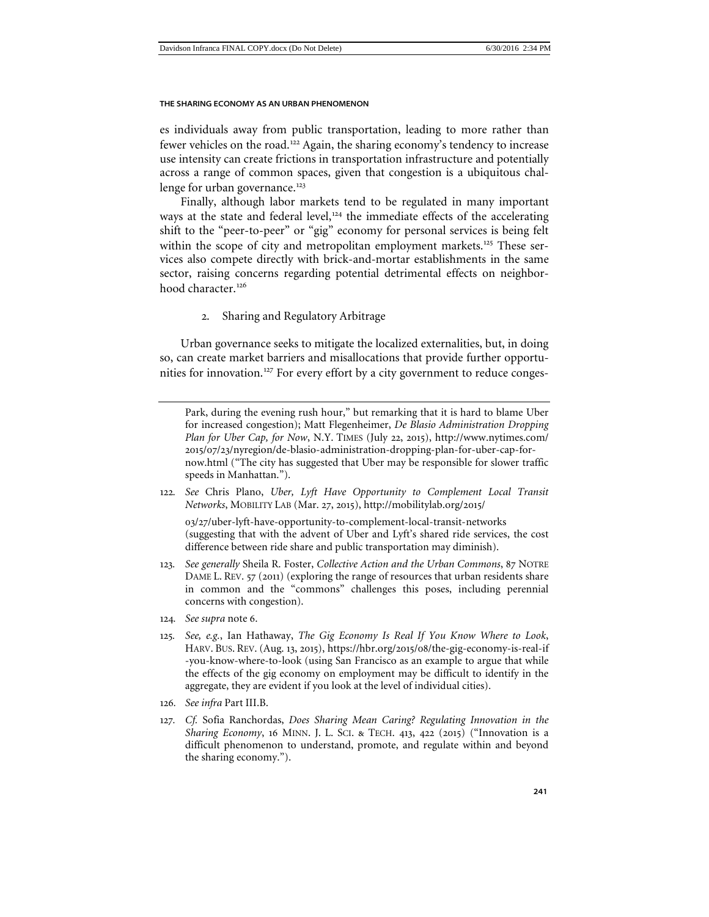es individuals away from public transportation, leading to more rather than fewer vehicles on the road.[122] Again, the sharing economy's tendency to increase use intensity can create frictions in transportation infrastructure and potentially across a range of common spaces, given that congestion is a ubiquitous challenge for urban governance.[123]

Finally, although labor markets tend to be regulated in many important ways at the state and federal level,[124] the immediate effects of the accelerating shift to the "peer-to-peer" or "gig" economy for personal services is being felt within the scope of city and metropolitan employment markets.[125] These services also compete directly with brick-and-mortar establishments in the same sector, raising concerns regarding potential detrimental effects on neighborhood character.[126]

### 2. Sharing and Regulatory Arbitrage

Urban governance seeks to mitigate the localized externalities, but, in doing so, can create market barriers and misallocations that provide further opportunities for innovation.[127] For every effort by a city government to reduce conges-

---

Park, during the evening rush hour," but remarking that it is hard to blame Uber for increased congestion); Matt Flegenheimer, *De Blasio Administration Dropping Plan for Uber Cap, for Now*, N.Y. TIMES (July 22, 2015), http://www.nytimes.com/2015/07/23/nyregion/de-blasio-administration-dropping-plan-for-uber-cap-for-now.html ("The city has suggested that Uber may be responsible for slower traffic speeds in Manhattan.").

122. *See* Chris Plano, *Uber, Lyft Have Opportunity to Complement Local Transit Networks*, MOBILITY LAB (Mar. 27, 2015), http://mobilitylab.org/2015/03/27/uber-lyft-have-opportunity-to-complement-local-transit-networks (suggesting that with the advent of Uber and Lyft's shared ride services, the cost difference between ride share and public transportation may diminish).

123. *See generally* Sheila R. Foster, *Collective Action and the Urban Commons*, 87 NOTRE DAME L. REV. 57 (2011) (exploring the range of resources that urban residents share in common and the "commons" challenges this poses, including perennial concerns with congestion).

124. *See supra* note 6.

125. *See, e.g.*, Ian Hathaway, *The Gig Economy Is Real If You Know Where to Look*, HARV. BUS. REV. (Aug. 13, 2015), https://hbr.org/2015/08/the-gig-economy-is-real-if-you-know-where-to-look (using San Francisco as an example to argue that while the effects of the gig economy on employment may be difficult to identify in the aggregate, they are evident if you look at the level of individual cities).

126. *See infra* Part III.B.

127. *Cf.* Sofia Ranchordas, *Does Sharing Mean Caring? Regulating Innovation in the Sharing Economy*, 16 MINN. J. L. SCI. & TECH. 413, 422 (2015) ("Innovation is a difficult phenomenon to understand, promote, and regulate within and beyond the sharing economy.").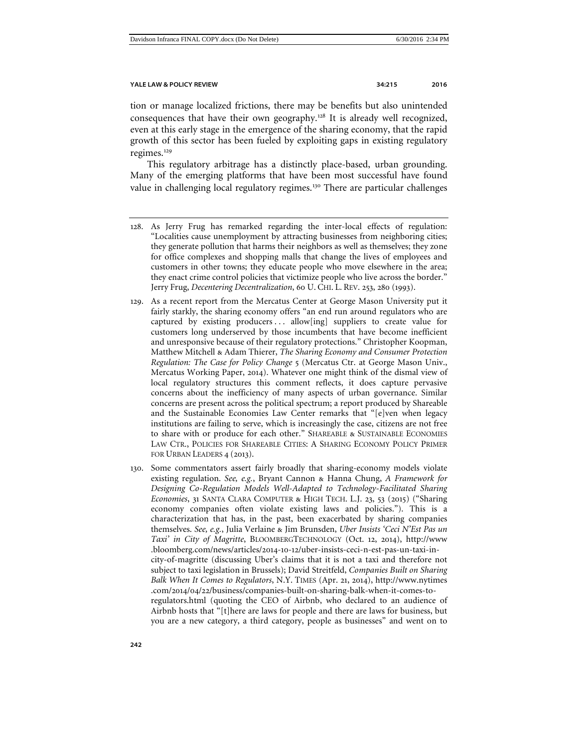tion or manage localized frictions, there may be benefits but also unintended consequences that have their own geography.[128] It is already well recognized, even at this early stage in the emergence of the sharing economy, that the rapid growth of this sector has been fueled by exploiting gaps in existing regulatory regimes.[129]

This regulatory arbitrage has a distinctly place-based, urban grounding. Many of the emerging platforms that have been most successful have found value in challenging local regulatory regimes.[130] There are particular challenges

---

128. As Jerry Frug has remarked regarding the inter-local effects of regulation: "Localities cause unemployment by attracting businesses from neighboring cities; they generate pollution that harms their neighbors as well as themselves; they zone for office complexes and shopping malls that change the lives of employees and customers in other towns; they educate people who move elsewhere in the area; they enact crime control policies that victimize people who live across the border." Jerry Frug, *Decentering Decentralization*, 60 U. CHI. L. REV. 253, 280 (1993).

129. As a recent report from the Mercatus Center at George Mason University put it fairly starkly, the sharing economy offers "an end run around regulators who are captured by existing producers . . . allow[ing] suppliers to create value for customers long underserved by those incumbents that have become inefficient and unresponsive because of their regulatory protections." Christopher Koopman, Matthew Mitchell & Adam Thierer, *The Sharing Economy and Consumer Protection Regulation: The Case for Policy Change* 5 (Mercatus Ctr. at George Mason Univ., Mercatus Working Paper, 2014). Whatever one might think of the dismal view of local regulatory structures this comment reflects, it does capture pervasive concerns about the inefficiency of many aspects of urban governance. Similar concerns are present across the political spectrum; a report produced by Shareable and the Sustainable Economies Law Center remarks that "[e]ven when legacy institutions are failing to serve, which is increasingly the case, citizens are not free to share with or produce for each other." SHAREABLE & SUSTAINABLE ECONOMIES LAW CTR., POLICIES FOR SHAREABLE CITIES: A SHARING ECONOMY POLICY PRIMER FOR URBAN LEADERS 4 (2013).

130. Some commentators assert fairly broadly that sharing-economy models violate existing regulation. *See, e.g.*, Bryant Cannon & Hanna Chung, *A Framework for Designing Co-Regulation Models Well-Adapted to Technology-Facilitated Sharing Economies*, 31 SANTA CLARA COMPUTER & HIGH TECH. L.J. 23, 53 (2015) ("Sharing economy companies often violate existing laws and policies."). This is a characterization that has, in the past, been exacerbated by sharing companies themselves. *See, e.g.*, Julia Verlaine & Jim Brunsden, *Uber Insists 'Ceci N'Est Pas un Taxi' in City of Magritte*, BLOOMBERGTECHNOLOGY (Oct. 12, 2014), http://www.bloomberg.com/news/articles/2014-10-12/uber-insists-ceci-n-est-pas-un-taxi-in-city-of-magritte (discussing Uber's claims that it is not a taxi and therefore not subject to taxi legislation in Brussels); David Streitfeld, *Companies Built on Sharing Balk When It Comes to Regulators*, N.Y. TIMES (Apr. 21, 2014), http://www.nytimes.com/2014/04/22/business/companies-built-on-sharing-balk-when-it-comes-to-regulators.html (quoting the CEO of Airbnb, who declared to an audience of Airbnb hosts that "[t]here are laws for people and there are laws for business, but you are a new category, a third category, people as businesses" and went on to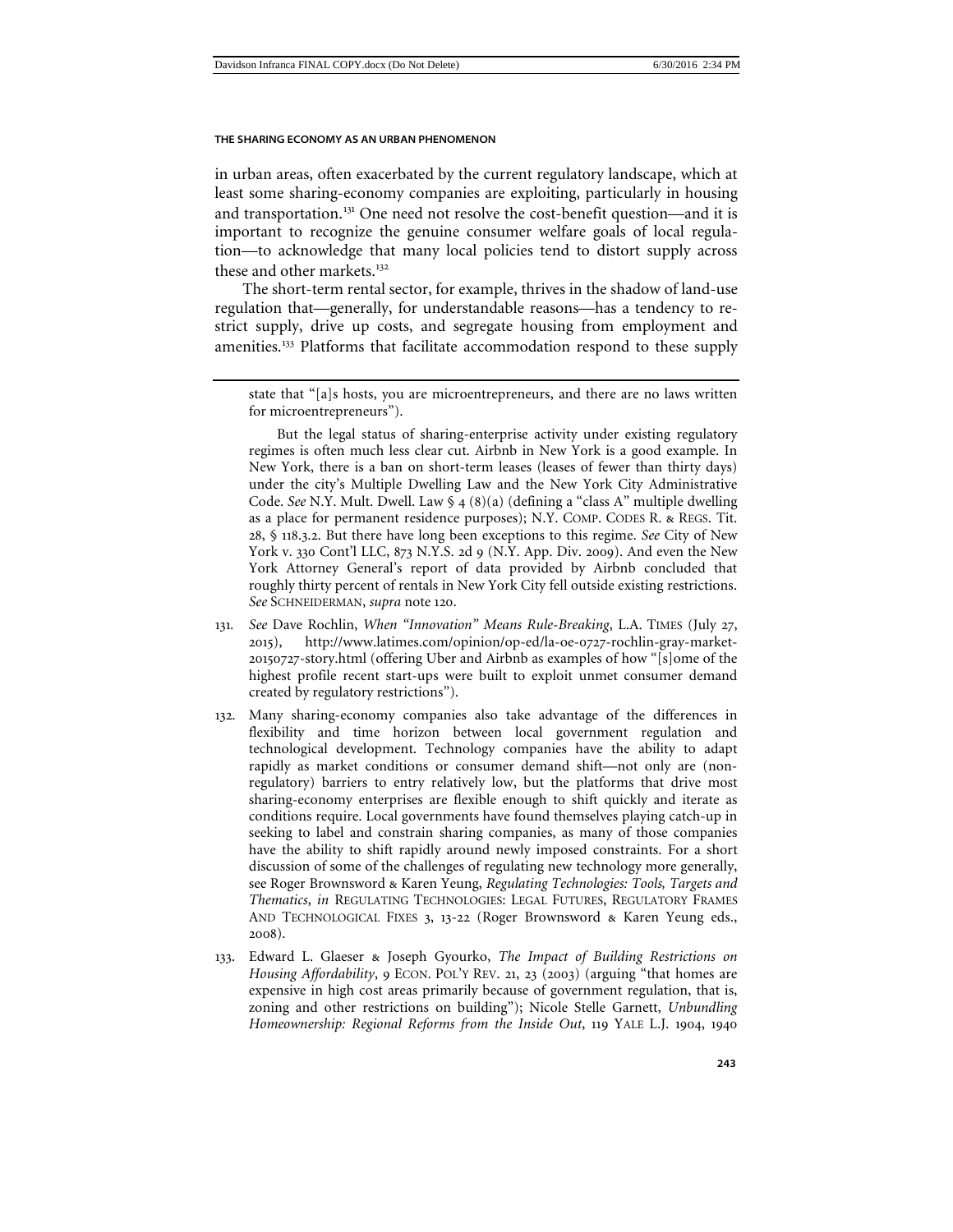in urban areas, often exacerbated by the current regulatory landscape, which at least some sharing-economy companies are exploiting, particularly in housing and transportation.[131] One need not resolve the cost-benefit question—and it is important to recognize the genuine consumer welfare goals of local regulation—to acknowledge that many local policies tend to distort supply across these and other markets.[132]

The short-term rental sector, for example, thrives in the shadow of land-use regulation that—generally, for understandable reasons—has a tendency to restrict supply, drive up costs, and segregate housing from employment and amenities.[133] Platforms that facilitate accommodation respond to these supply

---

state that "[a]s hosts, you are microentrepreneurs, and there are no laws written for microentrepreneurs").

But the legal status of sharing-enterprise activity under existing regulatory regimes is often much less clear cut. Airbnb in New York is a good example. In New York, there is a ban on short-term leases (leases of fewer than thirty days) under the city's Multiple Dwelling Law and the New York City Administrative Code. *See* N.Y. Mult. Dwell. Law § 4 (8)(a) (defining a "class A" multiple dwelling as a place for permanent residence purposes); N.Y. COMP. CODES R. & REGS. Tit. 28, § 118.3.2. But there have long been exceptions to this regime. *See* City of New York v. 330 Cont'l LLC, 873 N.Y.S. 2d 9 (N.Y. App. Div. 2009). And even the New York Attorney General's report of data provided by Airbnb concluded that roughly thirty percent of rentals in New York City fell outside existing restrictions. *See* SCHNEIDERMAN, *supra* note 120.

131. *See* Dave Rochlin, *When "Innovation" Means Rule-Breaking*, L.A. TIMES (July 27, 2015), http://www.latimes.com/opinion/op-ed/la-oe-0727-rochlin-gray-market-20150727-story.html (offering Uber and Airbnb as examples of how "[s]ome of the highest profile recent start-ups were built to exploit unmet consumer demand created by regulatory restrictions").

132. Many sharing-economy companies also take advantage of the differences in flexibility and time horizon between local government regulation and technological development. Technology companies have the ability to adapt rapidly as market conditions or consumer demand shift—not only are (non-regulatory) barriers to entry relatively low, but the platforms that drive most sharing-economy enterprises are flexible enough to shift quickly and iterate as conditions require. Local governments have found themselves playing catch-up in seeking to label and constrain sharing companies, as many of those companies have the ability to shift rapidly around newly imposed constraints. For a short discussion of some of the challenges of regulating new technology more generally, see Roger Brownsword & Karen Yeung, *Regulating Technologies: Tools, Targets and Thematics*, *in* REGULATING TECHNOLOGIES: LEGAL FUTURES, REGULATORY FRAMES AND TECHNOLOGICAL FIXES 3, 13-22 (Roger Brownsword & Karen Yeung eds., 2008).

133. Edward L. Glaeser & Joseph Gyourko, *The Impact of Building Restrictions on Housing Affordability*, 9 ECON. POL'Y REV. 21, 23 (2003) (arguing "that homes are expensive in high cost areas primarily because of government regulation, that is, zoning and other restrictions on building"); Nicole Stelle Garnett, *Unbundling Homeownership: Regional Reforms from the Inside Out*, 119 YALE L.J. 1904, 1940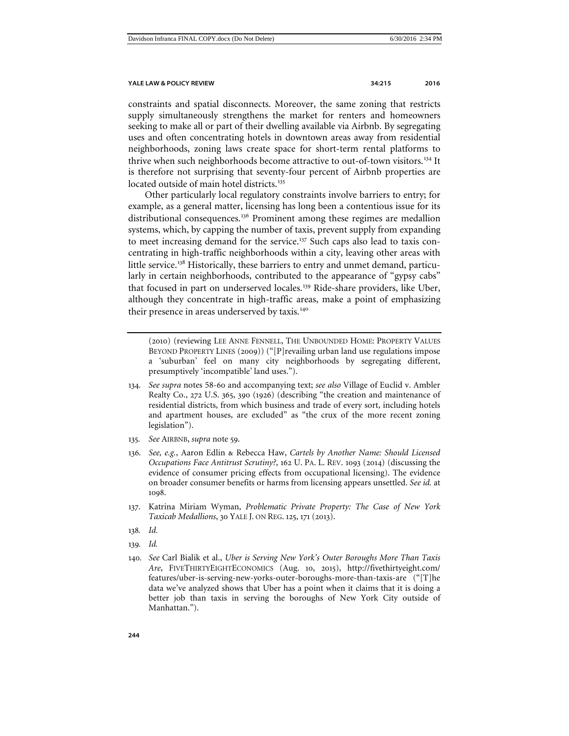constraints and spatial disconnects. Moreover, the same zoning that restricts supply simultaneously strengthens the market for renters and homeowners seeking to make all or part of their dwelling available via Airbnb. By segregating uses and often concentrating hotels in downtown areas away from residential neighborhoods, zoning laws create space for short-term rental platforms to thrive when such neighborhoods become attractive to out-of-town visitors.[134] It is therefore not surprising that seventy-four percent of Airbnb properties are located outside of main hotel districts.[135]

Other particularly local regulatory constraints involve barriers to entry; for example, as a general matter, licensing has long been a contentious issue for its distributional consequences.[136] Prominent among these regimes are medallion systems, which, by capping the number of taxis, prevent supply from expanding to meet increasing demand for the service.[137] Such caps also lead to taxis concentrating in high-traffic neighborhoods within a city, leaving other areas with little service.[138] Historically, these barriers to entry and unmet demand, particularly in certain neighborhoods, contributed to the appearance of "gypsy cabs" that focused in part on underserved locales.[139] Ride-share providers, like Uber, although they concentrate in high-traffic areas, make a point of emphasizing their presence in areas underserved by taxis.[140]

---

(2010) (reviewing LEE ANNE FENNELL, THE UNBOUNDED HOME: PROPERTY VALUES BEYOND PROPERTY LINES (2009)) ("[P]revailing urban land use regulations impose a 'suburban' feel on many city neighborhoods by segregating different, presumptively 'incompatible' land uses.").

134. *See supra* notes 58-60 and accompanying text; *see also* Village of Euclid v. Ambler Realty Co., 272 U.S. 365, 390 (1926) (describing "the creation and maintenance of residential districts, from which business and trade of every sort, including hotels and apartment houses, are excluded" as "the crux of the more recent zoning legislation").

135. *See* AIRBNB, *supra* note 59.

136. *See, e.g.*, Aaron Edlin & Rebecca Haw, *Cartels by Another Name: Should Licensed Occupations Face Antitrust Scrutiny?*, 162 U. PA. L. REV. 1093 (2014) (discussing the evidence of consumer pricing effects from occupational licensing). The evidence on broader consumer benefits or harms from licensing appears unsettled. *See id.* at 1098.

137. Katrina Miriam Wyman, *Problematic Private Property: The Case of New York Taxicab Medallions*, 30 YALE J. ON REG. 125, 171 (2013).

138. *Id.*

139. *Id.*

140. *See* Carl Bialik et al., *Uber is Serving New York's Outer Boroughs More Than Taxis Are*, FIVETHIRTYEIGHTECONOMICS (Aug. 10, 2015), http://fivethirtyeight.com/features/uber-is-serving-new-yorks-outer-boroughs-more-than-taxis-are ("[T]he data we've analyzed shows that Uber has a point when it claims that it is doing a better job than taxis in serving the boroughs of New York City outside of Manhattan.").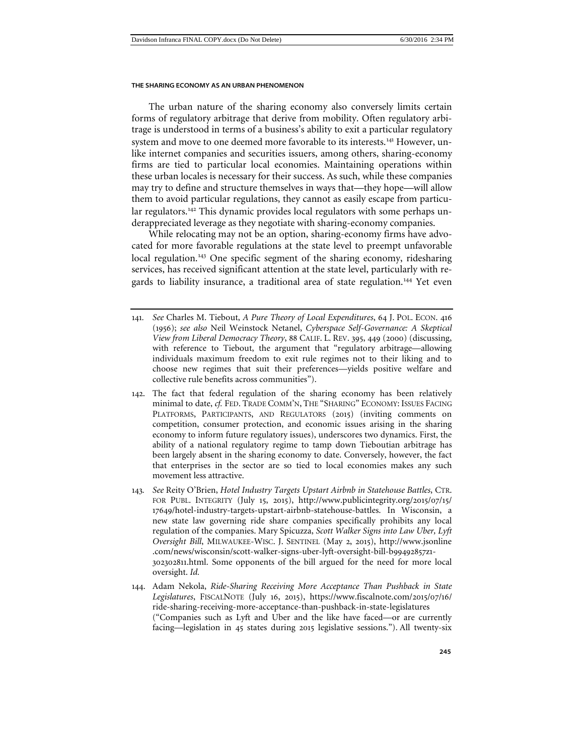The urban nature of the sharing economy also conversely limits certain forms of regulatory arbitrage that derive from mobility. Often regulatory arbitrage is understood in terms of a business's ability to exit a particular regulatory system and move to one deemed more favorable to its interests.[141] However, unlike internet companies and securities issuers, among others, sharing-economy firms are tied to particular local economies. Maintaining operations within these urban locales is necessary for their success. As such, while these companies may try to define and structure themselves in ways that—they hope—will allow them to avoid particular regulations, they cannot as easily escape from particular regulators.[142] This dynamic provides local regulators with some perhaps underappreciated leverage as they negotiate with sharing-economy companies.

While relocating may not be an option, sharing-economy firms have advocated for more favorable regulations at the state level to preempt unfavorable local regulation.[143] One specific segment of the sharing economy, ridesharing services, has received significant attention at the state level, particularly with regards to liability insurance, a traditional area of state regulation.[144] Yet even

---

141. *See* Charles M. Tiebout, *A Pure Theory of Local Expenditures*, 64 J. POL. ECON. 416 (1956); *see also* Neil Weinstock Netanel, *Cyberspace Self-Governance: A Skeptical View from Liberal Democracy Theory*, 88 CALIF. L. REV. 395, 449 (2000) (discussing, with reference to Tiebout, the argument that "regulatory arbitrage—allowing individuals maximum freedom to exit rule regimes not to their liking and to choose new regimes that suit their preferences—yields positive welfare and collective rule benefits across communities").

142. The fact that federal regulation of the sharing economy has been relatively minimal to date, *cf.* FED. TRADE COMM'N, THE "SHARING" ECONOMY: ISSUES FACING PLATFORMS, PARTICIPANTS, AND REGULATORS (2015) (inviting comments on competition, consumer protection, and economic issues arising in the sharing economy to inform future regulatory issues), underscores two dynamics. First, the ability of a national regulatory regime to tamp down Tieboutian arbitrage has been largely absent in the sharing economy to date. Conversely, however, the fact that enterprises in the sector are so tied to local economies makes any such movement less attractive.

143. *See* Reity O'Brien, *Hotel Industry Targets Upstart Airbnb in Statehouse Battles*, CTR. FOR PUBL. INTEGRITY (July 15, 2015), http://www.publicintegrity.org/2015/07/15/17649/hotel-industry-targets-upstart-airbnb-statehouse-battles. In Wisconsin, a new state law governing ride share companies specifically prohibits any local regulation of the companies. Mary Spicuzza, *Scott Walker Signs into Law Uber, Lyft Oversight Bill*, MILWAUKEE-WISC. J. SENTINEL (May 2, 2015), http://www.jsonline.com/news/wisconsin/scott-walker-signs-uber-lyft-oversight-bill-b99492857z1-302302811.html. Some opponents of the bill argued for the need for more local oversight. *Id.*

144. Adam Nekola, *Ride-Sharing Receiving More Acceptance Than Pushback in State Legislatures*, FISCALNOTE (July 16, 2015), https://www.fiscalnote.com/2015/07/16/ride-sharing-receiving-more-acceptance-than-pushback-in-state-legislatures ("Companies such as Lyft and Uber and the like have faced—or are currently facing—legislation in 45 states during 2015 legislative sessions."). All twenty-six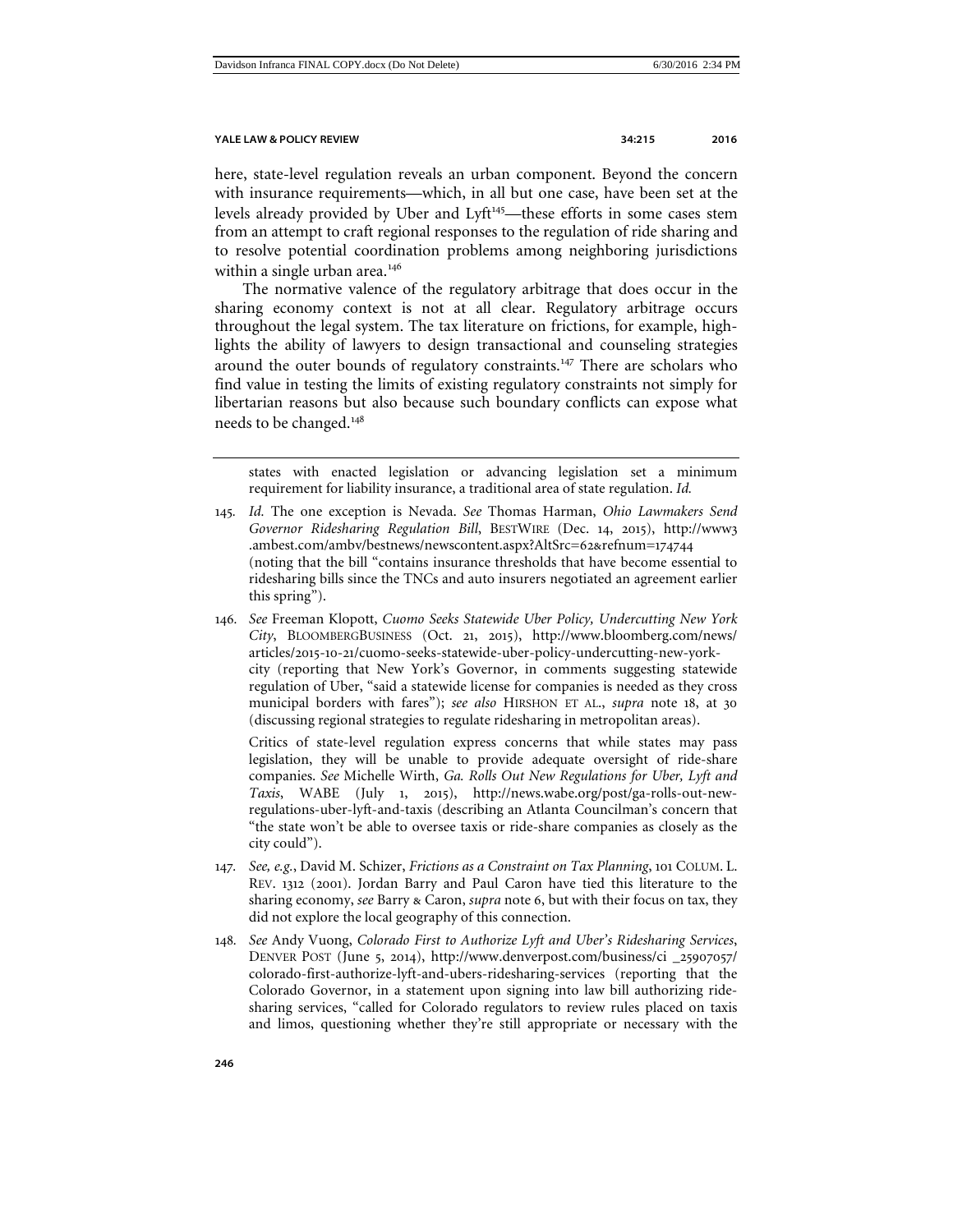here, state-level regulation reveals an urban component. Beyond the concern with insurance requirements—which, in all but one case, have been set at the levels already provided by Uber and Lyft[145]—these efforts in some cases stem from an attempt to craft regional responses to the regulation of ride sharing and to resolve potential coordination problems among neighboring jurisdictions within a single urban area.[146]

The normative valence of the regulatory arbitrage that does occur in the sharing economy context is not at all clear. Regulatory arbitrage occurs throughout the legal system. The tax literature on frictions, for example, highlights the ability of lawyers to design transactional and counseling strategies around the outer bounds of regulatory constraints.[147] There are scholars who find value in testing the limits of existing regulatory constraints not simply for libertarian reasons but also because such boundary conflicts can expose what needs to be changed.[148]

---

states with enacted legislation or advancing legislation set a minimum requirement for liability insurance, a traditional area of state regulation. *Id.*

145. *Id.* The one exception is Nevada. *See* Thomas Harman, *Ohio Lawmakers Send Governor Ridesharing Regulation Bill*, BESTWIRE (Dec. 14, 2015), http://www3.ambest.com/ambv/bestnews/newscontent.aspx?AltSrc=62&refnum=174744 (noting that the bill "contains insurance thresholds that have become essential to ridesharing bills since the TNCs and auto insurers negotiated an agreement earlier this spring").

146. *See* Freeman Klopott, *Cuomo Seeks Statewide Uber Policy, Undercutting New York City*, BLOOMBERGBUSINESS (Oct. 21, 2015), http://www.bloomberg.com/news/articles/2015-10-21/cuomo-seeks-statewide-uber-policy-undercutting-new-york-city (reporting that New York's Governor, in comments suggesting statewide regulation of Uber, "said a statewide license for companies is needed as they cross municipal borders with fares"); *see also* HIRSHON ET AL., *supra* note 18, at 30 (discussing regional strategies to regulate ridesharing in metropolitan areas).

Critics of state-level regulation express concerns that while states may pass legislation, they will be unable to provide adequate oversight of ride-share companies. *See* Michelle Wirth, *Ga. Rolls Out New Regulations for Uber, Lyft and Taxis*, WABE (July 1, 2015), http://news.wabe.org/post/ga-rolls-out-new-regulations-uber-lyft-and-taxis (describing an Atlanta Councilman's concern that "the state won't be able to oversee taxis or ride-share companies as closely as the city could").

147. *See, e.g.*, David M. Schizer, *Frictions as a Constraint on Tax Planning*, 101 COLUM. L. REV. 1312 (2001). Jordan Barry and Paul Caron have tied this literature to the sharing economy, *see* Barry & Caron, *supra* note 6, but with their focus on tax, they did not explore the local geography of this connection.

148. *See* Andy Vuong, *Colorado First to Authorize Lyft and Uber's Ridesharing Services*, DENVER POST (June 5, 2014), http://www.denverpost.com/business/ci_25907057/colorado-first-authorize-lyft-and-ubers-ridesharing-services (reporting that the Colorado Governor, in a statement upon signing into law bill authorizing ridesharing services, "called for Colorado regulators to review rules placed on taxis and limos, questioning whether they're still appropriate or necessary with the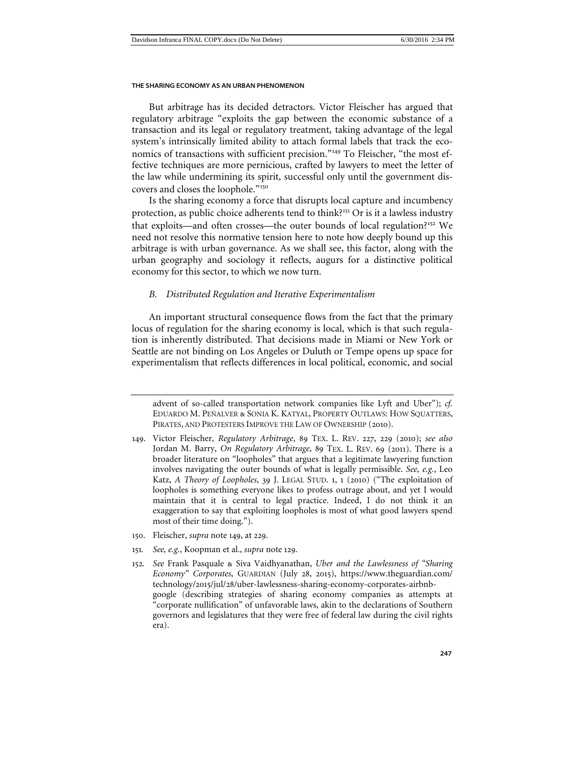But arbitrage has its decided detractors. Victor Fleischer has argued that regulatory arbitrage "exploits the gap between the economic substance of a transaction and its legal or regulatory treatment, taking advantage of the legal system's intrinsically limited ability to attach formal labels that track the economics of transactions with sufficient precision."[149] To Fleischer, "the most effective techniques are more pernicious, crafted by lawyers to meet the letter of the law while undermining its spirit, successful only until the government discovers and closes the loophole."[150]

Is the sharing economy a force that disrupts local capture and incumbency protection, as public choice adherents tend to think?[151] Or is it a lawless industry that exploits—and often crosses—the outer bounds of local regulation?[152] We need not resolve this normative tension here to note how deeply bound up this arbitrage is with urban governance. As we shall see, this factor, along with the urban geography and sociology it reflects, augurs for a distinctive political economy for this sector, to which we now turn.

### *B. Distributed Regulation and Iterative Experimentalism*

An important structural consequence flows from the fact that the primary locus of regulation for the sharing economy is local, which is that such regulation is inherently distributed. That decisions made in Miami or New York or Seattle are not binding on Los Angeles or Duluth or Tempe opens up space for experimentalism that reflects differences in local political, economic, and social

---

advent of so-called transportation network companies like Lyft and Uber"); *cf.* EDUARDO M. PEÑALVER & SONIA K. KATYAL, PROPERTY OUTLAWS: HOW SQUATTERS, PIRATES, AND PROTESTERS IMPROVE THE LAW OF OWNERSHIP (2010).

149. Victor Fleischer, *Regulatory Arbitrage*, 89 TEX. L. REV. 227, 229 (2010); *see also* Jordan M. Barry, *On Regulatory Arbitrage*, 89 TEX. L. REV. 69 (2011). There is a broader literature on "loopholes" that argues that a legitimate lawyering function involves navigating the outer bounds of what is legally permissible. *See, e.g.*, Leo Katz, *A Theory of Loopholes*, 39 J. LEGAL STUD. 1, 1 (2010) ("The exploitation of loopholes is something everyone likes to profess outrage about, and yet I would maintain that it is central to legal practice. Indeed, I do not think it an exaggeration to say that exploiting loopholes is most of what good lawyers spend most of their time doing.").

150. Fleischer, *supra* note 149, at 229.

151. *See, e.g.*, Koopman et al., *supra* note 129.

152. *See* Frank Pasquale & Siva Vaidhyanathan, *Uber and the Lawlessness of "Sharing Economy" Corporates*, GUARDIAN (July 28, 2015), https://www.theguardian.com/technology/2015/jul/28/uber-lawlessness-sharing-economy-corporates-airbnb-google (describing strategies of sharing economy companies as attempts at "corporate nullification" of unfavorable laws, akin to the declarations of Southern governors and legislatures that they were free of federal law during the civil rights era).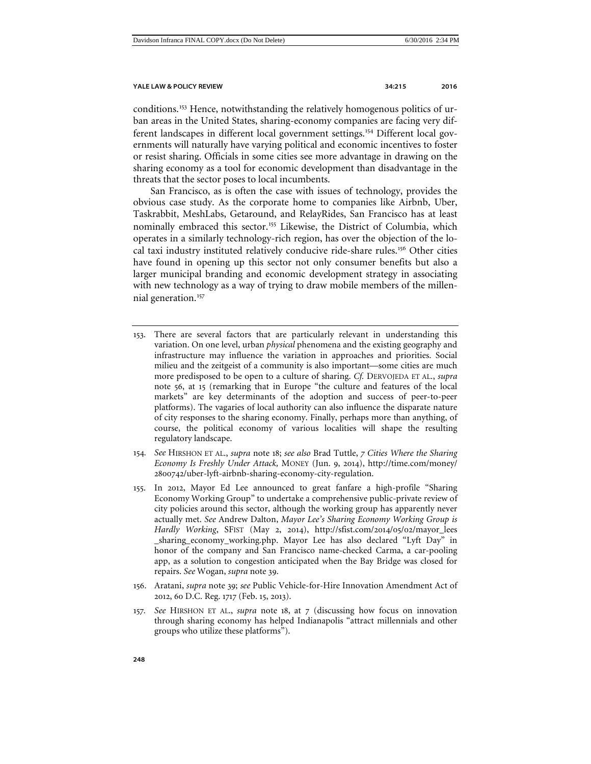conditions.[153] Hence, notwithstanding the relatively homogenous politics of urban areas in the United States, sharing-economy companies are facing very different landscapes in different local government settings.[154] Different local governments will naturally have varying political and economic incentives to foster or resist sharing. Officials in some cities see more advantage in drawing on the sharing economy as a tool for economic development than disadvantage in the threats that the sector poses to local incumbents.

San Francisco, as is often the case with issues of technology, provides the obvious case study. As the corporate home to companies like Airbnb, Uber, Taskrabbit, MeshLabs, Getaround, and RelayRides, San Francisco has at least nominally embraced this sector.[155] Likewise, the District of Columbia, which operates in a similarly technology-rich region, has over the objection of the local taxi industry instituted relatively conducive ride-share rules.[156] Other cities have found in opening up this sector not only consumer benefits but also a larger municipal branding and economic development strategy in associating with new technology as a way of trying to draw mobile members of the millennial generation.[157]

---

153. There are several factors that are particularly relevant in understanding this variation. On one level, urban *physical* phenomena and the existing geography and infrastructure may influence the variation in approaches and priorities. Social milieu and the zeitgeist of a community is also important—some cities are much more predisposed to be open to a culture of sharing. *Cf.* DERVOJEDA ET AL., *supra* note 56, at 15 (remarking that in Europe "the culture and features of the local markets" are key determinants of the adoption and success of peer-to-peer platforms). The vagaries of local authority can also influence the disparate nature of city responses to the sharing economy. Finally, perhaps more than anything, of course, the political economy of various localities will shape the resulting regulatory landscape.

154. *See* HIRSHON ET AL., *supra* note 18; *see also* Brad Tuttle, *7 Cities Where the Sharing Economy Is Freshly Under Attack,* MONEY (Jun. 9, 2014), http://time.com/money/2800742/uber-lyft-airbnb-sharing-economy-city-regulation.

155. In 2012, Mayor Ed Lee announced to great fanfare a high-profile "Sharing Economy Working Group" to undertake a comprehensive public-private review of city policies around this sector, although the working group has apparently never actually met. *See* Andrew Dalton, *Mayor Lee's Sharing Economy Working Group is Hardly Working*, SFIST (May 2, 2014), http://sfist.com/2014/05/02/mayor_lees_sharing_economy_working.php. Mayor Lee has also declared "Lyft Day" in honor of the company and San Francisco name-checked Carma, a car-pooling app, as a solution to congestion anticipated when the Bay Bridge was closed for repairs. *See* Wogan, *supra* note 39.

156. Aratani, *supra* note 39; *see* Public Vehicle-for-Hire Innovation Amendment Act of 2012, 60 D.C. Reg. 1717 (Feb. 15, 2013).

157. *See* HIRSHON ET AL., *supra* note 18, at 7 (discussing how focus on innovation through sharing economy has helped Indianapolis "attract millennials and other groups who utilize these platforms").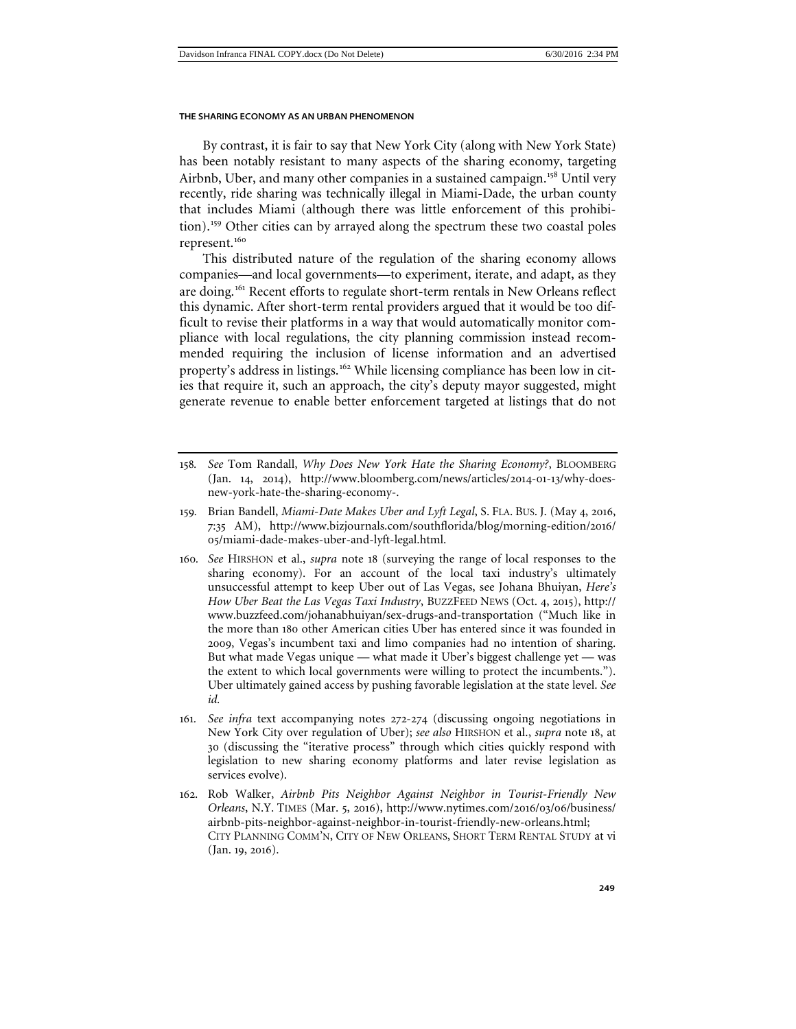By contrast, it is fair to say that New York City (along with New York State) has been notably resistant to many aspects of the sharing economy, targeting Airbnb, Uber, and many other companies in a sustained campaign.[158] Until very recently, ride sharing was technically illegal in Miami-Dade, the urban county that includes Miami (although there was little enforcement of this prohibition).[159] Other cities can by arrayed along the spectrum these two coastal poles represent.[160]

This distributed nature of the regulation of the sharing economy allows companies—and local governments—to experiment, iterate, and adapt, as they are doing.[161] Recent efforts to regulate short-term rentals in New Orleans reflect this dynamic. After short-term rental providers argued that it would be too difficult to revise their platforms in a way that would automatically monitor compliance with local regulations, the city planning commission instead recommended requiring the inclusion of license information and an advertised property's address in listings.[162] While licensing compliance has been low in cities that require it, such an approach, the city's deputy mayor suggested, might generate revenue to enable better enforcement targeted at listings that do not

---

158. *See* Tom Randall, *Why Does New York Hate the Sharing Economy?*, BLOOMBERG (Jan. 14, 2014), http://www.bloomberg.com/news/articles/2014-01-13/why-does-new-york-hate-the-sharing-economy-.

159. Brian Bandell, *Miami-Date Makes Uber and Lyft Legal*, S. FLA. BUS. J. (May 4, 2016, 7:35 AM), http://www.bizjournals.com/southflorida/blog/morning-edition/2016/05/miami-dade-makes-uber-and-lyft-legal.html.

160. *See* HIRSHON et al., *supra* note 18 (surveying the range of local responses to the sharing economy). For an account of the local taxi industry's ultimately unsuccessful attempt to keep Uber out of Las Vegas, see Johana Bhuiyan, *Here's How Uber Beat the Las Vegas Taxi Industry*, BUZZFEED NEWS (Oct. 4, 2015), http://www.buzzfeed.com/johanabhuiyan/sex-drugs-and-transportation ("Much like in the more than 180 other American cities Uber has entered since it was founded in 2009, Vegas's incumbent taxi and limo companies had no intention of sharing. But what made Vegas unique — what made it Uber's biggest challenge yet — was the extent to which local governments were willing to protect the incumbents."). Uber ultimately gained access by pushing favorable legislation at the state level. *See id.*

161. *See infra* text accompanying notes 272-274 (discussing ongoing negotiations in New York City over regulation of Uber); *see also* HIRSHON et al., *supra* note 18, at 30 (discussing the "iterative process" through which cities quickly respond with legislation to new sharing economy platforms and later revise legislation as services evolve).

162. Rob Walker, *Airbnb Pits Neighbor Against Neighbor in Tourist-Friendly New Orleans*, N.Y. TIMES (Mar. 5, 2016), http://www.nytimes.com/2016/03/06/business/airbnb-pits-neighbor-against-neighbor-in-tourist-friendly-new-orleans.html; CITY PLANNING COMM'N, CITY OF NEW ORLEANS, SHORT TERM RENTAL STUDY at vi (Jan. 19, 2016).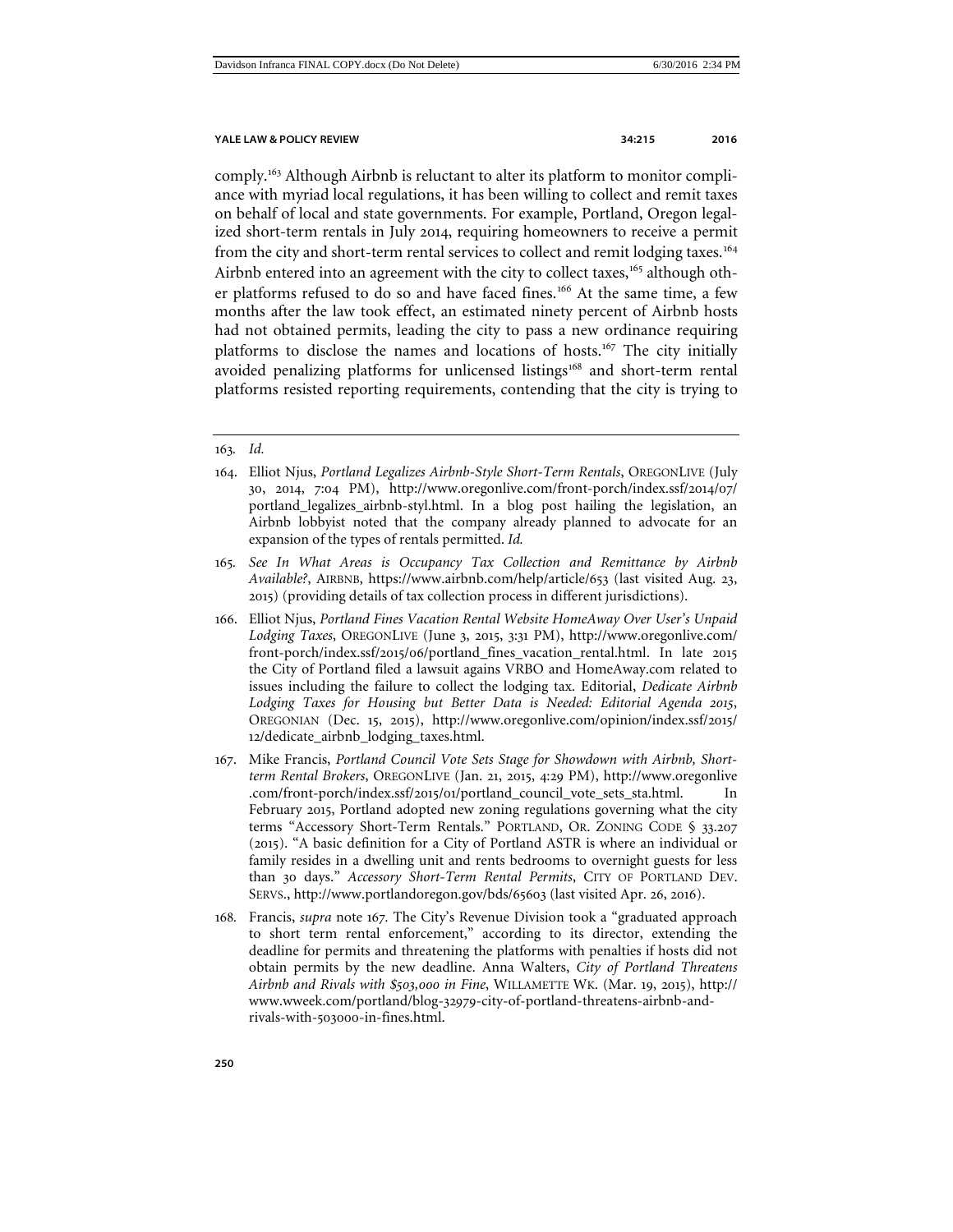comply.[163] Although Airbnb is reluctant to alter its platform to monitor compliance with myriad local regulations, it has been willing to collect and remit taxes on behalf of local and state governments. For example, Portland, Oregon legalized short-term rentals in July 2014, requiring homeowners to receive a permit from the city and short-term rental services to collect and remit lodging taxes.[164] Airbnb entered into an agreement with the city to collect taxes,[165] although other platforms refused to do so and have faced fines.[166] At the same time, a few months after the law took effect, an estimated ninety percent of Airbnb hosts had not obtained permits, leading the city to pass a new ordinance requiring platforms to disclose the names and locations of hosts.[167] The city initially avoided penalizing platforms for unlicensed listings[168] and short-term rental platforms resisted reporting requirements, contending that the city is trying to

---

163. *Id.*

164. Elliot Njus, *Portland Legalizes Airbnb-Style Short-Term Rentals*, OREGONLIVE (July 30, 2014, 7:04 PM), http://www.oregonlive.com/front-porch/index.ssf/2014/07/portland_legalizes_airbnb-styl.html. In a blog post hailing the legislation, an Airbnb lobbyist noted that the company already planned to advocate for an expansion of the types of rentals permitted. *Id.*

165. *See In What Areas is Occupancy Tax Collection and Remittance by Airbnb Available?*, AIRBNB, https://www.airbnb.com/help/article/653 (last visited Aug. 23, 2015) (providing details of tax collection process in different jurisdictions).

166. Elliot Njus, *Portland Fines Vacation Rental Website HomeAway Over User's Unpaid Lodging Taxes*, OREGONLIVE (June 3, 2015, 3:31 PM), http://www.oregonlive.com/front-porch/index.ssf/2015/06/portland_fines_vacation_rental.html. In late 2015 the City of Portland filed a lawsuit agains VRBO and HomeAway.com related to issues including the failure to collect the lodging tax. Editorial, *Dedicate Airbnb Lodging Taxes for Housing but Better Data is Needed: Editorial Agenda 2015*, OREGONIAN (Dec. 15, 2015), http://www.oregonlive.com/opinion/index.ssf/2015/12/dedicate_airbnb_lodging_taxes.html.

167. Mike Francis, *Portland Council Vote Sets Stage for Showdown with Airbnb, Short-term Rental Brokers*, OREGONLIVE (Jan. 21, 2015, 4:29 PM), http://www.oregonlive.com/front-porch/index.ssf/2015/01/portland_council_vote_sets_sta.html. In February 2015, Portland adopted new zoning regulations governing what the city terms "Accessory Short-Term Rentals." PORTLAND, OR. ZONING CODE § 33.207 (2015). "A basic definition for a City of Portland ASTR is where an individual or family resides in a dwelling unit and rents bedrooms to overnight guests for less than 30 days." *Accessory Short-Term Rental Permits*, CITY OF PORTLAND DEV. SERVS., http://www.portlandoregon.gov/bds/65603 (last visited Apr. 26, 2016).

168. Francis, *supra* note 167. The City's Revenue Division took a "graduated approach to short term rental enforcement," according to its director, extending the deadline for permits and threatening the platforms with penalties if hosts did not obtain permits by the new deadline. Anna Walters, *City of Portland Threatens Airbnb and Rivals with $503,000 in Fine*, WILLAMETTE WK. (Mar. 19, 2015), http://www.wweek.com/portland/blog-32979-city-of-portland-threatens-airbnb-and-rivals-with-503000-in-fines.html.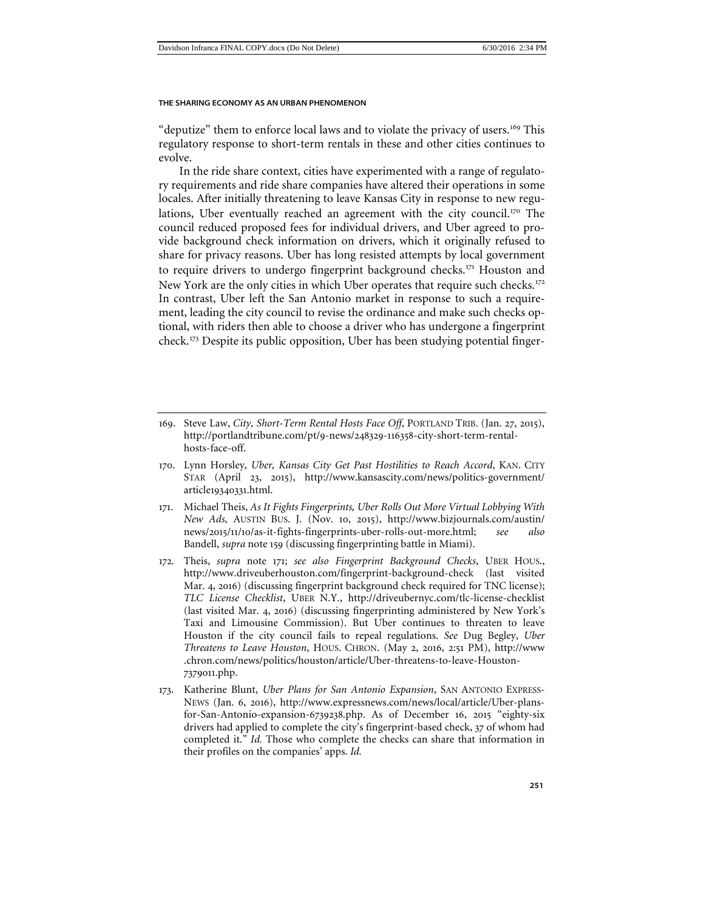"deputize" them to enforce local laws and to violate the privacy of users.[169] This regulatory response to short-term rentals in these and other cities continues to evolve.

In the ride share context, cities have experimented with a range of regulatory requirements and ride share companies have altered their operations in some locales. After initially threatening to leave Kansas City in response to new regulations, Uber eventually reached an agreement with the city council.[170] The council reduced proposed fees for individual drivers, and Uber agreed to provide background check information on drivers, which it originally refused to share for privacy reasons. Uber has long resisted attempts by local government to require drivers to undergo fingerprint background checks.[171] Houston and New York are the only cities in which Uber operates that require such checks.[172] In contrast, Uber left the San Antonio market in response to such a requirement, leading the city council to revise the ordinance and make such checks optional, with riders then able to choose a driver who has undergone a fingerprint check.[173] Despite its public opposition, Uber has been studying potential finger-

---

169. Steve Law, *City, Short-Term Rental Hosts Face Off*, PORTLAND TRIB. (Jan. 27, 2015), http://portlandtribune.com/pt/9-news/248329-116358-city-short-term-rental-hosts-face-off.

170. Lynn Horsley, *Uber, Kansas City Get Past Hostilities to Reach Accord*, KAN. CITY STAR (April 23, 2015), http://www.kansascity.com/news/politics-government/article19340331.html.

171. Michael Theis, *As It Fights Fingerprints, Uber Rolls Out More Virtual Lobbying With New Ads*, AUSTIN BUS. J. (Nov. 10, 2015), http://www.bizjournals.com/austin/news/2015/11/10/as-it-fights-fingerprints-uber-rolls-out-more.html; *see also* Bandell, *supra* note 159 (discussing fingerprinting battle in Miami).

172. Theis, *supra* note 171; *see also Fingerprint Background Checks*, UBER HOUS., http://www.driveuberhouston.com/fingerprint-background-check (last visited Mar. 4, 2016) (discussing fingerprint background check required for TNC license); *TLC License Checklist*, UBER N.Y., http://driveubernyc.com/tlc-license-checklist (last visited Mar. 4, 2016) (discussing fingerprinting administered by New York's Taxi and Limousine Commission). But Uber continues to threaten to leave Houston if the city council fails to repeal regulations. *See* Dug Begley, *Uber Threatens to Leave Houston*, HOUS. CHRON. (May 2, 2016, 2:51 PM), http://www.chron.com/news/politics/houston/article/Uber-threatens-to-leave-Houston-7379011.php.

173. Katherine Blunt, *Uber Plans for San Antonio Expansion*, SAN ANTONIO EXPRESS-NEWS (Jan. 6, 2016), http://www.expressnews.com/news/local/article/Uber-plans-for-San-Antonio-expansion-6739238.php. As of December 16, 2015 "eighty-six drivers had applied to complete the city's fingerprint-based check, 37 of whom had completed it." *Id.* Those who complete the checks can share that information in their profiles on the companies' apps. *Id.*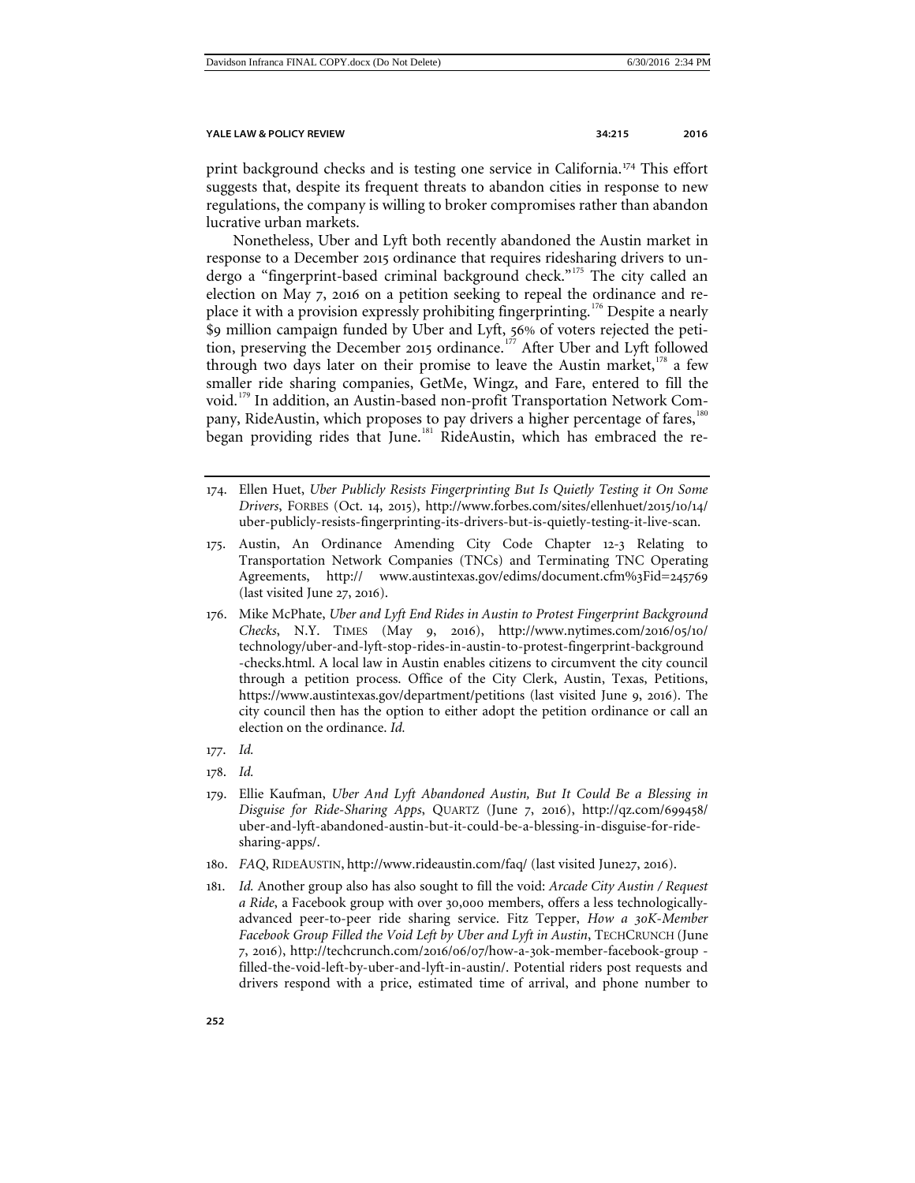print background checks and is testing one service in California.[174] This effort suggests that, despite its frequent threats to abandon cities in response to new regulations, the company is willing to broker compromises rather than abandon lucrative urban markets.

Nonetheless, Uber and Lyft both recently abandoned the Austin market in response to a December 2015 ordinance that requires ridesharing drivers to undergo a "fingerprint-based criminal background check."[175] The city called an election on May 7, 2016 on a petition seeking to repeal the ordinance and replace it with a provision expressly prohibiting fingerprinting.[176] Despite a nearly $9 million campaign funded by Uber and Lyft, 56% of voters rejected the petition, preserving the December 2015 ordinance.[177] After Uber and Lyft followed through two days later on their promise to leave the Austin market,[178] a few smaller ride sharing companies, GetMe, Wingz, and Fare, entered to fill the void.[179] In addition, an Austin-based non-profit Transportation Network Company, RideAustin, which proposes to pay drivers a higher percentage of fares,[180] began providing rides that June.[181] RideAustin, which has embraced the re-

---

174. Ellen Huet, *Uber Publicly Resists Fingerprinting But Is Quietly Testing it On Some Drivers*, FORBES (Oct. 14, 2015), http://www.forbes.com/sites/ellenhuet/2015/10/14/uber-publicly-resists-fingerprinting-its-drivers-but-is-quietly-testing-it-live-scan.

175. Austin, An Ordinance Amending City Code Chapter 12-3 Relating to Transportation Network Companies (TNCs) and Terminating TNC Operating Agreements, http:// www.austintexas.gov/edims/document.cfm%3Fid=245769 (last visited June 27, 2016).

176. Mike McPhate, *Uber and Lyft End Rides in Austin to Protest Fingerprint Background Checks*, N.Y. TIMES (May 9, 2016), http://www.nytimes.com/2016/05/10/technology/uber-and-lyft-stop-rides-in-austin-to-protest-fingerprint-background-checks.html. A local law in Austin enables citizens to circumvent the city council through a petition process. Office of the City Clerk, Austin, Texas, Petitions, https://www.austintexas.gov/department/petitions (last visited June 9, 2016). The city council then has the option to either adopt the petition ordinance or call an election on the ordinance. *Id.*

177. *Id.*

178. *Id.*

179. Ellie Kaufman, *Uber And Lyft Abandoned Austin, But It Could Be a Blessing in Disguise for Ride-Sharing Apps*, QUARTZ (June 7, 2016), http://qz.com/699458/uber-and-lyft-abandoned-austin-but-it-could-be-a-blessing-in-disguise-for-ride-sharing-apps/.

180. *FAQ*, RIDEAUSTIN, http://www.rideaustin.com/faq/ (last visited June27, 2016).

181. *Id.* Another group also has also sought to fill the void: *Arcade City Austin / Request a Ride*, a Facebook group with over 30,000 members, offers a less technologically-advanced peer-to-peer ride sharing service. Fitz Tepper, *How a 30K-Member Facebook Group Filled the Void Left by Uber and Lyft in Austin*, TECHCRUNCH (June 7, 2016), http://techcrunch.com/2016/06/07/how-a-30k-member-facebook-group-filled-the-void-left-by-uber-and-lyft-in-austin/. Potential riders post requests and drivers respond with a price, estimated time of arrival, and phone number to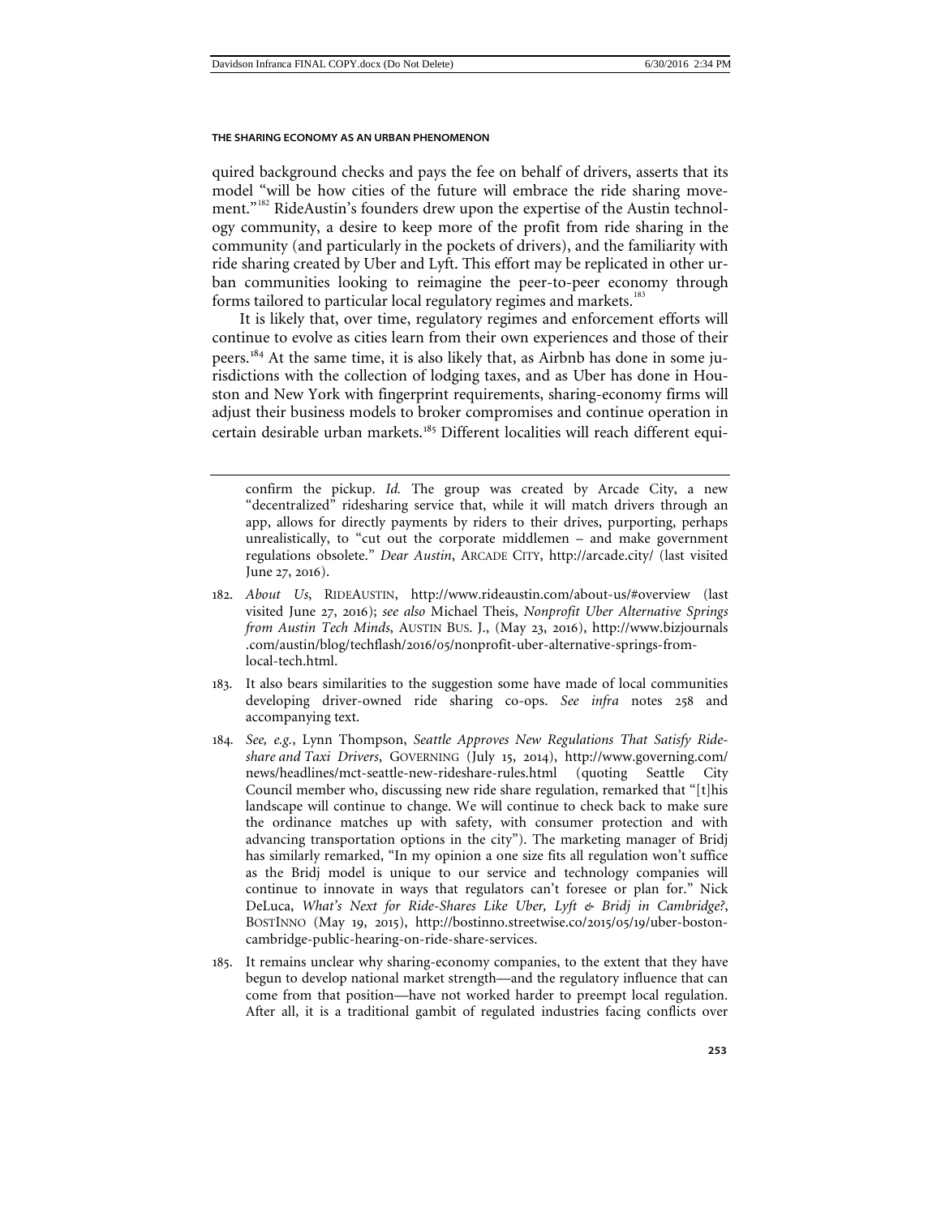quired background checks and pays the fee on behalf of drivers, asserts that its model "will be how cities of the future will embrace the ride sharing movement."[182] RideAustin's founders drew upon the expertise of the Austin technology community, a desire to keep more of the profit from ride sharing in the community (and particularly in the pockets of drivers), and the familiarity with ride sharing created by Uber and Lyft. This effort may be replicated in other urban communities looking to reimagine the peer-to-peer economy through forms tailored to particular local regulatory regimes and markets.[183]

It is likely that, over time, regulatory regimes and enforcement efforts will continue to evolve as cities learn from their own experiences and those of their peers.[184] At the same time, it is also likely that, as Airbnb has done in some jurisdictions with the collection of lodging taxes, and as Uber has done in Houston and New York with fingerprint requirements, sharing-economy firms will adjust their business models to broker compromises and continue operation in certain desirable urban markets.[185] Different localities will reach different equi-

---

confirm the pickup. *Id.* The group was created by Arcade City, a new "decentralized" ridesharing service that, while it will match drivers through an app, allows for directly payments by riders to their drives, purporting, perhaps unrealistically, to "cut out the corporate middlemen – and make government regulations obsolete." *Dear Austin*, ARCADE CITY, http://arcade.city/ (last visited June 27, 2016).

182. *About Us*, RIDEAUSTIN, http://www.rideaustin.com/about-us/#overview (last visited June 27, 2016); *see also* Michael Theis, *Nonprofit Uber Alternative Springs from Austin Tech Minds*, AUSTIN BUS. J., (May 23, 2016), http://www.bizjournals.com/austin/blog/techflash/2016/05/nonprofit-uber-alternative-springs-from-local-tech.html.

183. It also bears similarities to the suggestion some have made of local communities developing driver-owned ride sharing co-ops. *See infra* notes 258 and accompanying text.

184. *See, e.g.*, Lynn Thompson, *Seattle Approves New Regulations That Satisfy Rideshare and Taxi Drivers*, GOVERNING (July 15, 2014), http://www.governing.com/news/headlines/mct-seattle-new-rideshare-rules.html (quoting Seattle City Council member who, discussing new ride share regulation, remarked that "[t]his landscape will continue to change. We will continue to check back to make sure the ordinance matches up with safety, with consumer protection and with advancing transportation options in the city"). The marketing manager of Bridj has similarly remarked, "In my opinion a one size fits all regulation won't suffice as the Bridj model is unique to our service and technology companies will continue to innovate in ways that regulators can't foresee or plan for." Nick DeLuca, *What's Next for Ride-Shares Like Uber, Lyft & Bridj in Cambridge?*, BOSTINNO (May 19, 2015), http://bostinno.streetwise.co/2015/05/19/uber-boston-cambridge-public-hearing-on-ride-share-services.

185. It remains unclear why sharing-economy companies, to the extent that they have begun to develop national market strength—and the regulatory influence that can come from that position—have not worked harder to preempt local regulation. After all, it is a traditional gambit of regulated industries facing conflicts over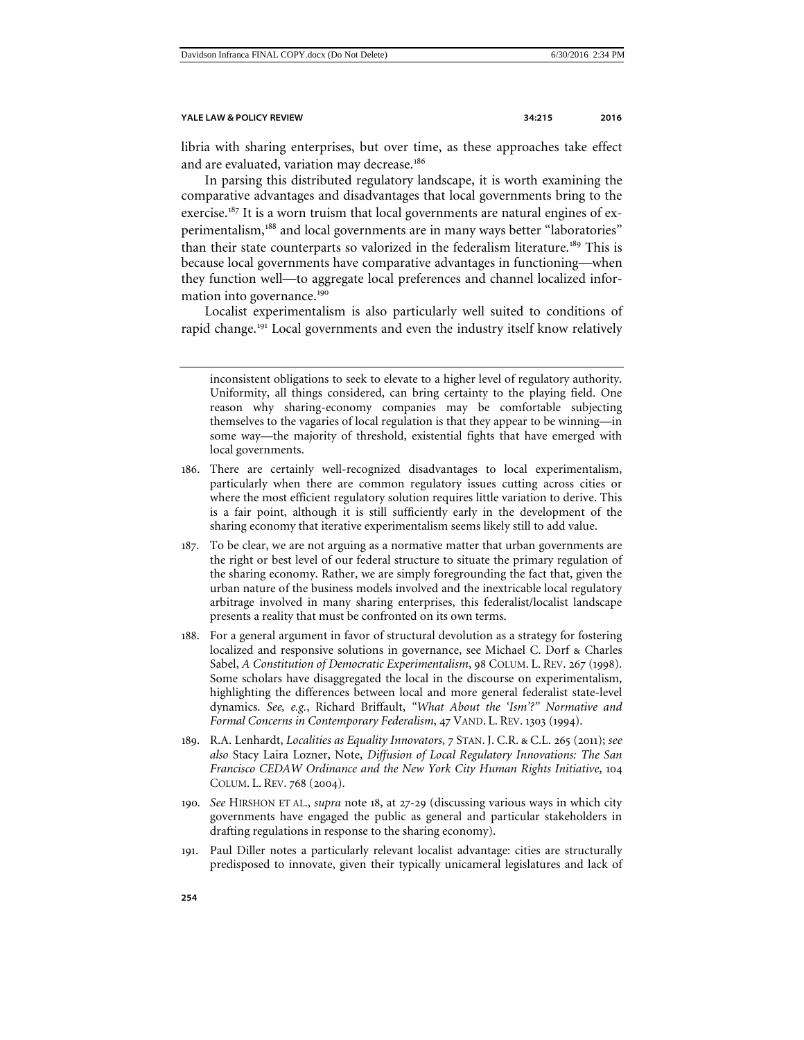libria with sharing enterprises, but over time, as these approaches take effect and are evaluated, variation may decrease.[186]

In parsing this distributed regulatory landscape, it is worth examining the comparative advantages and disadvantages that local governments bring to the exercise.[187] It is a worn truism that local governments are natural engines of experimentalism,[188] and local governments are in many ways better "laboratories" than their state counterparts so valorized in the federalism literature.[189] This is because local governments have comparative advantages in functioning—when they function well—to aggregate local preferences and channel localized information into governance.[190]

Localist experimentalism is also particularly well suited to conditions of rapid change.[191] Local governments and even the industry itself know relatively

---

inconsistent obligations to seek to elevate to a higher level of regulatory authority. Uniformity, all things considered, can bring certainty to the playing field. One reason why sharing-economy companies may be comfortable subjecting themselves to the vagaries of local regulation is that they appear to be winning—in some way—the majority of threshold, existential fights that have emerged with local governments.

186. There are certainly well-recognized disadvantages to local experimentalism, particularly when there are common regulatory issues cutting across cities or where the most efficient regulatory solution requires little variation to derive. This is a fair point, although it is still sufficiently early in the development of the sharing economy that iterative experimentalism seems likely still to add value.

187. To be clear, we are not arguing as a normative matter that urban governments are the right or best level of our federal structure to situate the primary regulation of the sharing economy. Rather, we are simply foregrounding the fact that, given the urban nature of the business models involved and the inextricable local regulatory arbitrage involved in many sharing enterprises, this federalist/localist landscape presents a reality that must be confronted on its own terms.

188. For a general argument in favor of structural devolution as a strategy for fostering localized and responsive solutions in governance, see Michael C. Dorf & Charles Sabel, *A Constitution of Democratic Experimentalism*, 98 COLUM. L. REV. 267 (1998). Some scholars have disaggregated the local in the discourse on experimentalism, highlighting the differences between local and more general federalist state-level dynamics. *See, e.g.*, Richard Briffault, *"What About the 'Ism'?" Normative and Formal Concerns in Contemporary Federalism*, 47 VAND. L. REV. 1303 (1994).

189. R.A. Lenhardt, *Localities as Equality Innovators*, 7 STAN. J. C.R. & C.L. 265 (2011); *see also* Stacy Laira Lozner, Note, *Diffusion of Local Regulatory Innovations: The San Francisco CEDAW Ordinance and the New York City Human Rights Initiative*, 104 COLUM. L. REV. 768 (2004).

190. *See* HIRSHON ET AL., *supra* note 18, at 27-29 (discussing various ways in which city governments have engaged the public as general and particular stakeholders in drafting regulations in response to the sharing economy).

191. Paul Diller notes a particularly relevant localist advantage: cities are structurally predisposed to innovate, given their typically unicameral legislatures and lack of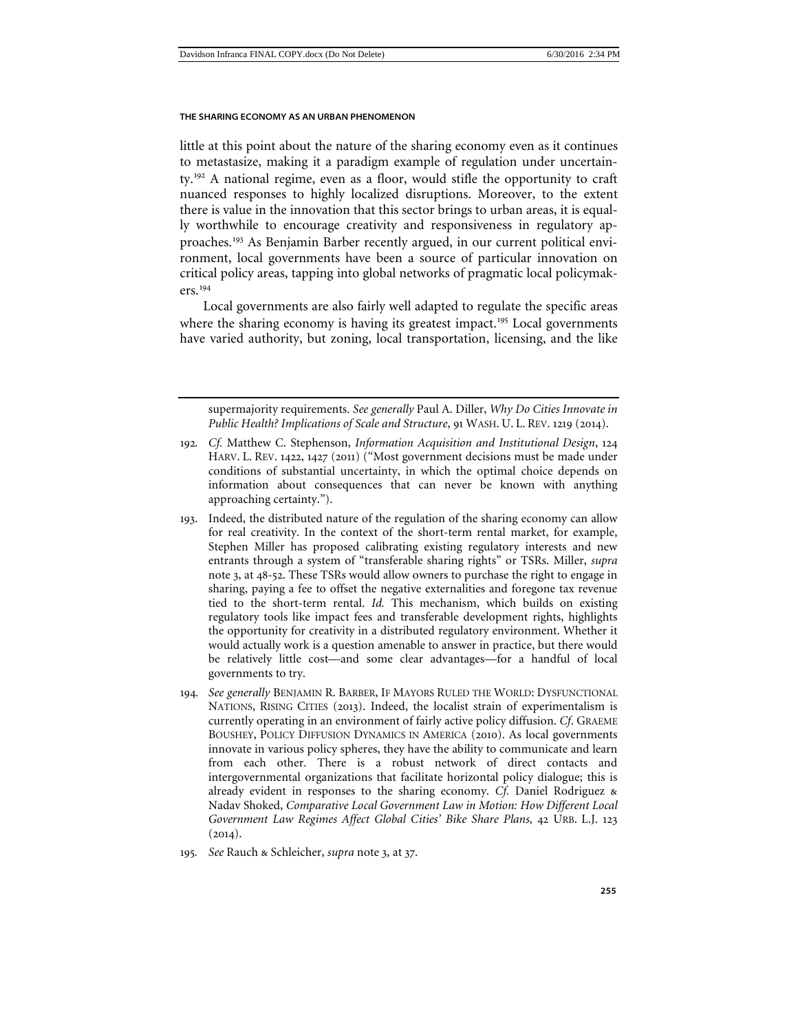little at this point about the nature of the sharing economy even as it continues to metastasize, making it a paradigm example of regulation under uncertainty.[192] A national regime, even as a floor, would stifle the opportunity to craft nuanced responses to highly localized disruptions. Moreover, to the extent there is value in the innovation that this sector brings to urban areas, it is equally worthwhile to encourage creativity and responsiveness in regulatory approaches.[193] As Benjamin Barber recently argued, in our current political environment, local governments have been a source of particular innovation on critical policy areas, tapping into global networks of pragmatic local policymakers.[194]

Local governments are also fairly well adapted to regulate the specific areas where the sharing economy is having its greatest impact.[195] Local governments have varied authority, but zoning, local transportation, licensing, and the like

---

supermajority requirements. *See generally* Paul A. Diller, *Why Do Cities Innovate in Public Health? Implications of Scale and Structure*, 91 WASH. U. L. REV. 1219 (2014).

192. *Cf.* Matthew C. Stephenson, *Information Acquisition and Institutional Design*, 124 HARV. L. REV. 1422, 1427 (2011) ("Most government decisions must be made under conditions of substantial uncertainty, in which the optimal choice depends on information about consequences that can never be known with anything approaching certainty.").

193. Indeed, the distributed nature of the regulation of the sharing economy can allow for real creativity. In the context of the short-term rental market, for example, Stephen Miller has proposed calibrating existing regulatory interests and new entrants through a system of "transferable sharing rights" or TSRs. Miller, *supra* note 3, at 48-52. These TSRs would allow owners to purchase the right to engage in sharing, paying a fee to offset the negative externalities and foregone tax revenue tied to the short-term rental. *Id.* This mechanism, which builds on existing regulatory tools like impact fees and transferable development rights, highlights the opportunity for creativity in a distributed regulatory environment. Whether it would actually work is a question amenable to answer in practice, but there would be relatively little cost—and some clear advantages—for a handful of local governments to try.

194. *See generally* BENJAMIN R. BARBER, IF MAYORS RULED THE WORLD: DYSFUNCTIONAL NATIONS, RISING CITIES (2013). Indeed, the localist strain of experimentalism is currently operating in an environment of fairly active policy diffusion. *Cf.* GRAEME BOUSHEY, POLICY DIFFUSION DYNAMICS IN AMERICA (2010). As local governments innovate in various policy spheres, they have the ability to communicate and learn from each other. There is a robust network of direct contacts and intergovernmental organizations that facilitate horizontal policy dialogue; this is already evident in responses to the sharing economy. *Cf.* Daniel Rodriguez & Nadav Shoked, *Comparative Local Government Law in Motion: How Different Local Government Law Regimes Affect Global Cities' Bike Share Plans*, 42 URB. L.J. 123 (2014).

195. *See* Rauch & Schleicher, *supra* note 3, at 37.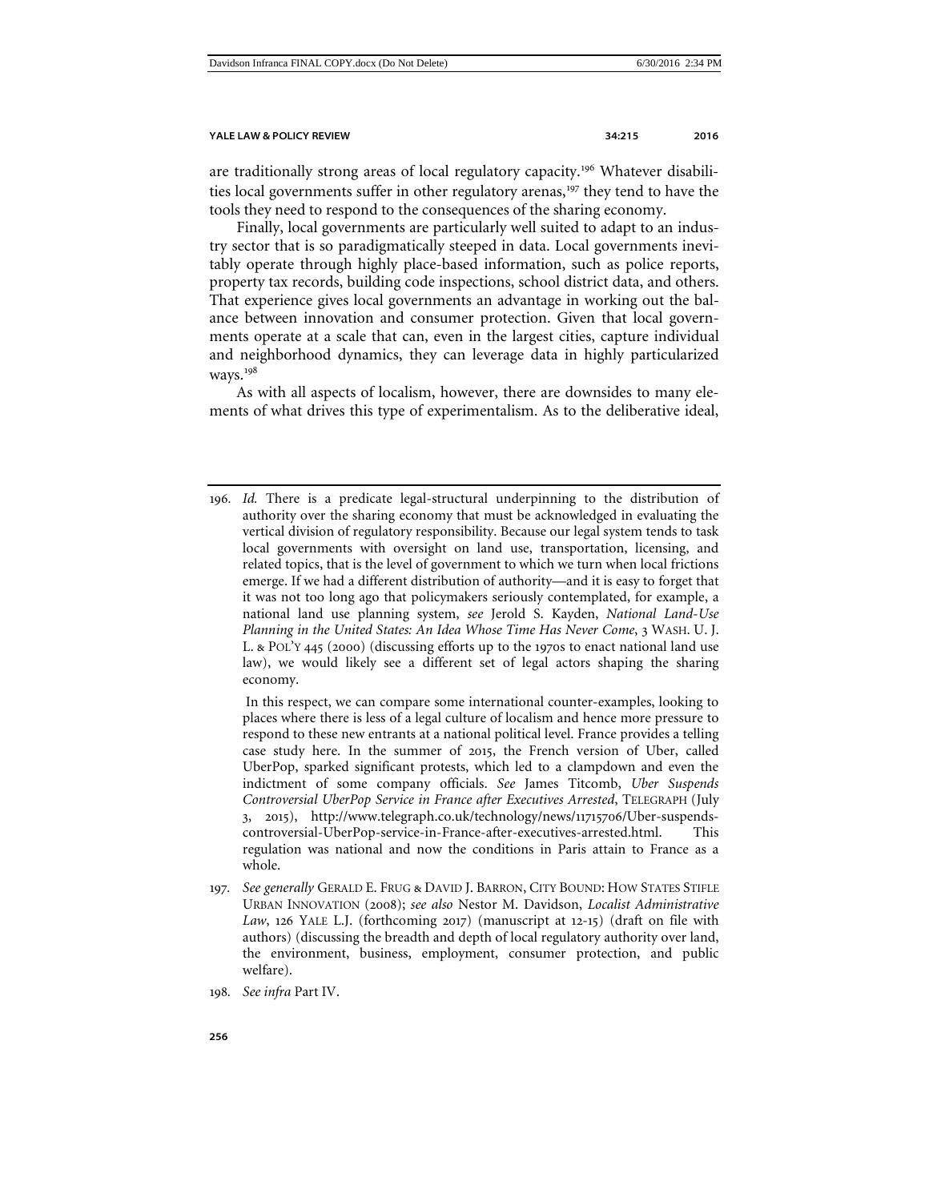are traditionally strong areas of local regulatory capacity.[196] Whatever disabilities local governments suffer in other regulatory arenas,[197] they tend to have the tools they need to respond to the consequences of the sharing economy.

Finally, local governments are particularly well suited to adapt to an industry sector that is so paradigmatically steeped in data. Local governments inevitably operate through highly place-based information, such as police reports, property tax records, building code inspections, school district data, and others. That experience gives local governments an advantage in working out the balance between innovation and consumer protection. Given that local governments operate at a scale that can, even in the largest cities, capture individual and neighborhood dynamics, they can leverage data in highly particularized ways.[198]

As with all aspects of localism, however, there are downsides to many elements of what drives this type of experimentalism. As to the deliberative ideal,

---

196. *Id.* There is a predicate legal-structural underpinning to the distribution of authority over the sharing economy that must be acknowledged in evaluating the vertical division of regulatory responsibility. Because our legal system tends to task local governments with oversight on land use, transportation, licensing, and related topics, that is the level of government to which we turn when local frictions emerge. If we had a different distribution of authority—and it is easy to forget that it was not too long ago that policymakers seriously contemplated, for example, a national land use planning system, *see* Jerold S. Kayden, *National Land-Use Planning in the United States: An Idea Whose Time Has Never Come*, 3 WASH. U. J. L. & POL'Y 445 (2000) (discussing efforts up to the 1970s to enact national land use law), we would likely see a different set of legal actors shaping the sharing economy.

    In this respect, we can compare some international counter-examples, looking to places where there is less of a legal culture of localism and hence more pressure to respond to these new entrants at a national political level. France provides a telling case study here. In the summer of 2015, the French version of Uber, called UberPop, sparked significant protests, which led to a clampdown and even the indictment of some company officials. *See* James Titcomb, *Uber Suspends Controversial UberPop Service in France after Executives Arrested*, TELEGRAPH (July 3, 2015), http://www.telegraph.co.uk/technology/news/11715706/Uber-suspends-controversial-UberPop-service-in-France-after-executives-arrested.html. This regulation was national and now the conditions in Paris attain to France as a whole.

197. *See generally* GERALD E. FRUG & DAVID J. BARRON, CITY BOUND: HOW STATES STIFLE URBAN INNOVATION (2008); *see also* Nestor M. Davidson, *Localist Administrative Law*, 126 YALE L.J. (forthcoming 2017) (manuscript at 12-15) (draft on file with authors) (discussing the breadth and depth of local regulatory authority over land, the environment, business, employment, consumer protection, and public welfare).

198. *See infra* Part IV.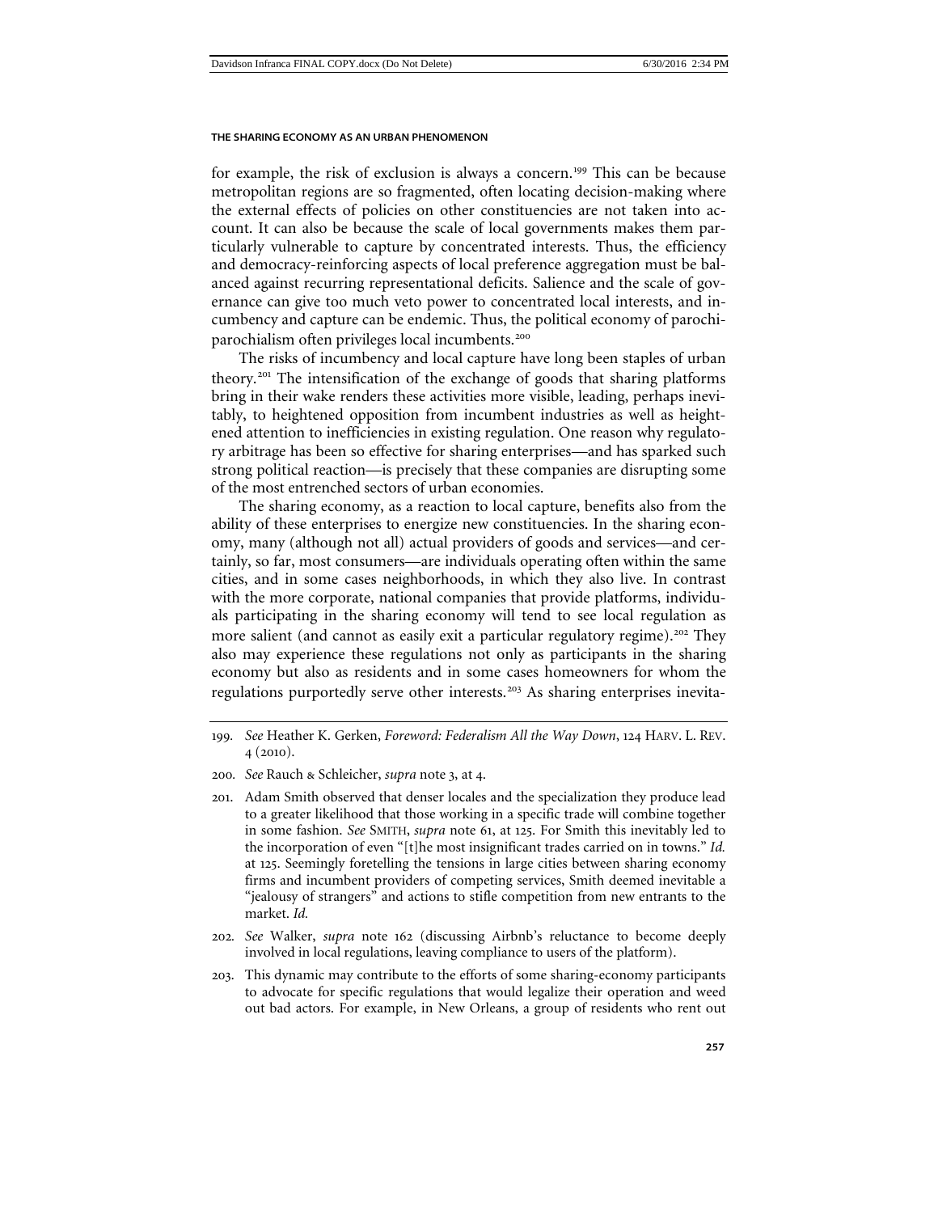for example, the risk of exclusion is always a concern.[199] This can be because metropolitan regions are so fragmented, often locating decision-making where the external effects of policies on other constituencies are not taken into account. It can also be because the scale of local governments makes them particularly vulnerable to capture by concentrated interests. Thus, the efficiency and democracy-reinforcing aspects of local preference aggregation must be balanced against recurring representational deficits. Salience and the scale of governance can give too much veto power to concentrated local interests, and incumbency and capture can be endemic. Thus, the political economy of parochiparochialism often privileges local incumbents.[200]

The risks of incumbency and local capture have long been staples of urban theory.[201] The intensification of the exchange of goods that sharing platforms bring in their wake renders these activities more visible, leading, perhaps inevitably, to heightened opposition from incumbent industries as well as heightened attention to inefficiencies in existing regulation. One reason why regulatory arbitrage has been so effective for sharing enterprises—and has sparked such strong political reaction—is precisely that these companies are disrupting some of the most entrenched sectors of urban economies.

The sharing economy, as a reaction to local capture, benefits also from the ability of these enterprises to energize new constituencies. In the sharing economy, many (although not all) actual providers of goods and services—and certainly, so far, most consumers—are individuals operating often within the same cities, and in some cases neighborhoods, in which they also live. In contrast with the more corporate, national companies that provide platforms, individuals participating in the sharing economy will tend to see local regulation as more salient (and cannot as easily exit a particular regulatory regime).[202] They also may experience these regulations not only as participants in the sharing economy but also as residents and in some cases homeowners for whom the regulations purportedly serve other interests.[203] As sharing enterprises inevita-

199. *See* Heather K. Gerken, *Foreword: Federalism All the Way Down*, 124 HARV. L. REV. 4 (2010).

200. *See* Rauch & Schleicher, *supra* note 3, at 4.

201. Adam Smith observed that denser locales and the specialization they produce lead to a greater likelihood that those working in a specific trade will combine together in some fashion. *See* SMITH, *supra* note 61, at 125. For Smith this inevitably led to the incorporation of even "[t]he most insignificant trades carried on in towns." *Id.* at 125. Seemingly foretelling the tensions in large cities between sharing economy firms and incumbent providers of competing services, Smith deemed inevitable a "jealousy of strangers" and actions to stifle competition from new entrants to the market. *Id.*

202. *See* Walker, *supra* note 162 (discussing Airbnb's reluctance to become deeply involved in local regulations, leaving compliance to users of the platform).

203. This dynamic may contribute to the efforts of some sharing-economy participants to advocate for specific regulations that would legalize their operation and weed out bad actors. For example, in New Orleans, a group of residents who rent out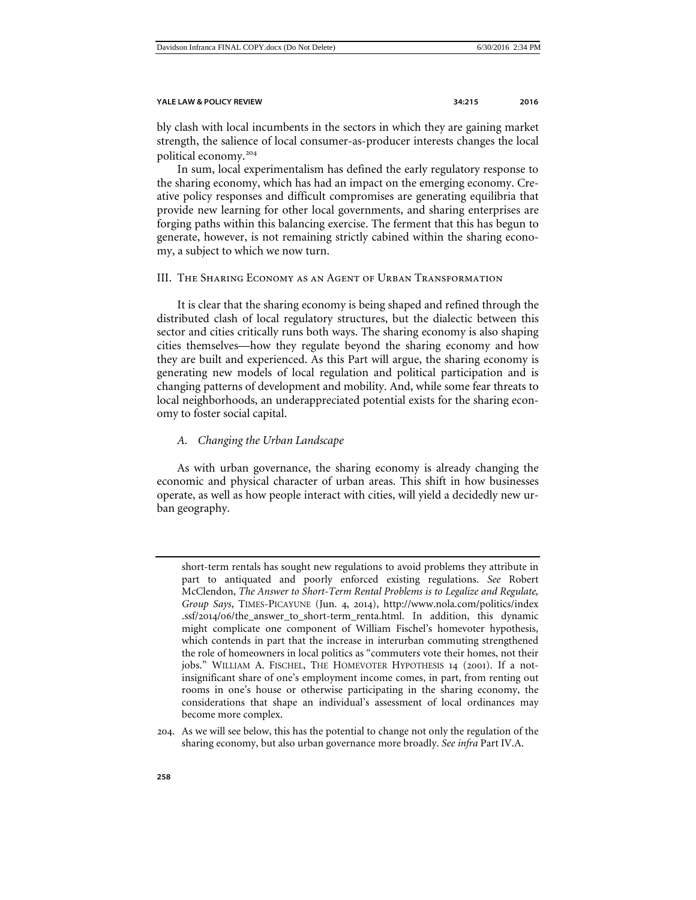bly clash with local incumbents in the sectors in which they are gaining market strength, the salience of local consumer-as-producer interests changes the local political economy.[204]

In sum, local experimentalism has defined the early regulatory response to the sharing economy, which has had an impact on the emerging economy. Creative policy responses and difficult compromises are generating equilibria that provide new learning for other local governments, and sharing enterprises are forging paths within this balancing exercise. The ferment that this has begun to generate, however, is not remaining strictly cabined within the sharing economy, a subject to which we now turn.

## III. The Sharing Economy as an Agent of Urban Transformation

It is clear that the sharing economy is being shaped and refined through the distributed clash of local regulatory structures, but the dialectic between this sector and cities critically runs both ways. The sharing economy is also shaping cities themselves—how they regulate beyond the sharing economy and how they are built and experienced. As this Part will argue, the sharing economy is generating new models of local regulation and political participation and is changing patterns of development and mobility. And, while some fear threats to local neighborhoods, an underappreciated potential exists for the sharing economy to foster social capital.

### *A. Changing the Urban Landscape*

As with urban governance, the sharing economy is already changing the economic and physical character of urban areas. This shift in how businesses operate, as well as how people interact with cities, will yield a decidedly new urban geography.

---

short-term rentals has sought new regulations to avoid problems they attribute in part to antiquated and poorly enforced existing regulations. *See* Robert McClendon, *The Answer to Short-Term Rental Problems is to Legalize and Regulate, Group Says*, TIMES-PICAYUNE (Jun. 4, 2014), http://www.nola.com/politics/index.ssf/2014/06/the_answer_to_short-term_renta.html. In addition, this dynamic might complicate one component of William Fischel's homevoter hypothesis, which contends in part that the increase in interurban commuting strengthened the role of homeowners in local politics as "commuters vote their homes, not their jobs." WILLIAM A. FISCHEL, THE HOMEVOTER HYPOTHESIS 14 (2001). If a not-insignificant share of one's employment income comes, in part, from renting out rooms in one's house or otherwise participating in the sharing economy, the considerations that shape an individual's assessment of local ordinances may become more complex.

204. As we will see below, this has the potential to change not only the regulation of the sharing economy, but also urban governance more broadly. *See infra* Part IV.A.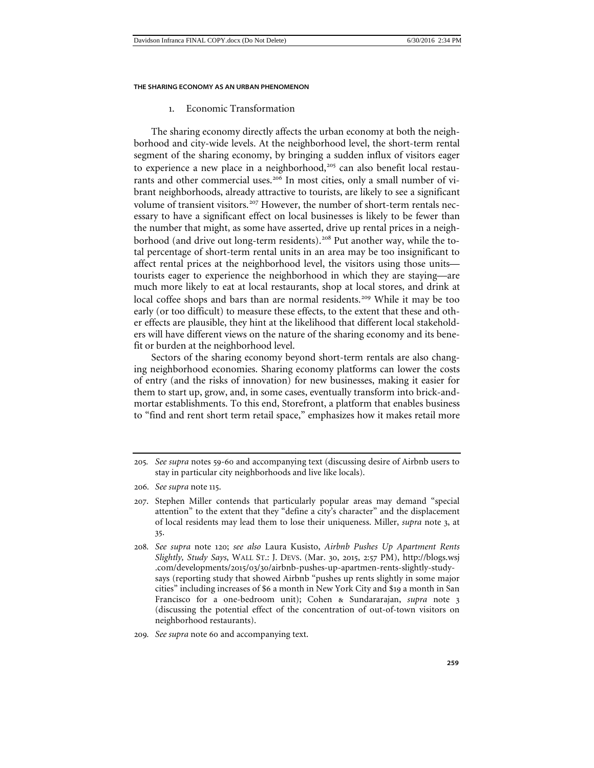### 1. Economic Transformation

The sharing economy directly affects the urban economy at both the neighborhood and city-wide levels. At the neighborhood level, the short-term rental segment of the sharing economy, by bringing a sudden influx of visitors eager to experience a new place in a neighborhood,[205] can also benefit local restaurants and other commercial uses.[206] In most cities, only a small number of vibrant neighborhoods, already attractive to tourists, are likely to see a significant volume of transient visitors.[207] However, the number of short-term rentals necessary to have a significant effect on local businesses is likely to be fewer than the number that might, as some have asserted, drive up rental prices in a neighborhood (and drive out long-term residents).[208] Put another way, while the total percentage of short-term rental units in an area may be too insignificant to affect rental prices at the neighborhood level, the visitors using those units—tourists eager to experience the neighborhood in which they are staying—are much more likely to eat at local restaurants, shop at local stores, and drink at local coffee shops and bars than are normal residents.[209] While it may be too early (or too difficult) to measure these effects, to the extent that these and other effects are plausible, they hint at the likelihood that different local stakeholders will have different views on the nature of the sharing economy and its benefit or burden at the neighborhood level.

Sectors of the sharing economy beyond short-term rentals are also changing neighborhood economies. Sharing economy platforms can lower the costs of entry (and the risks of innovation) for new businesses, making it easier for them to start up, grow, and, in some cases, eventually transform into brick-and-mortar establishments. To this end, Storefront, a platform that enables business to "find and rent short term retail space," emphasizes how it makes retail more

---

205. *See supra* notes 59-60 and accompanying text (discussing desire of Airbnb users to stay in particular city neighborhoods and live like locals).

206. *See supra* note 115.

207. Stephen Miller contends that particularly popular areas may demand "special attention" to the extent that they "define a city's character" and the displacement of local residents may lead them to lose their uniqueness. Miller, *supra* note 3, at 35.

208. *See supra* note 120; *see also* Laura Kusisto, *Airbnb Pushes Up Apartment Rents Slightly, Study Says*, WALL ST.: J. DEVS. (Mar. 30, 2015, 2:57 PM), http://blogs.wsj.com/developments/2015/03/30/airbnb-pushes-up-apartmen-rents-slightly-study-says (reporting study that showed Airbnb "pushes up rents slightly in some major cities" including increases of $6 a month in New York City and $19 a month in San Francisco for a one-bedroom unit); Cohen & Sundararajan, *supra* note 3 (discussing the potential effect of the concentration of out-of-town visitors on neighborhood restaurants).

209. *See supra* note 60 and accompanying text.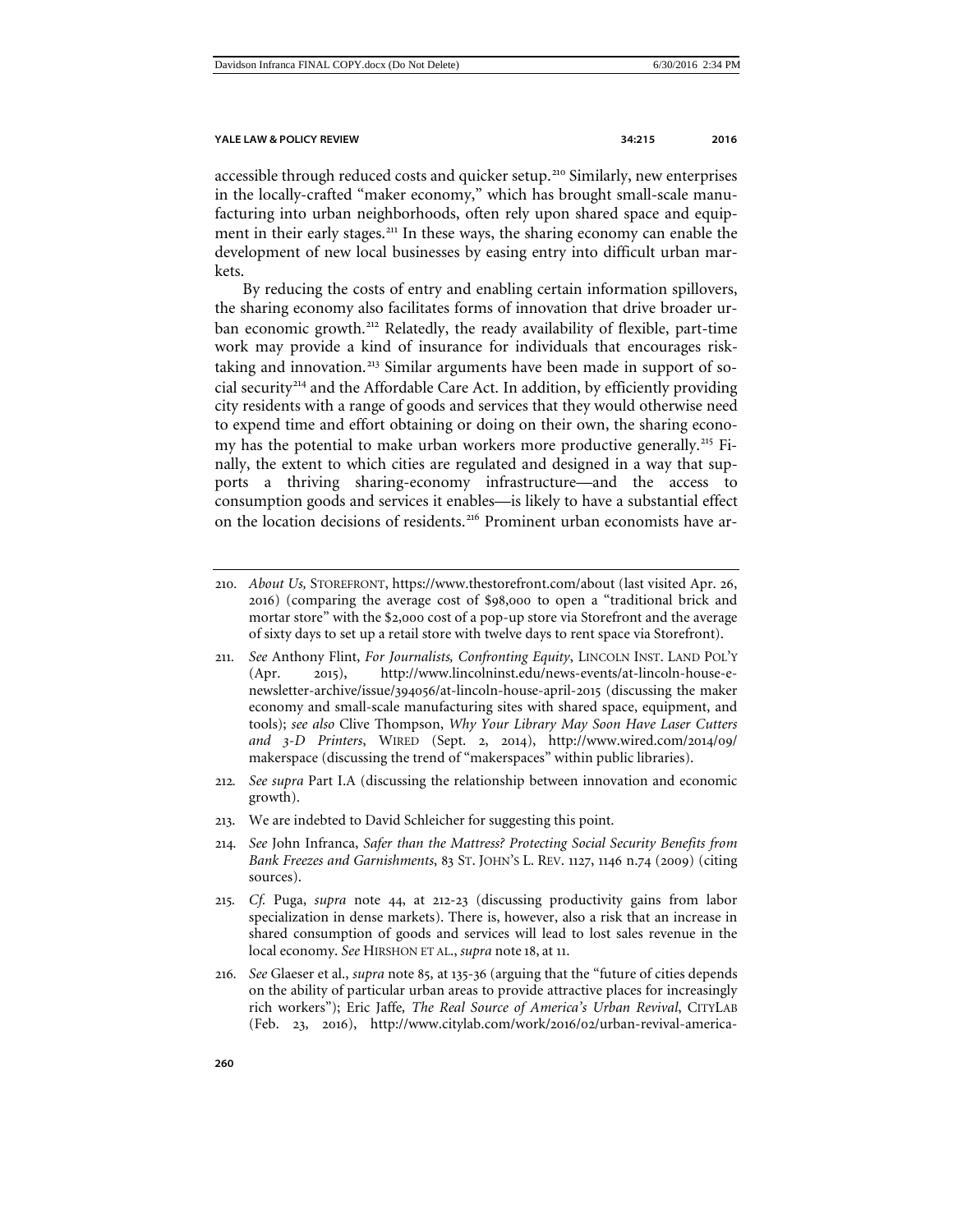accessible through reduced costs and quicker setup.[210] Similarly, new enterprises in the locally-crafted "maker economy," which has brought small-scale manufacturing into urban neighborhoods, often rely upon shared space and equipment in their early stages.[211] In these ways, the sharing economy can enable the development of new local businesses by easing entry into difficult urban markets.

By reducing the costs of entry and enabling certain information spillovers, the sharing economy also facilitates forms of innovation that drive broader urban economic growth.[212] Relatedly, the ready availability of flexible, part-time work may provide a kind of insurance for individuals that encourages risk-taking and innovation.[213] Similar arguments have been made in support of social security[214] and the Affordable Care Act. In addition, by efficiently providing city residents with a range of goods and services that they would otherwise need to expend time and effort obtaining or doing on their own, the sharing economy has the potential to make urban workers more productive generally.[215] Finally, the extent to which cities are regulated and designed in a way that supports a thriving sharing-economy infrastructure—and the access to consumption goods and services it enables—is likely to have a substantial effect on the location decisions of residents.[216] Prominent urban economists have ar-

---

210. *About Us,* STOREFRONT, https://www.thestorefront.com/about (last visited Apr. 26, 2016) (comparing the average cost of $98,000 to open a "traditional brick and mortar store" with the $2,000 cost of a pop-up store via Storefront and the average of sixty days to set up a retail store with twelve days to rent space via Storefront).

211. *See* Anthony Flint, *For Journalists, Confronting Equity*, LINCOLN INST. LAND POL'Y (Apr. 2015), http://www.lincolninst.edu/news-events/at-lincoln-house-e-newsletter-archive/issue/394056/at-lincoln-house-april-2015 (discussing the maker economy and small-scale manufacturing sites with shared space, equipment, and tools); *see also* Clive Thompson, *Why Your Library May Soon Have Laser Cutters and 3-D Printers*, WIRED (Sept. 2, 2014), http://www.wired.com/2014/09/makerspace (discussing the trend of "makerspaces" within public libraries).

212. *See supra* Part I.A (discussing the relationship between innovation and economic growth).

213. We are indebted to David Schleicher for suggesting this point.

214. *See* John Infranca, *Safer than the Mattress? Protecting Social Security Benefits from Bank Freezes and Garnishments*, 83 ST. JOHN'S L. REV. 1127, 1146 n.74 (2009) (citing sources).

215. *Cf.* Puga, *supra* note 44, at 212-23 (discussing productivity gains from labor specialization in dense markets). There is, however, also a risk that an increase in shared consumption of goods and services will lead to lost sales revenue in the local economy. *See* HIRSHON ET AL., *supra* note 18, at 11.

216. *See* Glaeser et al., *supra* note 85, at 135-36 (arguing that the "future of cities depends on the ability of particular urban areas to provide attractive places for increasingly rich workers"); Eric Jaffe, *The Real Source of America's Urban Revival*, CITYLAB (Feb. 23, 2016), http://www.citylab.com/work/2016/02/urban-revival-america-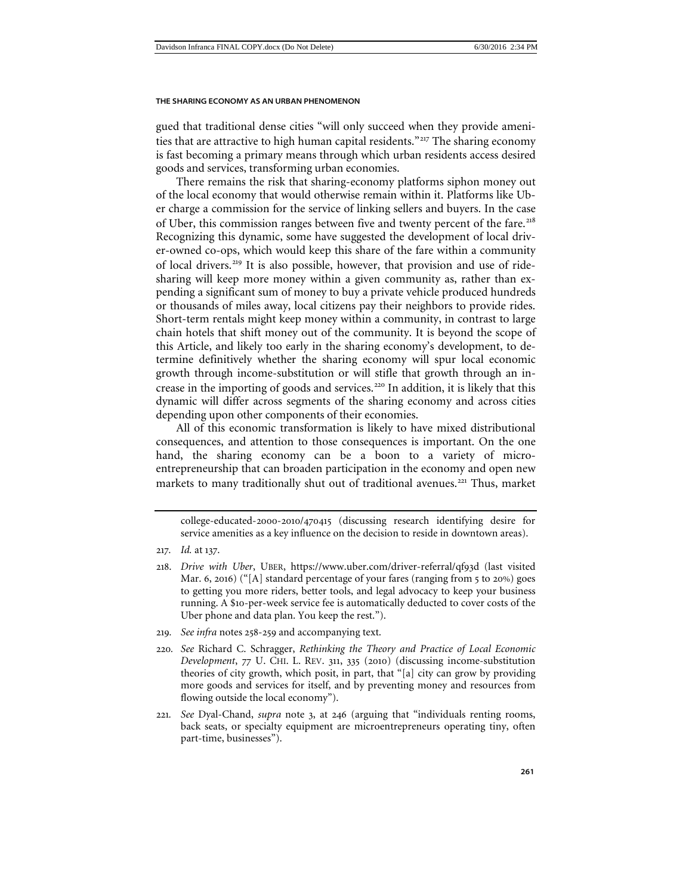gued that traditional dense cities "will only succeed when they provide amenities that are attractive to high human capital residents."[217] The sharing economy is fast becoming a primary means through which urban residents access desired goods and services, transforming urban economies.

There remains the risk that sharing-economy platforms siphon money out of the local economy that would otherwise remain within it. Platforms like Uber charge a commission for the service of linking sellers and buyers. In the case of Uber, this commission ranges between five and twenty percent of the fare.[218] Recognizing this dynamic, some have suggested the development of local driver-owned co-ops, which would keep this share of the fare within a community of local drivers.[219] It is also possible, however, that provision and use of ride-sharing will keep more money within a given community as, rather than expending a significant sum of money to buy a private vehicle produced hundreds or thousands of miles away, local citizens pay their neighbors to provide rides. Short-term rentals might keep money within a community, in contrast to large chain hotels that shift money out of the community. It is beyond the scope of this Article, and likely too early in the sharing economy's development, to determine definitively whether the sharing economy will spur local economic growth through income-substitution or will stifle that growth through an increase in the importing of goods and services.[220] In addition, it is likely that this dynamic will differ across segments of the sharing economy and across cities depending upon other components of their economies.

All of this economic transformation is likely to have mixed distributional consequences, and attention to those consequences is important. On the one hand, the sharing economy can be a boon to a variety of microentrepreneurship that can broaden participation in the economy and open new markets to many traditionally shut out of traditional avenues.[221] Thus, market

---

college-educated-2000-2010/470415 (discussing research identifying desire for service amenities as a key influence on the decision to reside in downtown areas).

217. *Id.* at 137.

218. *Drive with Uber*, UBER, https://www.uber.com/driver-referral/qf93d (last visited Mar. 6, 2016) ("[A] standard percentage of your fares (ranging from 5 to 20%) goes to getting you more riders, better tools, and legal advocacy to keep your business running. A $10-per-week service fee is automatically deducted to cover costs of the Uber phone and data plan. You keep the rest.").

219. *See infra* notes 258-259 and accompanying text.

220. *See* Richard C. Schragger, *Rethinking the Theory and Practice of Local Economic Development*, 77 U. CHI. L. REV. 311, 335 (2010) (discussing income-substitution theories of city growth, which posit, in part, that "[a] city can grow by providing more goods and services for itself, and by preventing money and resources from flowing outside the local economy").

221. *See* Dyal-Chand, *supra* note 3, at 246 (arguing that "individuals renting rooms, back seats, or specialty equipment are microentrepreneurs operating tiny, often part-time, businesses").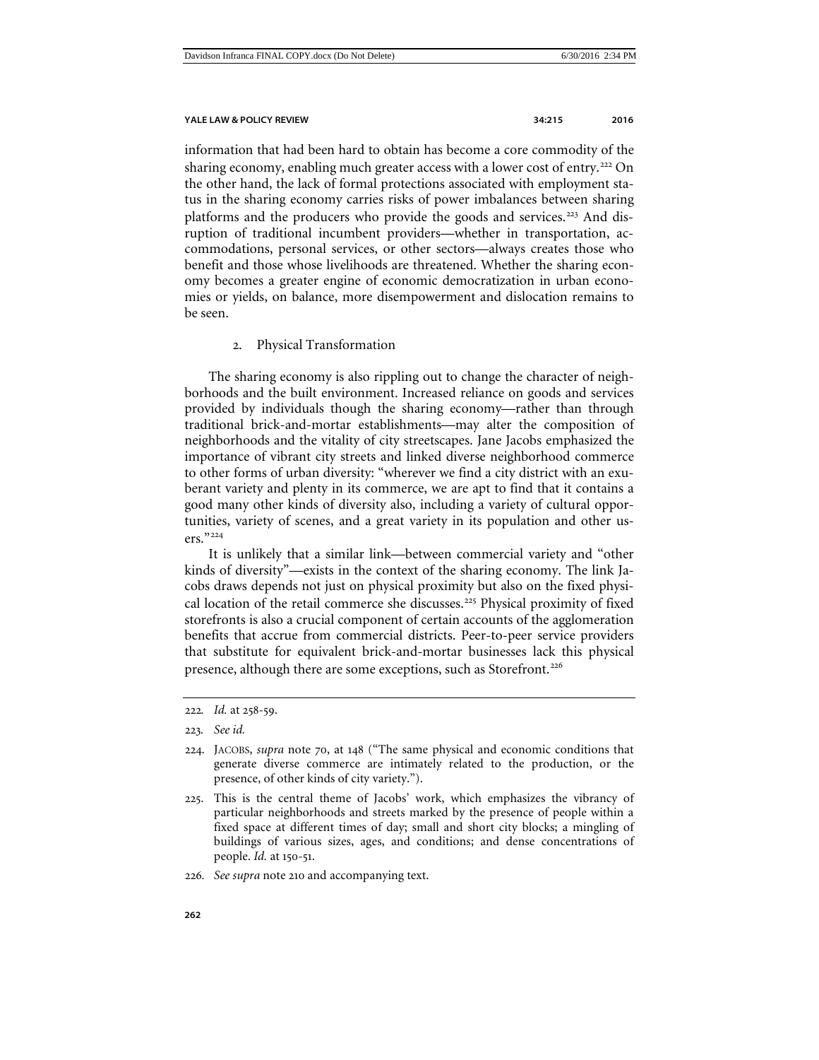information that had been hard to obtain has become a core commodity of the sharing economy, enabling much greater access with a lower cost of entry.[222] On the other hand, the lack of formal protections associated with employment status in the sharing economy carries risks of power imbalances between sharing platforms and the producers who provide the goods and services.[223] And disruption of traditional incumbent providers—whether in transportation, accommodations, personal services, or other sectors—always creates those who benefit and those whose livelihoods are threatened. Whether the sharing economy becomes a greater engine of economic democratization in urban economies or yields, on balance, more disempowerment and dislocation remains to be seen.

### 2. Physical Transformation

The sharing economy is also rippling out to change the character of neighborhoods and the built environment. Increased reliance on goods and services provided by individuals though the sharing economy—rather than through traditional brick-and-mortar establishments—may alter the composition of neighborhoods and the vitality of city streetscapes. Jane Jacobs emphasized the importance of vibrant city streets and linked diverse neighborhood commerce to other forms of urban diversity: "wherever we find a city district with an exuberant variety and plenty in its commerce, we are apt to find that it contains a good many other kinds of diversity also, including a variety of cultural opportunities, variety of scenes, and a great variety in its population and other users."[224]

It is unlikely that a similar link—between commercial variety and "other kinds of diversity"—exists in the context of the sharing economy. The link Jacobs draws depends not just on physical proximity but also on the fixed physical location of the retail commerce she discusses.[225] Physical proximity of fixed storefronts is also a crucial component of certain accounts of the agglomeration benefits that accrue from commercial districts. Peer-to-peer service providers that substitute for equivalent brick-and-mortar businesses lack this physical presence, although there are some exceptions, such as Storefront.[226]

---

222. *Id.* at 258-59.

223. *See id.*

224. JACOBS, *supra* note 70, at 148 ("The same physical and economic conditions that generate diverse commerce are intimately related to the production, or the presence, of other kinds of city variety.").

225. This is the central theme of Jacobs' work, which emphasizes the vibrancy of particular neighborhoods and streets marked by the presence of people within a fixed space at different times of day; small and short city blocks; a mingling of buildings of various sizes, ages, and conditions; and dense concentrations of people. *Id.* at 150-51.

226. *See supra* note 210 and accompanying text.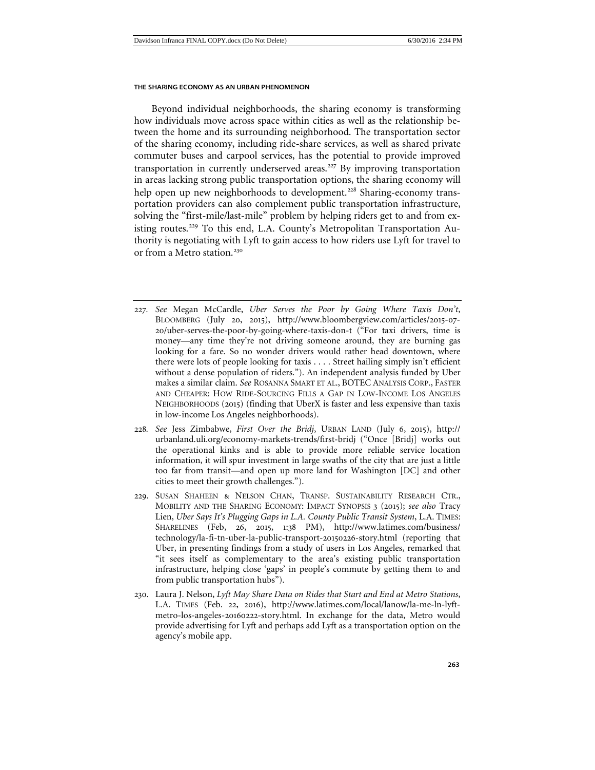Beyond individual neighborhoods, the sharing economy is transforming how individuals move across space within cities as well as the relationship between the home and its surrounding neighborhood. The transportation sector of the sharing economy, including ride-share services, as well as shared private commuter buses and carpool services, has the potential to provide improved transportation in currently underserved areas.[227] By improving transportation in areas lacking strong public transportation options, the sharing economy will help open up new neighborhoods to development.[228] Sharing-economy transportation providers can also complement public transportation infrastructure, solving the "first-mile/last-mile" problem by helping riders get to and from existing routes.[229] To this end, L.A. County's Metropolitan Transportation Authority is negotiating with Lyft to gain access to how riders use Lyft for travel to or from a Metro station.[230]

---

227. *See* Megan McCardle, *Uber Serves the Poor by Going Where Taxis Don't*, BLOOMBERG (July 20, 2015), http://www.bloombergview.com/articles/2015-07-20/uber-serves-the-poor-by-going-where-taxis-don-t ("For taxi drivers, time is money—any time they're not driving someone around, they are burning gas looking for a fare. So no wonder drivers would rather head downtown, where there were lots of people looking for taxis . . . . Street hailing simply isn't efficient without a dense population of riders."). An independent analysis funded by Uber makes a similar claim. *See* ROSANNA SMART ET AL., BOTEC ANALYSIS CORP., FASTER AND CHEAPER: HOW RIDE-SOURCING FILLS A GAP IN LOW-INCOME LOS ANGELES NEIGHBORHOODS (2015) (finding that UberX is faster and less expensive than taxis in low-income Los Angeles neighborhoods).

228. *See* Jess Zimbabwe, *First Over the Bridj*, URBAN LAND (July 6, 2015), http://urbanland.uli.org/economy-markets-trends/first-bridj ("Once [Bridj] works out the operational kinks and is able to provide more reliable service location information, it will spur investment in large swaths of the city that are just a little too far from transit—and open up more land for Washington [DC] and other cities to meet their growth challenges.").

229. SUSAN SHAHEEN & NELSON CHAN, TRANSP. SUSTAINABILITY RESEARCH CTR., MOBILITY AND THE SHARING ECONOMY: IMPACT SYNOPSIS 3 (2015); *see also* Tracy Lien, *Uber Says It's Plugging Gaps in L.A. County Public Transit System*, L.A. TIMES: SHARELINES (Feb, 26, 2015, 1:38 PM), http://www.latimes.com/business/technology/la-fi-tn-uber-la-public-transport-20150226-story.html (reporting that Uber, in presenting findings from a study of users in Los Angeles, remarked that "it sees itself as complementary to the area's existing public transportation infrastructure, helping close 'gaps' in people's commute by getting them to and from public transportation hubs").

230. Laura J. Nelson, *Lyft May Share Data on Rides that Start and End at Metro Stations*, L.A. TIMES (Feb. 22, 2016), http://www.latimes.com/local/lanow/la-me-ln-lyft-metro-los-angeles-20160222-story.html. In exchange for the data, Metro would provide advertising for Lyft and perhaps add Lyft as a transportation option on the agency's mobile app.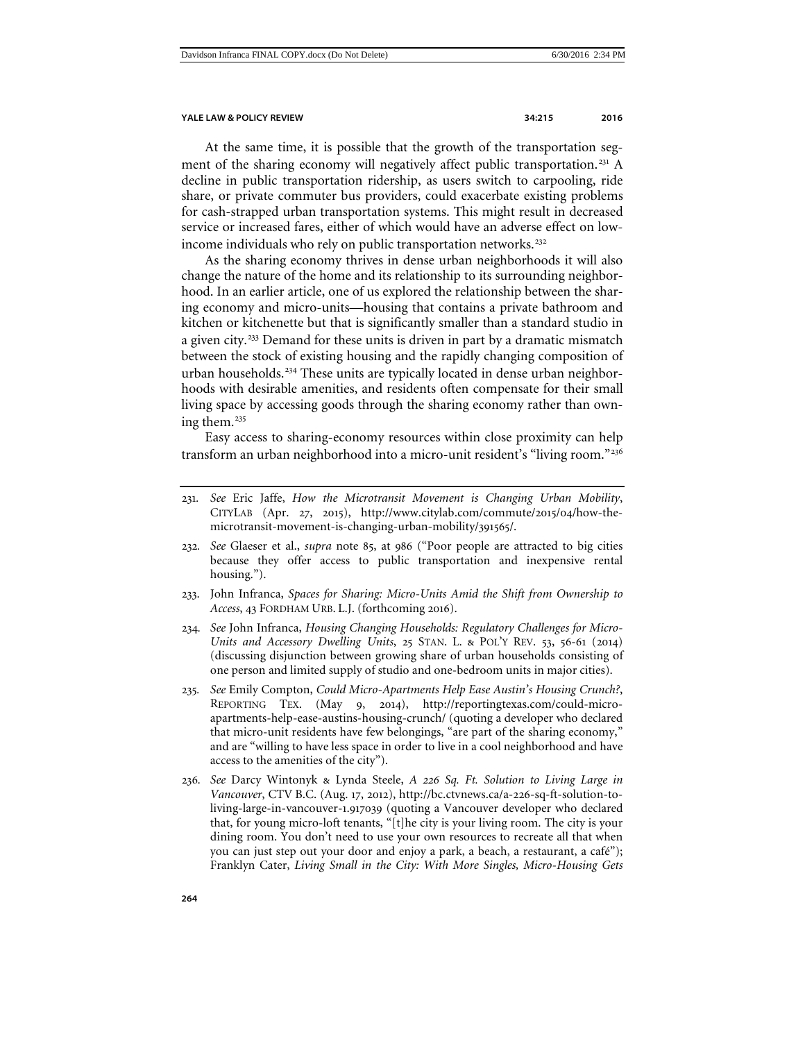At the same time, it is possible that the growth of the transportation segment of the sharing economy will negatively affect public transportation.[231] A decline in public transportation ridership, as users switch to carpooling, ride share, or private commuter bus providers, could exacerbate existing problems for cash-strapped urban transportation systems. This might result in decreased service or increased fares, either of which would have an adverse effect on low-income individuals who rely on public transportation networks.[232]

As the sharing economy thrives in dense urban neighborhoods it will also change the nature of the home and its relationship to its surrounding neighborhood. In an earlier article, one of us explored the relationship between the sharing economy and micro-units—housing that contains a private bathroom and kitchen or kitchenette but that is significantly smaller than a standard studio in a given city.[233] Demand for these units is driven in part by a dramatic mismatch between the stock of existing housing and the rapidly changing composition of urban households.[234] These units are typically located in dense urban neighborhoods with desirable amenities, and residents often compensate for their small living space by accessing goods through the sharing economy rather than owning them.[235]

Easy access to sharing-economy resources within close proximity can help transform an urban neighborhood into a micro-unit resident's "living room."[236]

---

231. *See* Eric Jaffe, *How the Microtransit Movement is Changing Urban Mobility*, CITYLAB (Apr. 27, 2015), http://www.citylab.com/commute/2015/04/how-the-microtransit-movement-is-changing-urban-mobility/391565/.

232. *See* Glaeser et al., *supra* note 85, at 986 ("Poor people are attracted to big cities because they offer access to public transportation and inexpensive rental housing.").

233. John Infranca, *Spaces for Sharing: Micro-Units Amid the Shift from Ownership to Access*, 43 FORDHAM URB. L.J. (forthcoming 2016).

234. *See* John Infranca, *Housing Changing Households: Regulatory Challenges for Micro-Units and Accessory Dwelling Units*, 25 STAN. L. & POL'Y REV. 53, 56-61 (2014) (discussing disjunction between growing share of urban households consisting of one person and limited supply of studio and one-bedroom units in major cities).

235. *See* Emily Compton, *Could Micro-Apartments Help Ease Austin's Housing Crunch?*, REPORTING TEX. (May 9, 2014), http://reportingtexas.com/could-micro-apartments-help-ease-austins-housing-crunch/ (quoting a developer who declared that micro-unit residents have few belongings, "are part of the sharing economy," and are "willing to have less space in order to live in a cool neighborhood and have access to the amenities of the city").

236. *See* Darcy Wintonyk & Lynda Steele, *A 226 Sq. Ft. Solution to Living Large in Vancouver*, CTV B.C. (Aug. 17, 2012), http://bc.ctvnews.ca/a-226-sq-ft-solution-to-living-large-in-vancouver-1.917039 (quoting a Vancouver developer who declared that, for young micro-loft tenants, "[t]he city is your living room. The city is your dining room. You don't need to use your own resources to recreate all that when you can just step out your door and enjoy a park, a beach, a restaurant, a café"); Franklyn Cater, *Living Small in the City: With More Singles, Micro-Housing Gets*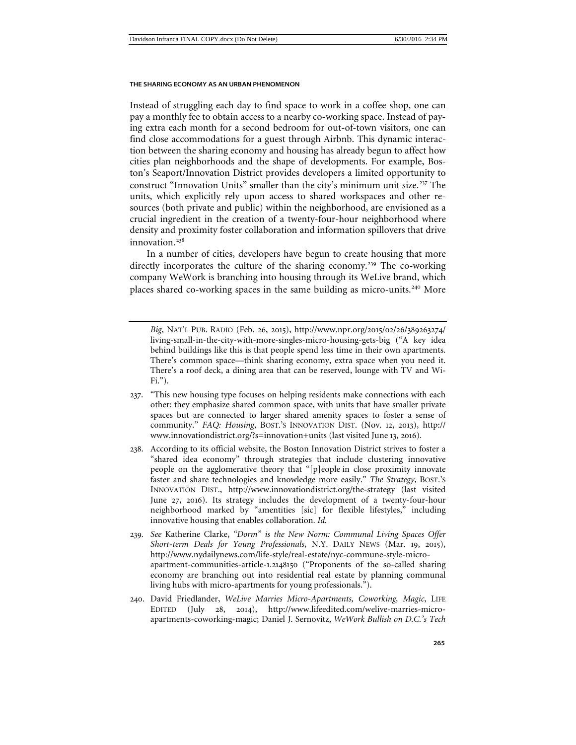Instead of struggling each day to find space to work in a coffee shop, one can pay a monthly fee to obtain access to a nearby co-working space. Instead of paying extra each month for a second bedroom for out-of-town visitors, one can find close accommodations for a guest through Airbnb. This dynamic interaction between the sharing economy and housing has already begun to affect how cities plan neighborhoods and the shape of developments. For example, Boston's Seaport/Innovation District provides developers a limited opportunity to construct "Innovation Units" smaller than the city's minimum unit size.[237] The units, which explicitly rely upon access to shared workspaces and other resources (both private and public) within the neighborhood, are envisioned as a crucial ingredient in the creation of a twenty-four-hour neighborhood where density and proximity foster collaboration and information spillovers that drive innovation.[238]

In a number of cities, developers have begun to create housing that more directly incorporates the culture of the sharing economy.[239] The co-working company WeWork is branching into housing through its WeLive brand, which places shared co-working spaces in the same building as micro-units.[240] More

---

*Big*, NAT'L PUB. RADIO (Feb. 26, 2015), http://www.npr.org/2015/02/26/389263274/living-small-in-the-city-with-more-singles-micro-housing-gets-big ("A key idea behind buildings like this is that people spend less time in their own apartments. There's common space—think sharing economy, extra space when you need it. There's a roof deck, a dining area that can be reserved, lounge with TV and Wi-Fi.").

237. "This new housing type focuses on helping residents make connections with each other: they emphasize shared common space, with units that have smaller private spaces but are connected to larger shared amenity spaces to foster a sense of community." *FAQ: Housing*, BOST.'S INNOVATION DIST. (Nov. 12, 2013), http://www.innovationdistrict.org/?s=innovation+units (last visited June 13, 2016).

238. According to its official website, the Boston Innovation District strives to foster a "shared idea economy" through strategies that include clustering innovative people on the agglomerative theory that "[p]eople in close proximity innovate faster and share technologies and knowledge more easily." *The Strategy*, BOST.'S INNOVATION DIST., http://www.innovationdistrict.org/the-strategy (last visited June 27, 2016). Its strategy includes the development of a twenty-four-hour neighborhood marked by "amentities [sic] for flexible lifestyles," including innovative housing that enables collaboration. *Id.*

239. *See* Katherine Clarke, *"Dorm" is the New Norm: Communal Living Spaces Offer Short-term Deals for Young Professionals*, N.Y. DAILY NEWS (Mar. 19, 2015), http://www.nydailynews.com/life-style/real-estate/nyc-commune-style-micro-apartment-communities-article-1.2148150 ("Proponents of the so-called sharing economy are branching out into residential real estate by planning communal living hubs with micro-apartments for young professionals.").

240. David Friedlander, *WeLive Marries Micro-Apartments, Coworking, Magic*, LIFE EDITED (July 28, 2014), http://www.lifeedited.com/welive-marries-micro-apartments-coworking-magic; Daniel J. Sernovitz, *WeWork Bullish on D.C.'s Tech*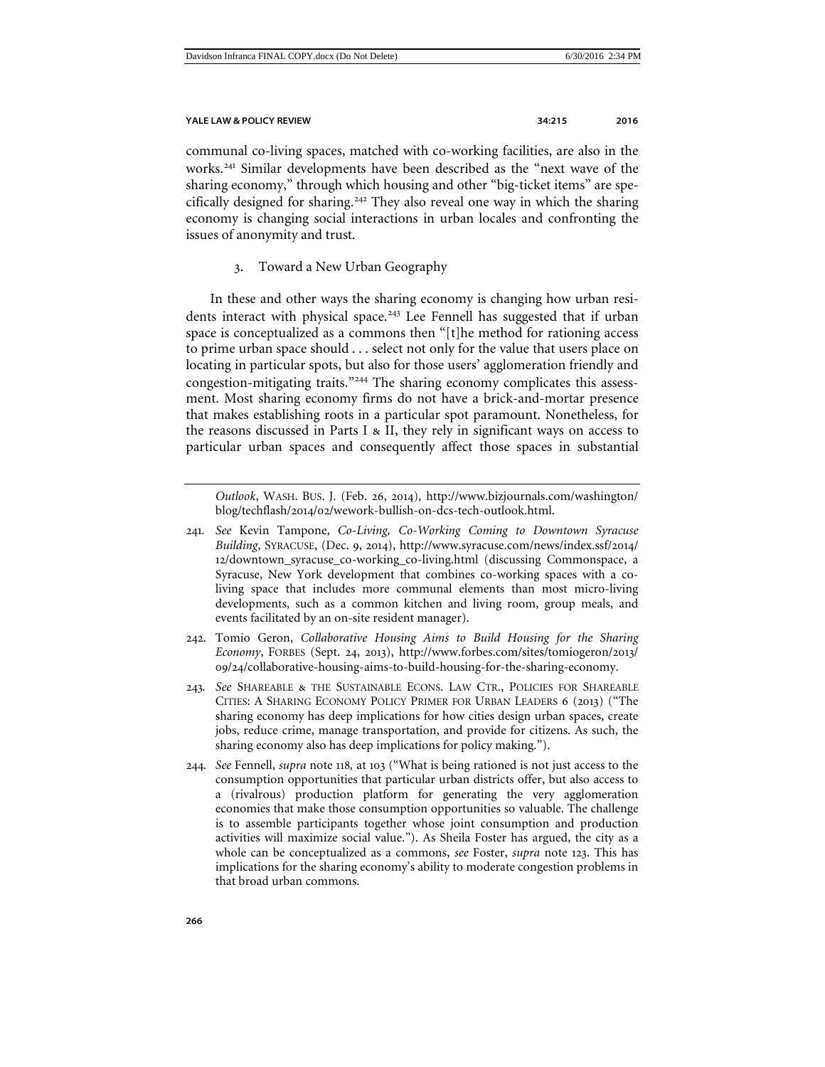communal co-living spaces, matched with co-working facilities, are also in the works.[241] Similar developments have been described as the "next wave of the sharing economy," through which housing and other "big-ticket items" are specifically designed for sharing.[242] They also reveal one way in which the sharing economy is changing social interactions in urban locales and confronting the issues of anonymity and trust.

### 3. Toward a New Urban Geography

In these and other ways the sharing economy is changing how urban residents interact with physical space.[243] Lee Fennell has suggested that if urban space is conceptualized as a commons then "[t]he method for rationing access to prime urban space should . . . select not only for the value that users place on locating in particular spots, but also for those users' agglomeration friendly and congestion-mitigating traits."[244] The sharing economy complicates this assessment. Most sharing economy firms do not have a brick-and-mortar presence that makes establishing roots in a particular spot paramount. Nonetheless, for the reasons discussed in Parts I & II, they rely in significant ways on access to particular urban spaces and consequently affect those spaces in substantial

---

*Outlook*, WASH. BUS. J. (Feb. 26, 2014), http://www.bizjournals.com/washington/blog/techflash/2014/02/wework-bullish-on-dcs-tech-outlook.html.

241. *See* Kevin Tampone, *Co-Living, Co-Working Coming to Downtown Syracuse Building*, SYRACUSE, (Dec. 9, 2014), http://www.syracuse.com/news/index.ssf/2014/12/downtown_syracuse_co-working_co-living.html (discussing Commonspace, a Syracuse, New York development that combines co-working spaces with a co-living space that includes more communal elements than most micro-living developments, such as a common kitchen and living room, group meals, and events facilitated by an on-site resident manager).

242. Tomio Geron, *Collaborative Housing Aims to Build Housing for the Sharing Economy*, FORBES (Sept. 24, 2013), http://www.forbes.com/sites/tomiogeron/2013/09/24/collaborative-housing-aims-to-build-housing-for-the-sharing-economy.

243. *See* SHAREABLE & THE SUSTAINABLE ECONS. LAW CTR., POLICIES FOR SHAREABLE CITIES: A SHARING ECONOMY POLICY PRIMER FOR URBAN LEADERS 6 (2013) ("The sharing economy has deep implications for how cities design urban spaces, create jobs, reduce crime, manage transportation, and provide for citizens. As such, the sharing economy also has deep implications for policy making.").

244. *See* Fennell, *supra* note 118, at 103 ("What is being rationed is not just access to the consumption opportunities that particular urban districts offer, but also access to a (rivalrous) production platform for generating the very agglomeration economies that make those consumption opportunities so valuable. The challenge is to assemble participants together whose joint consumption and production activities will maximize social value."). As Sheila Foster has argued, the city as a whole can be conceptualized as a commons, *see* Foster, *supra* note 123. This has implications for the sharing economy's ability to moderate congestion problems in that broad urban commons.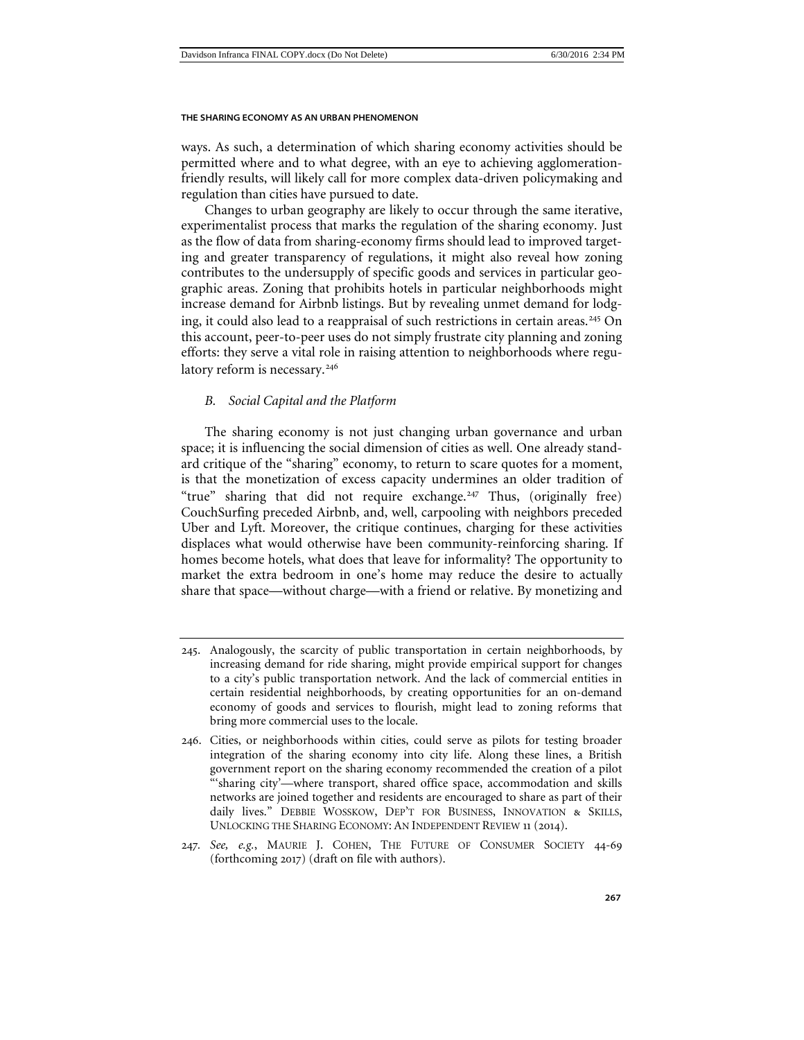ways. As such, a determination of which sharing economy activities should be permitted where and to what degree, with an eye to achieving agglomeration-friendly results, will likely call for more complex data-driven policymaking and regulation than cities have pursued to date.

Changes to urban geography are likely to occur through the same iterative, experimentalist process that marks the regulation of the sharing economy. Just as the flow of data from sharing-economy firms should lead to improved targeting and greater transparency of regulations, it might also reveal how zoning contributes to the undersupply of specific goods and services in particular geographic areas. Zoning that prohibits hotels in particular neighborhoods might increase demand for Airbnb listings. But by revealing unmet demand for lodging, it could also lead to a reappraisal of such restrictions in certain areas.[245] On this account, peer-to-peer uses do not simply frustrate city planning and zoning efforts: they serve a vital role in raising attention to neighborhoods where regulatory reform is necessary.[246]

### *B. Social Capital and the Platform*

The sharing economy is not just changing urban governance and urban space; it is influencing the social dimension of cities as well. One already standard critique of the "sharing" economy, to return to scare quotes for a moment, is that the monetization of excess capacity undermines an older tradition of "true" sharing that did not require exchange.[247] Thus, (originally free) CouchSurfing preceded Airbnb, and, well, carpooling with neighbors preceded Uber and Lyft. Moreover, the critique continues, charging for these activities displaces what would otherwise have been community-reinforcing sharing. If homes become hotels, what does that leave for informality? The opportunity to market the extra bedroom in one's home may reduce the desire to actually share that space—without charge—with a friend or relative. By monetizing and

---

245. Analogously, the scarcity of public transportation in certain neighborhoods, by increasing demand for ride sharing, might provide empirical support for changes to a city's public transportation network. And the lack of commercial entities in certain residential neighborhoods, by creating opportunities for an on-demand economy of goods and services to flourish, might lead to zoning reforms that bring more commercial uses to the locale.

246. Cities, or neighborhoods within cities, could serve as pilots for testing broader integration of the sharing economy into city life. Along these lines, a British government report on the sharing economy recommended the creation of a pilot "'sharing city'—where transport, shared office space, accommodation and skills networks are joined together and residents are encouraged to share as part of their daily lives." DEBBIE WOSSKOW, DEP'T FOR BUSINESS, INNOVATION & SKILLS, UNLOCKING THE SHARING ECONOMY: AN INDEPENDENT REVIEW 11 (2014).

247. *See, e.g.*, MAURIE J. COHEN, THE FUTURE OF CONSUMER SOCIETY 44-69 (forthcoming 2017) (draft on file with authors).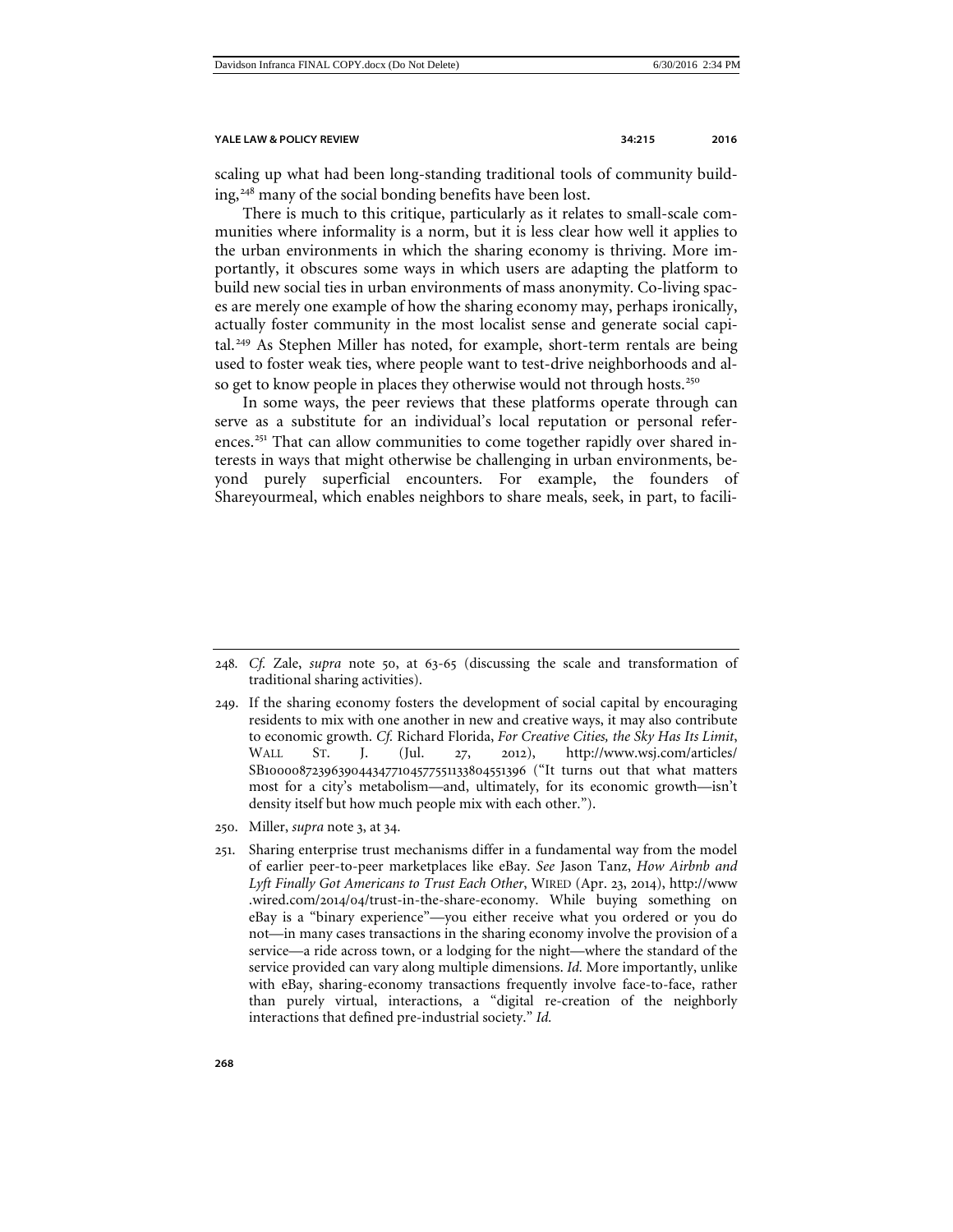scaling up what had been long-standing traditional tools of community building,[248] many of the social bonding benefits have been lost.

There is much to this critique, particularly as it relates to small-scale communities where informality is a norm, but it is less clear how well it applies to the urban environments in which the sharing economy is thriving. More importantly, it obscures some ways in which users are adapting the platform to build new social ties in urban environments of mass anonymity. Co-living spaces are merely one example of how the sharing economy may, perhaps ironically, actually foster community in the most localist sense and generate social capital.[249] As Stephen Miller has noted, for example, short-term rentals are being used to foster weak ties, where people want to test-drive neighborhoods and also get to know people in places they otherwise would not through hosts.[250]

In some ways, the peer reviews that these platforms operate through can serve as a substitute for an individual's local reputation or personal references.[251] That can allow communities to come together rapidly over shared interests in ways that might otherwise be challenging in urban environments, beyond purely superficial encounters. For example, the founders of Shareyourmeal, which enables neighbors to share meals, seek, in part, to facili-

---

248. *Cf.* Zale, *supra* note 50, at 63-65 (discussing the scale and transformation of traditional sharing activities).

249. If the sharing economy fosters the development of social capital by encouraging residents to mix with one another in new and creative ways, it may also contribute to economic growth. *Cf.* Richard Florida, *For Creative Cities, the Sky Has Its Limit*, WALL ST. J. (Jul. 27, 2012), http://www.wsj.com/articles/SB10000872396390443477104577551133804551396 ("It turns out that what matters most for a city's metabolism—and, ultimately, for its economic growth—isn't density itself but how much people mix with each other.").

250. Miller, *supra* note 3, at 34.

251. Sharing enterprise trust mechanisms differ in a fundamental way from the model of earlier peer-to-peer marketplaces like eBay. *See* Jason Tanz, *How Airbnb and Lyft Finally Got Americans to Trust Each Other*, WIRED (Apr. 23, 2014), http://www.wired.com/2014/04/trust-in-the-share-economy. While buying something on eBay is a "binary experience"—you either receive what you ordered or you do not—in many cases transactions in the sharing economy involve the provision of a service—a ride across town, or a lodging for the night—where the standard of the service provided can vary along multiple dimensions. *Id.* More importantly, unlike with eBay, sharing-economy transactions frequently involve face-to-face, rather than purely virtual, interactions, a "digital re-creation of the neighborly interactions that defined pre-industrial society." *Id.*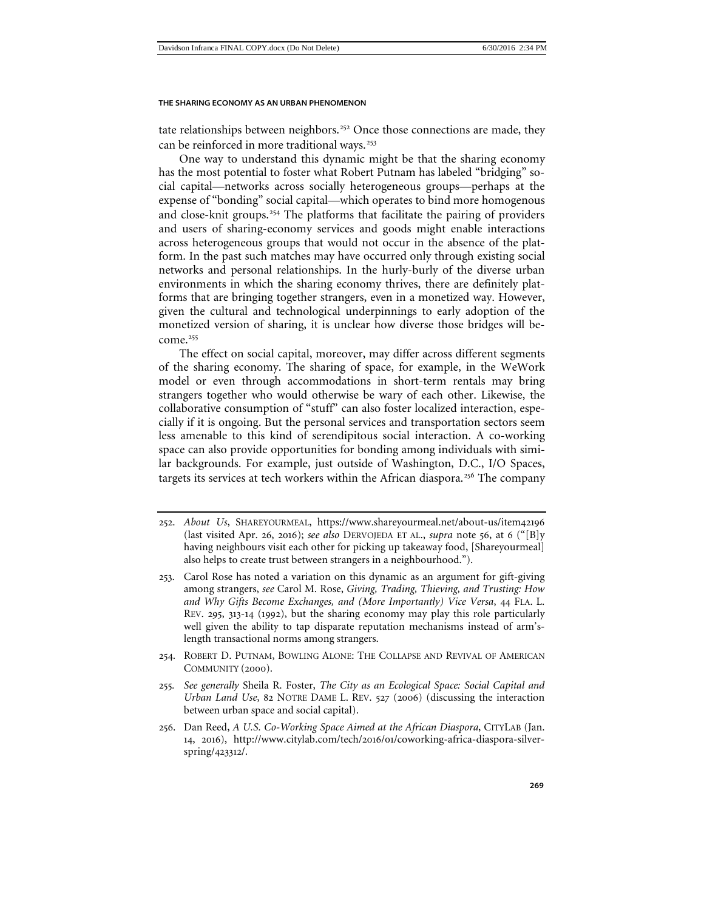tate relationships between neighbors.[252] Once those connections are made, they can be reinforced in more traditional ways.[253]

One way to understand this dynamic might be that the sharing economy has the most potential to foster what Robert Putnam has labeled "bridging" social capital—networks across socially heterogeneous groups—perhaps at the expense of "bonding" social capital—which operates to bind more homogenous and close-knit groups.[254] The platforms that facilitate the pairing of providers and users of sharing-economy services and goods might enable interactions across heterogeneous groups that would not occur in the absence of the platform. In the past such matches may have occurred only through existing social networks and personal relationships. In the hurly-burly of the diverse urban environments in which the sharing economy thrives, there are definitely platforms that are bringing together strangers, even in a monetized way. However, given the cultural and technological underpinnings to early adoption of the monetized version of sharing, it is unclear how diverse those bridges will become.[255]

The effect on social capital, moreover, may differ across different segments of the sharing economy. The sharing of space, for example, in the WeWork model or even through accommodations in short-term rentals may bring strangers together who would otherwise be wary of each other. Likewise, the collaborative consumption of "stuff" can also foster localized interaction, especially if it is ongoing. But the personal services and transportation sectors seem less amenable to this kind of serendipitous social interaction. A co-working space can also provide opportunities for bonding among individuals with similar backgrounds. For example, just outside of Washington, D.C., I/O Spaces, targets its services at tech workers within the African diaspora.[256] The company

---

252. *About Us*, SHAREYOURMEAL, https://www.shareyourmeal.net/about-us/item42196 (last visited Apr. 26, 2016); *see also* DERVOJEDA ET AL., *supra* note 56, at 6 ("[B]y having neighbours visit each other for picking up takeaway food, [Shareyourmeal] also helps to create trust between strangers in a neighbourhood.").

253. Carol Rose has noted a variation on this dynamic as an argument for gift-giving among strangers, *see* Carol M. Rose, *Giving, Trading, Thieving, and Trusting: How and Why Gifts Become Exchanges, and (More Importantly) Vice Versa*, 44 FLA. L. REV. 295, 313-14 (1992), but the sharing economy may play this role particularly well given the ability to tap disparate reputation mechanisms instead of arm's-length transactional norms among strangers.

254. ROBERT D. PUTNAM, BOWLING ALONE: THE COLLAPSE AND REVIVAL OF AMERICAN COMMUNITY (2000).

255. *See generally* Sheila R. Foster, *The City as an Ecological Space: Social Capital and Urban Land Use*, 82 NOTRE DAME L. REV. 527 (2006) (discussing the interaction between urban space and social capital).

256. Dan Reed, *A U.S. Co-Working Space Aimed at the African Diaspora*, CITYLAB (Jan. 14, 2016), http://www.citylab.com/tech/2016/01/coworking-africa-diaspora-silver-spring/423312/.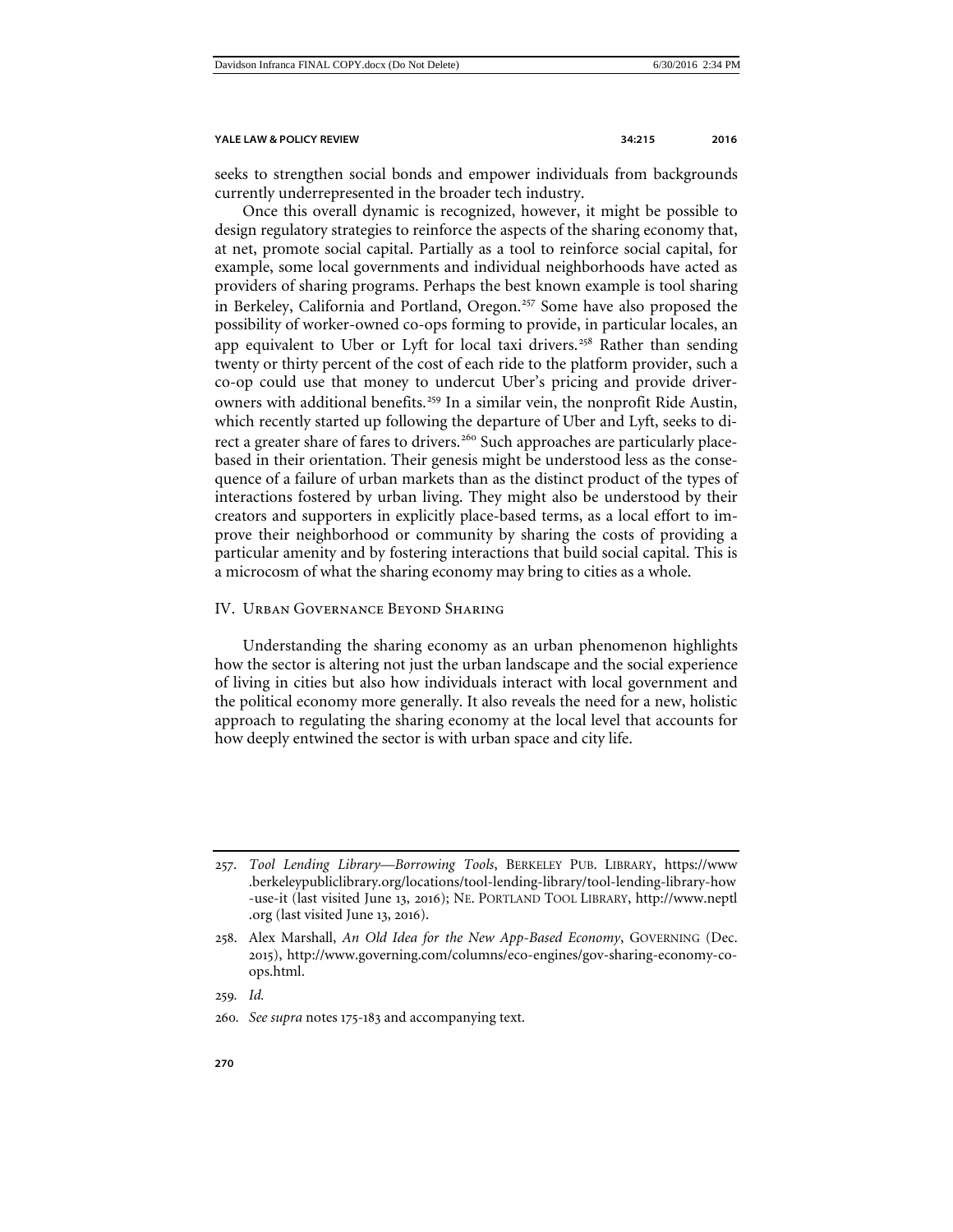seeks to strengthen social bonds and empower individuals from backgrounds currently underrepresented in the broader tech industry.

Once this overall dynamic is recognized, however, it might be possible to design regulatory strategies to reinforce the aspects of the sharing economy that, at net, promote social capital. Partially as a tool to reinforce social capital, for example, some local governments and individual neighborhoods have acted as providers of sharing programs. Perhaps the best known example is tool sharing in Berkeley, California and Portland, Oregon.[257] Some have also proposed the possibility of worker-owned co-ops forming to provide, in particular locales, an app equivalent to Uber or Lyft for local taxi drivers.[258] Rather than sending twenty or thirty percent of the cost of each ride to the platform provider, such a co-op could use that money to undercut Uber's pricing and provide driver-owners with additional benefits.[259] In a similar vein, the nonprofit Ride Austin, which recently started up following the departure of Uber and Lyft, seeks to direct a greater share of fares to drivers.[260] Such approaches are particularly place-based in their orientation. Their genesis might be understood less as the consequence of a failure of urban markets than as the distinct product of the types of interactions fostered by urban living. They might also be understood by their creators and supporters in explicitly place-based terms, as a local effort to improve their neighborhood or community by sharing the costs of providing a particular amenity and by fostering interactions that build social capital. This is a microcosm of what the sharing economy may bring to cities as a whole.

## IV. Urban Governance Beyond Sharing

Understanding the sharing economy as an urban phenomenon highlights how the sector is altering not just the urban landscape and the social experience of living in cities but also how individuals interact with local government and the political economy more generally. It also reveals the need for a new, holistic approach to regulating the sharing economy at the local level that accounts for how deeply entwined the sector is with urban space and city life.

---

257. *Tool Lending Library—Borrowing Tools*, BERKELEY PUB. LIBRARY, https://www.berkeleypubliclibrary.org/locations/tool-lending-library/tool-lending-library-how-use-it (last visited June 13, 2016); NE. PORTLAND TOOL LIBRARY, http://www.neptl.org (last visited June 13, 2016).

258. Alex Marshall, *An Old Idea for the New App-Based Economy*, GOVERNING (Dec. 2015), http://www.governing.com/columns/eco-engines/gov-sharing-economy-co-ops.html.

259. *Id.*

260. *See supra* notes 175-183 and accompanying text.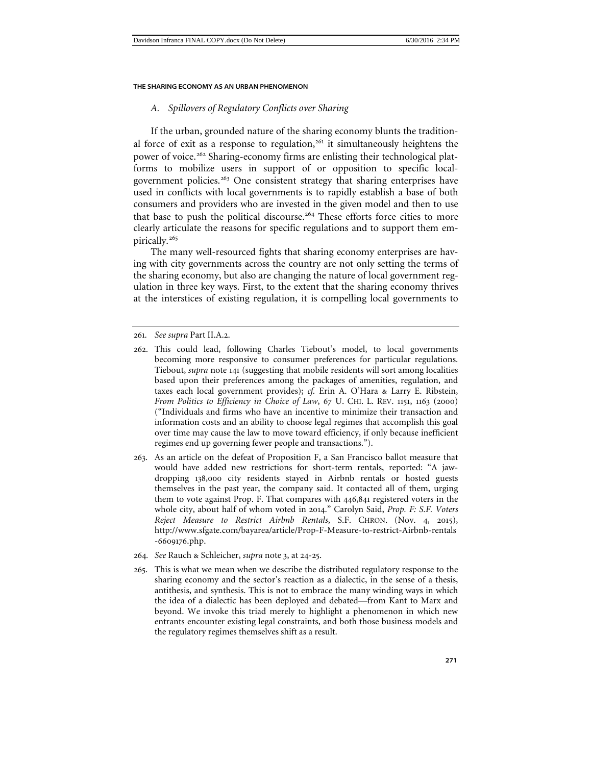### A. *Spillovers of Regulatory Conflicts over Sharing*

If the urban, grounded nature of the sharing economy blunts the traditional force of exit as a response to regulation,[261] it simultaneously heightens the power of voice.[262] Sharing-economy firms are enlisting their technological platforms to mobilize users in support of or opposition to specific local-government policies.[263] One consistent strategy that sharing enterprises have used in conflicts with local governments is to rapidly establish a base of both consumers and providers who are invested in the given model and then to use that base to push the political discourse.[264] These efforts force cities to more clearly articulate the reasons for specific regulations and to support them empirically.[265]

The many well-resourced fights that sharing economy enterprises are having with city governments across the country are not only setting the terms of the sharing economy, but also are changing the nature of local government regulation in three key ways. First, to the extent that the sharing economy thrives at the interstices of existing regulation, it is compelling local governments to

---

261. *See supra* Part II.A.2.

262. This could lead, following Charles Tiebout's model, to local governments becoming more responsive to consumer preferences for particular regulations. Tiebout, *supra* note 141 (suggesting that mobile residents will sort among localities based upon their preferences among the packages of amenities, regulation, and taxes each local government provides); *cf.* Erin A. O'Hara & Larry E. Ribstein, *From Politics to Efficiency in Choice of Law*, 67 U. CHI. L. REV. 1151, 1163 (2000) ("Individuals and firms who have an incentive to minimize their transaction and information costs and an ability to choose legal regimes that accomplish this goal over time may cause the law to move toward efficiency, if only because inefficient regimes end up governing fewer people and transactions.").

263. As an article on the defeat of Proposition F, a San Francisco ballot measure that would have added new restrictions for short-term rentals, reported: "A jaw-dropping 138,000 city residents stayed in Airbnb rentals or hosted guests themselves in the past year, the company said. It contacted all of them, urging them to vote against Prop. F. That compares with 446,841 registered voters in the whole city, about half of whom voted in 2014." Carolyn Said, *Prop. F: S.F. Voters Reject Measure to Restrict Airbnb Rentals*, S.F. CHRON. (Nov. 4, 2015), http://www.sfgate.com/bayarea/article/Prop-F-Measure-to-restrict-Airbnb-rentals-6609176.php.

264. *See* Rauch & Schleicher, *supra* note 3, at 24-25.

265. This is what we mean when we describe the distributed regulatory response to the sharing economy and the sector's reaction as a dialectic, in the sense of a thesis, antithesis, and synthesis. This is not to embrace the many winding ways in which the idea of a dialectic has been deployed and debated—from Kant to Marx and beyond. We invoke this triad merely to highlight a phenomenon in which new entrants encounter existing legal constraints, and both those business models and the regulatory regimes themselves shift as a result.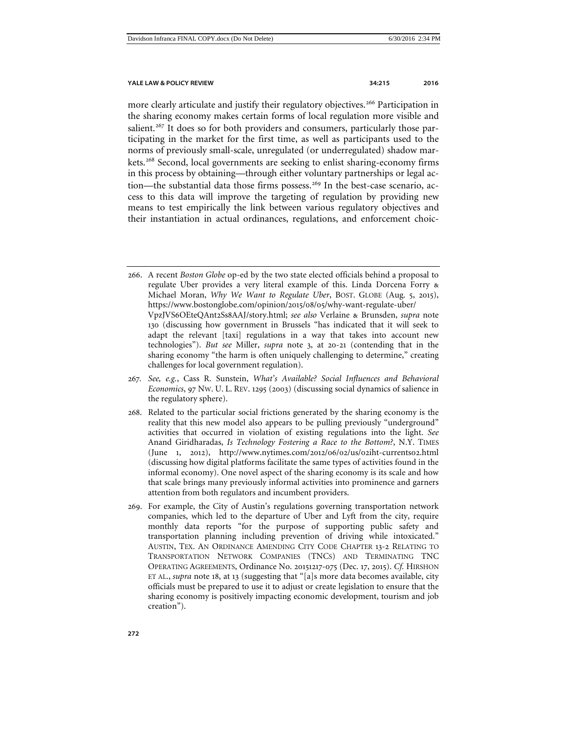more clearly articulate and justify their regulatory objectives.[266] Participation in the sharing economy makes certain forms of local regulation more visible and salient.[267] It does so for both providers and consumers, particularly those participating in the market for the first time, as well as participants used to the norms of previously small-scale, unregulated (or underregulated) shadow markets.[268] Second, local governments are seeking to enlist sharing-economy firms in this process by obtaining—through either voluntary partnerships or legal action—the substantial data those firms possess.[269] In the best-case scenario, access to this data will improve the targeting of regulation by providing new means to test empirically the link between various regulatory objectives and their instantiation in actual ordinances, regulations, and enforcement choic-

---

266. A recent *Boston Globe* op-ed by the two state elected officials behind a proposal to regulate Uber provides a very literal example of this. Linda Dorcena Forry & Michael Moran, *Why We Want to Regulate Uber*, BOST. GLOBE (Aug. 5, 2015), https://www.bostonglobe.com/opinion/2015/08/05/why-want-regulate-uber/VpzJVS6OEteQAnt2Ss8AAJ/story.html; *see also* Verlaine & Brunsden, *supra* note 130 (discussing how government in Brussels "has indicated that it will seek to adapt the relevant [taxi] regulations in a way that takes into account new technologies"). *But see* Miller, *supra* note 3, at 20-21 (contending that in the sharing economy "the harm is often uniquely challenging to determine," creating challenges for local government regulation).

267. *See, e.g.*, Cass R. Sunstein, *What's Available? Social Influences and Behavioral Economics*, 97 NW. U. L. REV. 1295 (2003) (discussing social dynamics of salience in the regulatory sphere).

268. Related to the particular social frictions generated by the sharing economy is the reality that this new model also appears to be pulling previously "underground" activities that occurred in violation of existing regulations into the light. *See* Anand Giridharadas, *Is Technology Fostering a Race to the Bottom?*, N.Y. TIMES (June 1, 2012), http://www.nytimes.com/2012/06/02/us/02iht-currents02.html (discussing how digital platforms facilitate the same types of activities found in the informal economy). One novel aspect of the sharing economy is its scale and how that scale brings many previously informal activities into prominence and garners attention from both regulators and incumbent providers.

269. For example, the City of Austin's regulations governing transportation network companies, which led to the departure of Uber and Lyft from the city, require monthly data reports "for the purpose of supporting public safety and transportation planning including prevention of driving while intoxicated." AUSTIN, TEX. AN ORDINANCE AMENDING CITY CODE CHAPTER 13-2 RELATING TO TRANSPORTATION NETWORK COMPANIES (TNCS) AND TERMINATING TNC OPERATING AGREEMENTS, Ordinance No. 20151217-075 (Dec. 17, 2015). *Cf.* HIRSHON ET AL., *supra* note 18, at 13 (suggesting that "[a]s more data becomes available, city officials must be prepared to use it to adjust or create legislation to ensure that the sharing economy is positively impacting economic development, tourism and job creation").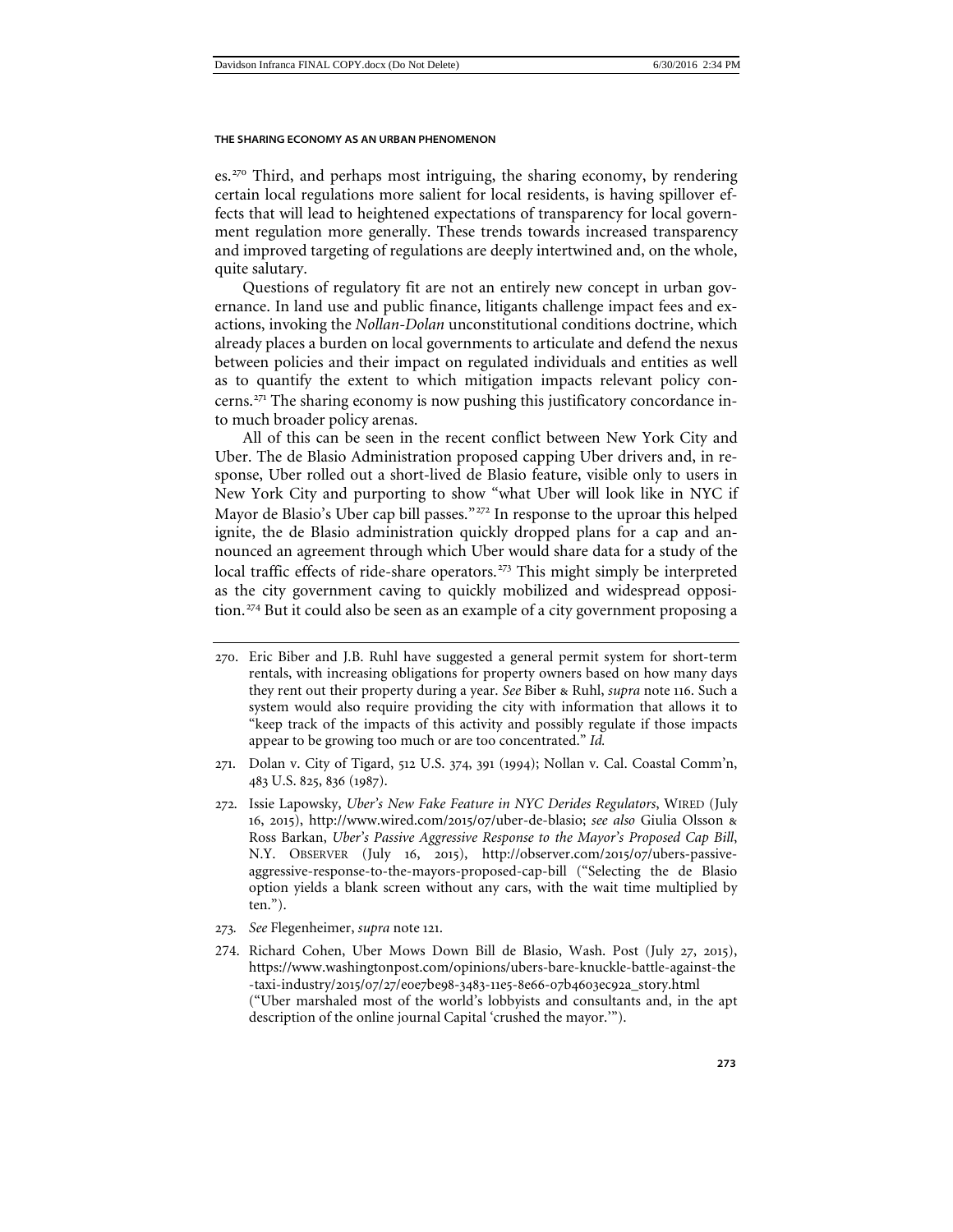es.[270] Third, and perhaps most intriguing, the sharing economy, by rendering certain local regulations more salient for local residents, is having spillover effects that will lead to heightened expectations of transparency for local government regulation more generally. These trends towards increased transparency and improved targeting of regulations are deeply intertwined and, on the whole, quite salutary.

Questions of regulatory fit are not an entirely new concept in urban governance. In land use and public finance, litigants challenge impact fees and exactions, invoking the *Nollan-Dolan* unconstitutional conditions doctrine, which already places a burden on local governments to articulate and defend the nexus between policies and their impact on regulated individuals and entities as well as to quantify the extent to which mitigation impacts relevant policy concerns.[271] The sharing economy is now pushing this justificatory concordance into much broader policy arenas.

All of this can be seen in the recent conflict between New York City and Uber. The de Blasio Administration proposed capping Uber drivers and, in response, Uber rolled out a short-lived de Blasio feature, visible only to users in New York City and purporting to show "what Uber will look like in NYC if Mayor de Blasio's Uber cap bill passes."[272] In response to the uproar this helped ignite, the de Blasio administration quickly dropped plans for a cap and announced an agreement through which Uber would share data for a study of the local traffic effects of ride-share operators.[273] This might simply be interpreted as the city government caving to quickly mobilized and widespread opposition.[274] But it could also be seen as an example of a city government proposing a

---

270. Eric Biber and J.B. Ruhl have suggested a general permit system for short-term rentals, with increasing obligations for property owners based on how many days they rent out their property during a year. *See* Biber & Ruhl, *supra* note 116. Such a system would also require providing the city with information that allows it to "keep track of the impacts of this activity and possibly regulate if those impacts appear to be growing too much or are too concentrated." *Id.*

271. Dolan v. City of Tigard, 512 U.S. 374, 391 (1994); Nollan v. Cal. Coastal Comm'n, 483 U.S. 825, 836 (1987).

272. Issie Lapowsky, *Uber's New Fake Feature in NYC Derides Regulators*, WIRED (July 16, 2015), http://www.wired.com/2015/07/uber-de-blasio; *see also* Giulia Olsson & Ross Barkan, *Uber's Passive Aggressive Response to the Mayor's Proposed Cap Bill*, N.Y. OBSERVER (July 16, 2015), http://observer.com/2015/07/ubers-passive-aggressive-response-to-the-mayors-proposed-cap-bill ("Selecting the de Blasio option yields a blank screen without any cars, with the wait time multiplied by ten.").

273. *See* Flegenheimer, *supra* note 121.

274. Richard Cohen, Uber Mows Down Bill de Blasio, Wash. Post (July 27, 2015), https://www.washingtonpost.com/opinions/ubers-bare-knuckle-battle-against-the-taxi-industry/2015/07/27/e0e7be98-3483-11e5-8e66-07b4603ec92a_story.html ("Uber marshaled most of the world's lobbyists and consultants and, in the apt description of the online journal Capital 'crushed the mayor.'").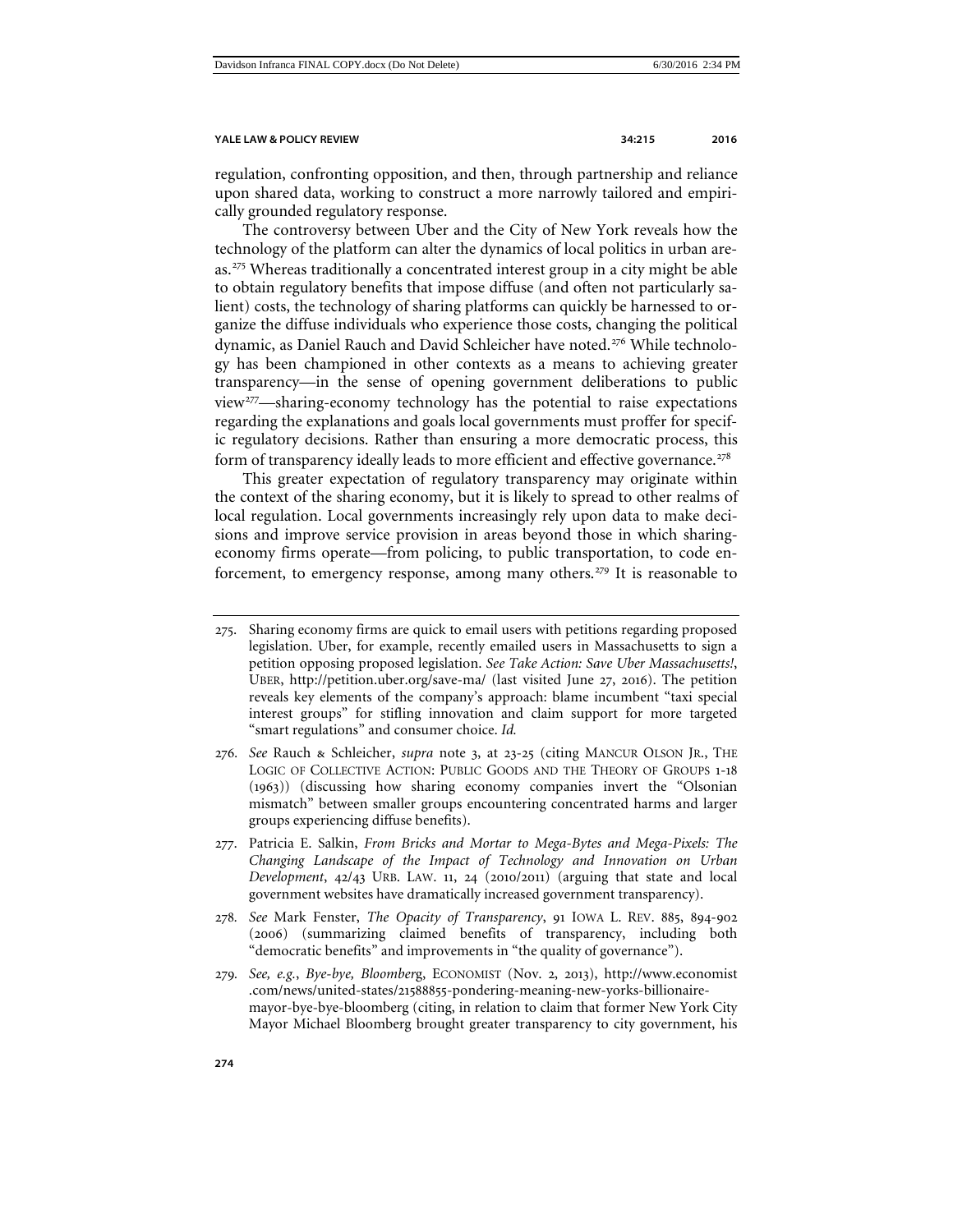regulation, confronting opposition, and then, through partnership and reliance upon shared data, working to construct a more narrowly tailored and empirically grounded regulatory response.

The controversy between Uber and the City of New York reveals how the technology of the platform can alter the dynamics of local politics in urban areas.[275] Whereas traditionally a concentrated interest group in a city might be able to obtain regulatory benefits that impose diffuse (and often not particularly salient) costs, the technology of sharing platforms can quickly be harnessed to organize the diffuse individuals who experience those costs, changing the political dynamic, as Daniel Rauch and David Schleicher have noted.[276] While technology has been championed in other contexts as a means to achieving greater transparency—in the sense of opening government deliberations to public view[277]—sharing-economy technology has the potential to raise expectations regarding the explanations and goals local governments must proffer for specific regulatory decisions. Rather than ensuring a more democratic process, this form of transparency ideally leads to more efficient and effective governance.[278]

This greater expectation of regulatory transparency may originate within the context of the sharing economy, but it is likely to spread to other realms of local regulation. Local governments increasingly rely upon data to make decisions and improve service provision in areas beyond those in which sharing-economy firms operate—from policing, to public transportation, to code enforcement, to emergency response, among many others.[279] It is reasonable to

---

275. Sharing economy firms are quick to email users with petitions regarding proposed legislation. Uber, for example, recently emailed users in Massachusetts to sign a petition opposing proposed legislation. *See Take Action: Save Uber Massachusetts!*, UBER, http://petition.uber.org/save-ma/ (last visited June 27, 2016). The petition reveals key elements of the company's approach: blame incumbent "taxi special interest groups" for stifling innovation and claim support for more targeted "smart regulations" and consumer choice. *Id.*

276. *See* Rauch & Schleicher, *supra* note 3, at 23-25 (citing MANCUR OLSON JR., THE LOGIC OF COLLECTIVE ACTION: PUBLIC GOODS AND THE THEORY OF GROUPS 1-18 (1963)) (discussing how sharing economy companies invert the "Olsonian mismatch" between smaller groups encountering concentrated harms and larger groups experiencing diffuse benefits).

277. Patricia E. Salkin, *From Bricks and Mortar to Mega-Bytes and Mega-Pixels: The Changing Landscape of the Impact of Technology and Innovation on Urban Development*, 42/43 URB. LAW. 11, 24 (2010/2011) (arguing that state and local government websites have dramatically increased government transparency).

278. *See* Mark Fenster, *The Opacity of Transparency*, 91 IOWA L. REV. 885, 894-902 (2006) (summarizing claimed benefits of transparency, including both "democratic benefits" and improvements in "the quality of governance").

279. *See, e.g.*, *Bye-bye, Bloomberg*, ECONOMIST (Nov. 2, 2013), http://www.economist.com/news/united-states/21588855-pondering-meaning-new-yorks-billionaire-mayor-bye-bye-bloomberg (citing, in relation to claim that former New York City Mayor Michael Bloomberg brought greater transparency to city government, his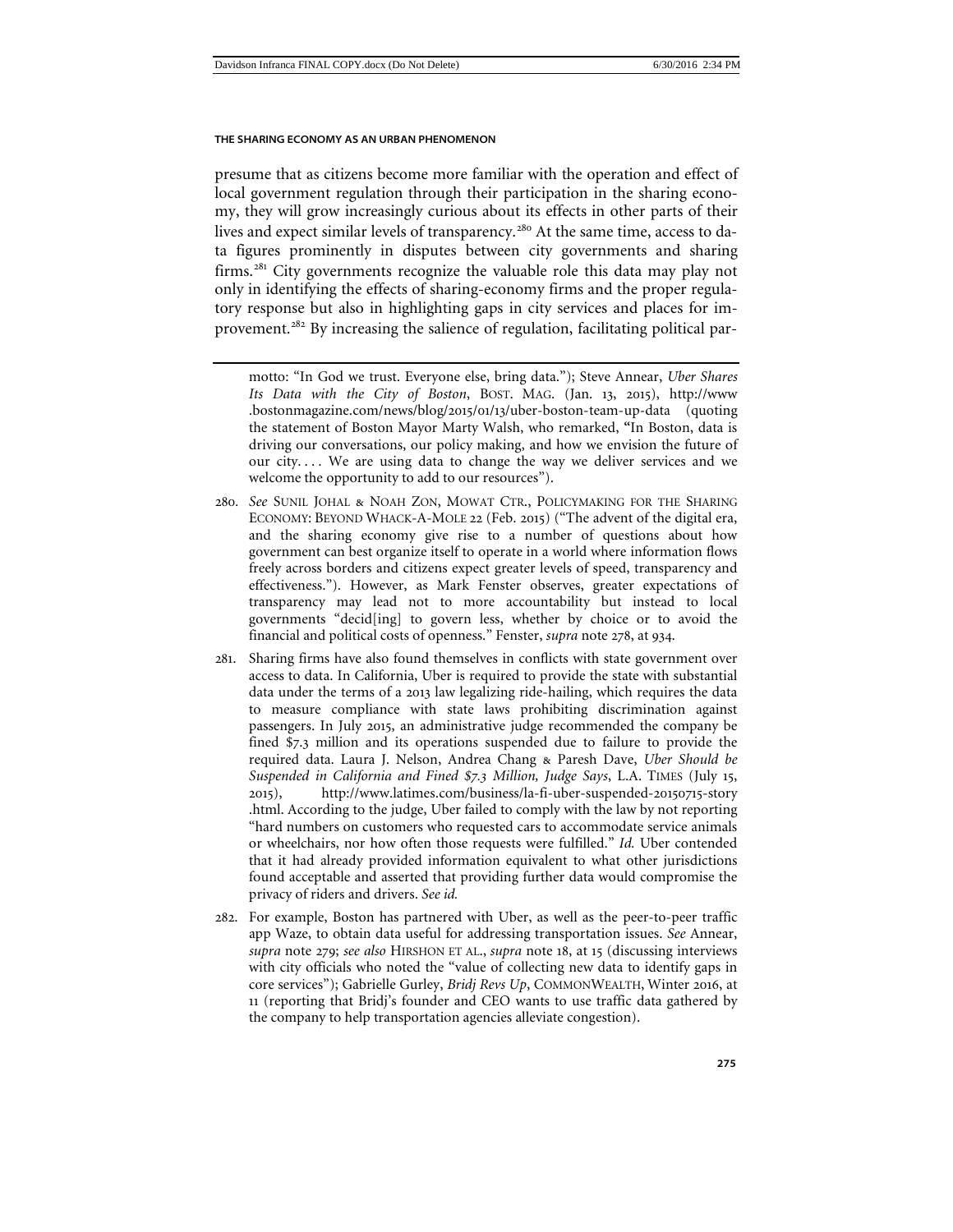presume that as citizens become more familiar with the operation and effect of local government regulation through their participation in the sharing economy, they will grow increasingly curious about its effects in other parts of their lives and expect similar levels of transparency.[280] At the same time, access to data figures prominently in disputes between city governments and sharing firms.[281] City governments recognize the valuable role this data may play not only in identifying the effects of sharing-economy firms and the proper regulatory response but also in highlighting gaps in city services and places for improvement.[282] By increasing the salience of regulation, facilitating political par-

---

motto: "In God we trust. Everyone else, bring data."); Steve Annear, *Uber Shares Its Data with the City of Boston*, BOST. MAG. (Jan. 13, 2015), http://www.bostonmagazine.com/news/blog/2015/01/13/uber-boston-team-up-data (quoting the statement of Boston Mayor Marty Walsh, who remarked, "In Boston, data is driving our conversations, our policy making, and how we envision the future of our city. . . . We are using data to change the way we deliver services and we welcome the opportunity to add to our resources").

280. *See* SUNIL JOHAL & NOAH ZON, MOWAT CTR., POLICYMAKING FOR THE SHARING ECONOMY: BEYOND WHACK-A-MOLE 22 (Feb. 2015) ("The advent of the digital era, and the sharing economy give rise to a number of questions about how government can best organize itself to operate in a world where information flows freely across borders and citizens expect greater levels of speed, transparency and effectiveness."). However, as Mark Fenster observes, greater expectations of transparency may lead not to more accountability but instead to local governments "decid[ing] to govern less, whether by choice or to avoid the financial and political costs of openness." Fenster, *supra* note 278, at 934.

281. Sharing firms have also found themselves in conflicts with state government over access to data. In California, Uber is required to provide the state with substantial data under the terms of a 2013 law legalizing ride-hailing, which requires the data to measure compliance with state laws prohibiting discrimination against passengers. In July 2015, an administrative judge recommended the company be fined $7.3 million and its operations suspended due to failure to provide the required data. Laura J. Nelson, Andrea Chang & Paresh Dave, *Uber Should be Suspended in California and Fined $7.3 Million, Judge Says*, L.A. TIMES (July 15, 2015), http://www.latimes.com/business/la-fi-uber-suspended-20150715-story.html. According to the judge, Uber failed to comply with the law by not reporting "hard numbers on customers who requested cars to accommodate service animals or wheelchairs, nor how often those requests were fulfilled." *Id.* Uber contended that it had already provided information equivalent to what other jurisdictions found acceptable and asserted that providing further data would compromise the privacy of riders and drivers. *See id.*

282. For example, Boston has partnered with Uber, as well as the peer-to-peer traffic app Waze, to obtain data useful for addressing transportation issues. *See* Annear, *supra* note 279; *see also* HIRSHON ET AL., *supra* note 18, at 15 (discussing interviews with city officials who noted the "value of collecting new data to identify gaps in core services"); Gabrielle Gurley, *Bridj Revs Up*, COMMONWEALTH, Winter 2016, at 11 (reporting that Bridj's founder and CEO wants to use traffic data gathered by the company to help transportation agencies alleviate congestion).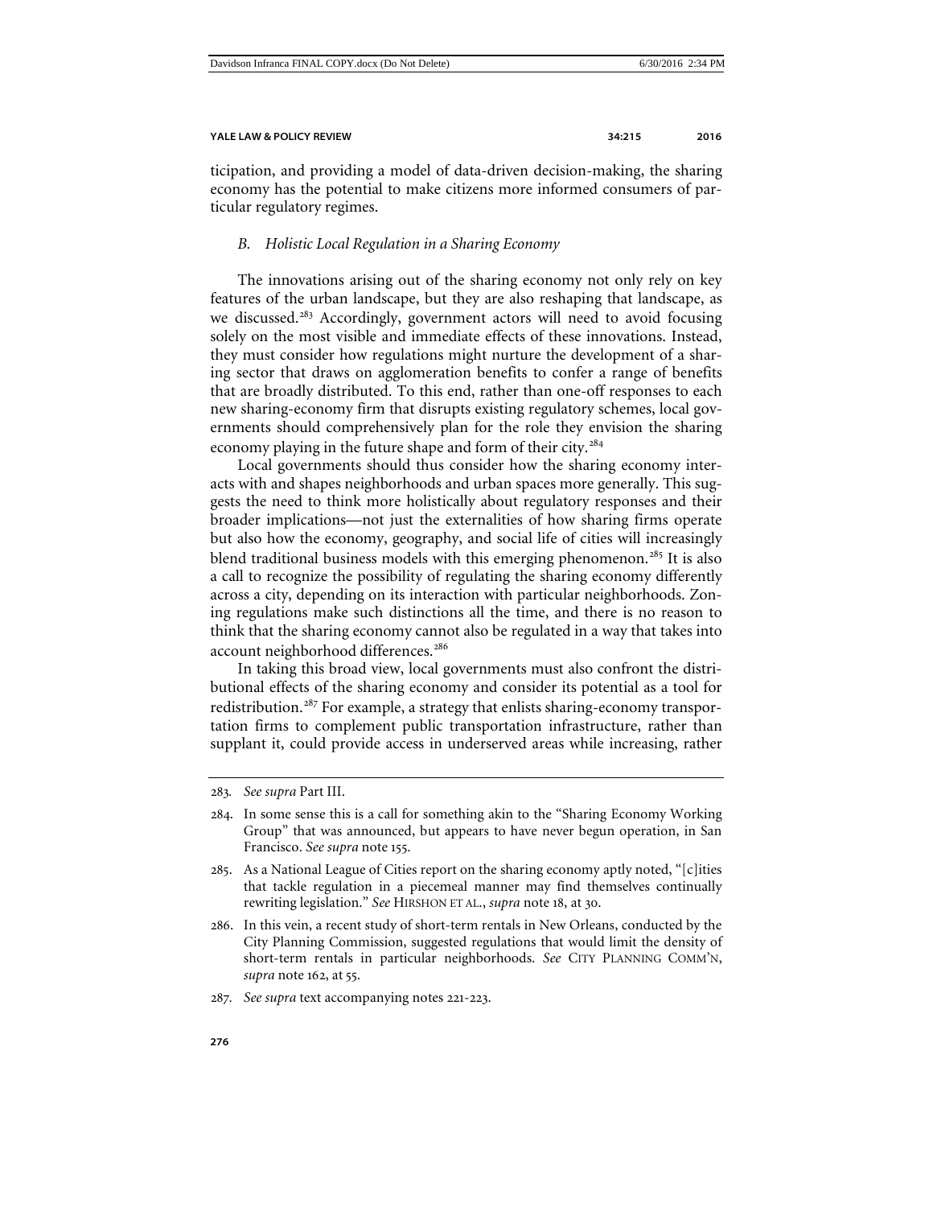ticipation, and providing a model of data-driven decision-making, the sharing economy has the potential to make citizens more informed consumers of particular regulatory regimes.

### *B. Holistic Local Regulation in a Sharing Economy*

The innovations arising out of the sharing economy not only rely on key features of the urban landscape, but they are also reshaping that landscape, as we discussed.[283] Accordingly, government actors will need to avoid focusing solely on the most visible and immediate effects of these innovations. Instead, they must consider how regulations might nurture the development of a sharing sector that draws on agglomeration benefits to confer a range of benefits that are broadly distributed. To this end, rather than one-off responses to each new sharing-economy firm that disrupts existing regulatory schemes, local governments should comprehensively plan for the role they envision the sharing economy playing in the future shape and form of their city.[284]

Local governments should thus consider how the sharing economy interacts with and shapes neighborhoods and urban spaces more generally. This suggests the need to think more holistically about regulatory responses and their broader implications—not just the externalities of how sharing firms operate but also how the economy, geography, and social life of cities will increasingly blend traditional business models with this emerging phenomenon.[285] It is also a call to recognize the possibility of regulating the sharing economy differently across a city, depending on its interaction with particular neighborhoods. Zoning regulations make such distinctions all the time, and there is no reason to think that the sharing economy cannot also be regulated in a way that takes into account neighborhood differences.[286]

In taking this broad view, local governments must also confront the distributional effects of the sharing economy and consider its potential as a tool for redistribution.[287] For example, a strategy that enlists sharing-economy transportation firms to complement public transportation infrastructure, rather than supplant it, could provide access in underserved areas while increasing, rather

---

283. *See supra* Part III.

284. In some sense this is a call for something akin to the "Sharing Economy Working Group" that was announced, but appears to have never begun operation, in San Francisco. *See supra* note 155.

285. As a National League of Cities report on the sharing economy aptly noted, "[c]ities that tackle regulation in a piecemeal manner may find themselves continually rewriting legislation." *See* HIRSHON ET AL., *supra* note 18, at 30.

286. In this vein, a recent study of short-term rentals in New Orleans, conducted by the City Planning Commission, suggested regulations that would limit the density of short-term rentals in particular neighborhoods. *See* CITY PLANNING COMM'N, *supra* note 162, at 55.

287. *See supra* text accompanying notes 221-223.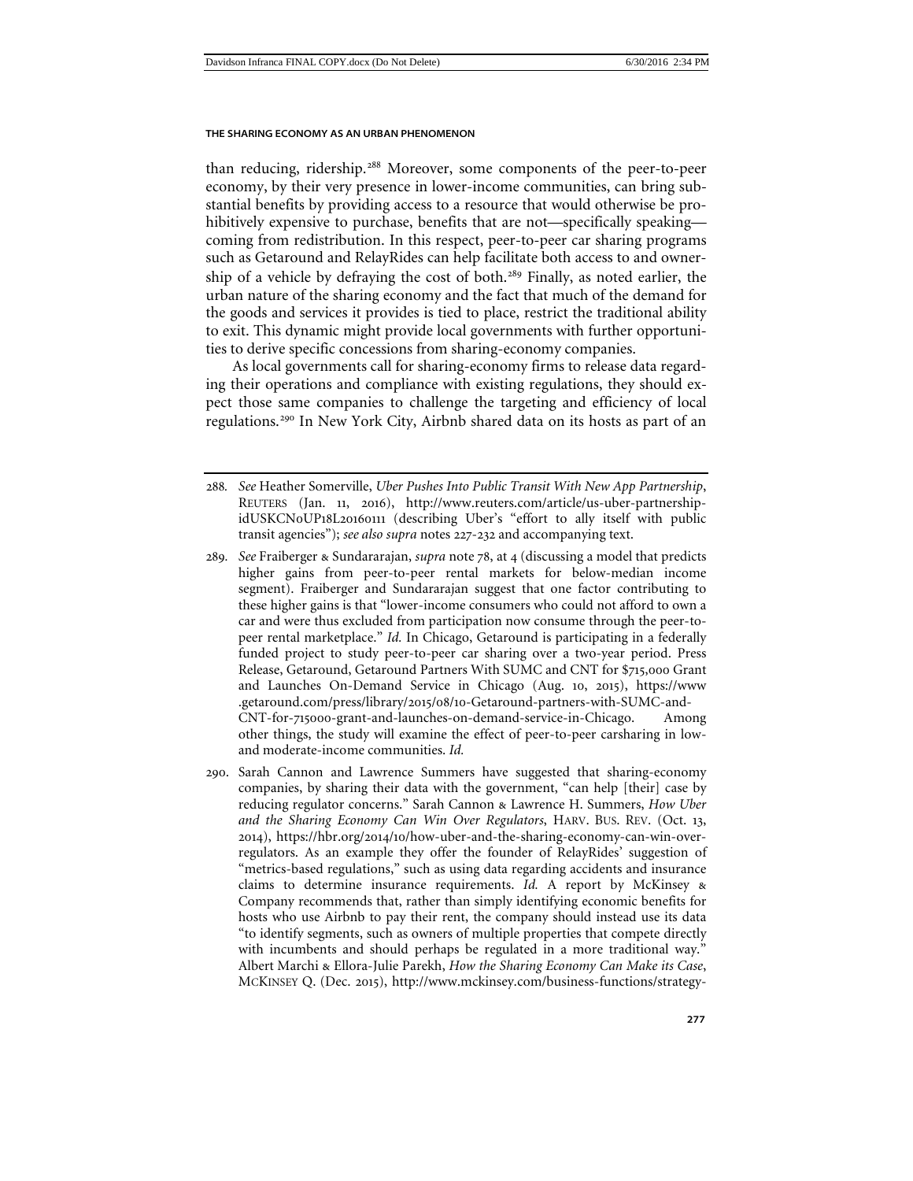than reducing, ridership.[288] Moreover, some components of the peer-to-peer economy, by their very presence in lower-income communities, can bring substantial benefits by providing access to a resource that would otherwise be prohibitively expensive to purchase, benefits that are not—specifically speaking—coming from redistribution. In this respect, peer-to-peer car sharing programs such as Getaround and RelayRides can help facilitate both access to and ownership of a vehicle by defraying the cost of both.[289] Finally, as noted earlier, the urban nature of the sharing economy and the fact that much of the demand for the goods and services it provides is tied to place, restrict the traditional ability to exit. This dynamic might provide local governments with further opportunities to derive specific concessions from sharing-economy companies.

As local governments call for sharing-economy firms to release data regarding their operations and compliance with existing regulations, they should expect those same companies to challenge the targeting and efficiency of local regulations.[290] In New York City, Airbnb shared data on its hosts as part of an

---

288. *See* Heather Somerville, *Uber Pushes Into Public Transit With New App Partnership*, REUTERS (Jan. 11, 2016), http://www.reuters.com/article/us-uber-partnership-idUSKCN0UP18L20160111 (describing Uber's "effort to ally itself with public transit agencies"); *see also supra* notes 227-232 and accompanying text.

289. *See* Fraiberger & Sundararajan, *supra* note 78, at 4 (discussing a model that predicts higher gains from peer-to-peer rental markets for below-median income segment). Fraiberger and Sundararajan suggest that one factor contributing to these higher gains is that "lower-income consumers who could not afford to own a car and were thus excluded from participation now consume through the peer-to-peer rental marketplace." *Id.* In Chicago, Getaround is participating in a federally funded project to study peer-to-peer car sharing over a two-year period. Press Release, Getaround, Getaround Partners With SUMC and CNT for $715,000 Grant and Launches On-Demand Service in Chicago (Aug. 10, 2015), https://www.getaround.com/press/library/2015/08/10-Getaround-partners-with-SUMC-and-CNT-for-715000-grant-and-launches-on-demand-service-in-Chicago. Among other things, the study will examine the effect of peer-to-peer carsharing in low- and moderate-income communities. *Id.*

290. Sarah Cannon and Lawrence Summers have suggested that sharing-economy companies, by sharing their data with the government, "can help [their] case by reducing regulator concerns." Sarah Cannon & Lawrence H. Summers, *How Uber and the Sharing Economy Can Win Over Regulators*, HARV. BUS. REV. (Oct. 13, 2014), https://hbr.org/2014/10/how-uber-and-the-sharing-economy-can-win-over-regulators. As an example they offer the founder of RelayRides' suggestion of "metrics-based regulations," such as using data regarding accidents and insurance claims to determine insurance requirements. *Id.* A report by McKinsey & Company recommends that, rather than simply identifying economic benefits for hosts who use Airbnb to pay their rent, the company should instead use its data "to identify segments, such as owners of multiple properties that compete directly with incumbents and should perhaps be regulated in a more traditional way." Albert Marchi & Ellora-Julie Parekh, *How the Sharing Economy Can Make its Case*, MCKINSEY Q. (Dec. 2015), http://www.mckinsey.com/business-functions/strategy-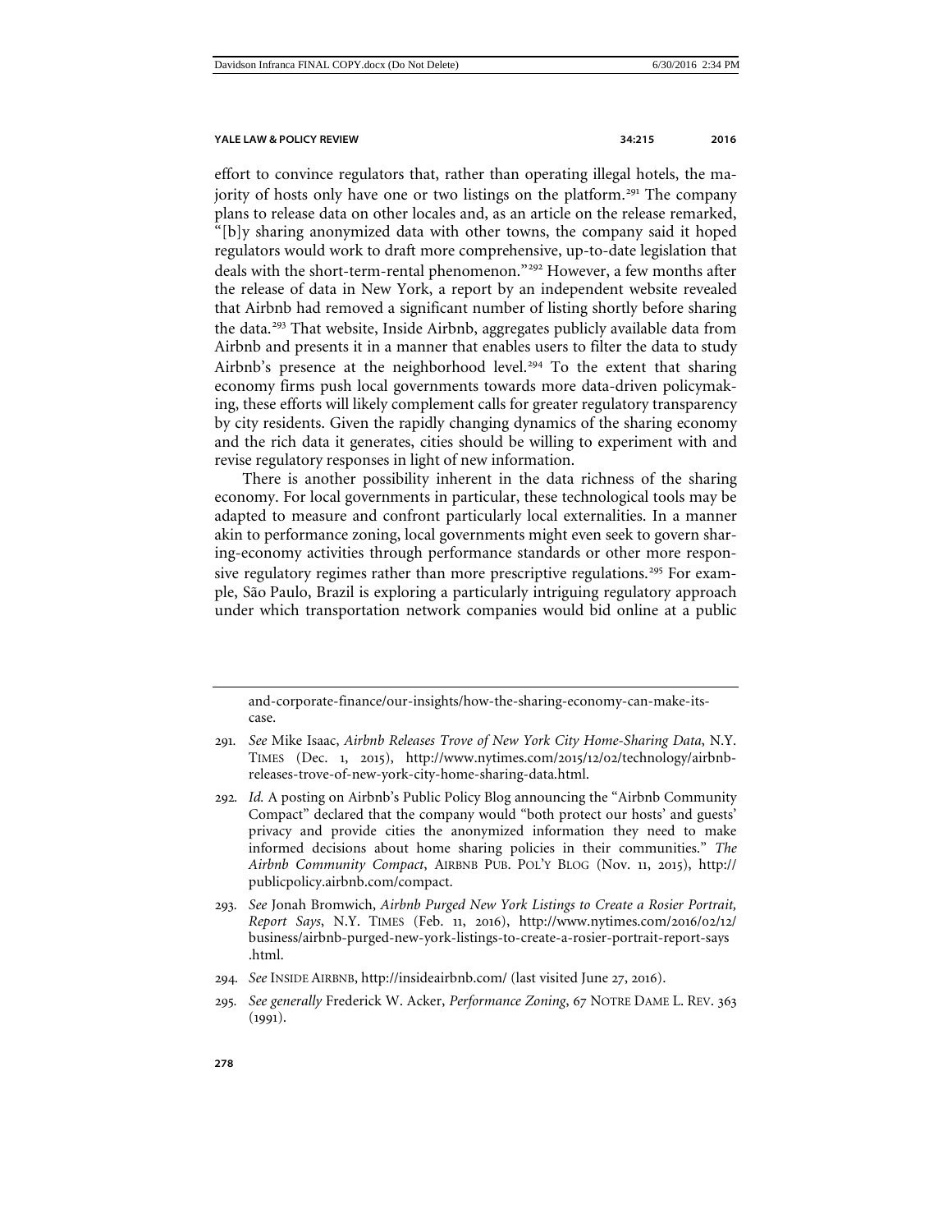effort to convince regulators that, rather than operating illegal hotels, the majority of hosts only have one or two listings on the platform.[291] The company plans to release data on other locales and, as an article on the release remarked, "[b]y sharing anonymized data with other towns, the company said it hoped regulators would work to draft more comprehensive, up-to-date legislation that deals with the short-term-rental phenomenon."[292] However, a few months after the release of data in New York, a report by an independent website revealed that Airbnb had removed a significant number of listing shortly before sharing the data.[293] That website, Inside Airbnb, aggregates publicly available data from Airbnb and presents it in a manner that enables users to filter the data to study Airbnb's presence at the neighborhood level.[294] To the extent that sharing economy firms push local governments towards more data-driven policymaking, these efforts will likely complement calls for greater regulatory transparency by city residents. Given the rapidly changing dynamics of the sharing economy and the rich data it generates, cities should be willing to experiment with and revise regulatory responses in light of new information.

There is another possibility inherent in the data richness of the sharing economy. For local governments in particular, these technological tools may be adapted to measure and confront particularly local externalities. In a manner akin to performance zoning, local governments might even seek to govern sharing-economy activities through performance standards or other more responsive regulatory regimes rather than more prescriptive regulations.[295] For example, São Paulo, Brazil is exploring a particularly intriguing regulatory approach under which transportation network companies would bid online at a public

---

and-corporate-finance/our-insights/how-the-sharing-economy-can-make-its-case.

291. *See* Mike Isaac, *Airbnb Releases Trove of New York City Home-Sharing Data*, N.Y. TIMES (Dec. 1, 2015), http://www.nytimes.com/2015/12/02/technology/airbnb-releases-trove-of-new-york-city-home-sharing-data.html.

292. *Id.* A posting on Airbnb's Public Policy Blog announcing the "Airbnb Community Compact" declared that the company would "both protect our hosts' and guests' privacy and provide cities the anonymized information they need to make informed decisions about home sharing policies in their communities." *The Airbnb Community Compact*, AIRBNB PUB. POL'Y BLOG (Nov. 11, 2015), http://publicpolicy.airbnb.com/compact.

293. *See* Jonah Bromwich, *Airbnb Purged New York Listings to Create a Rosier Portrait, Report Says*, N.Y. TIMES (Feb. 11, 2016), http://www.nytimes.com/2016/02/12/business/airbnb-purged-new-york-listings-to-create-a-rosier-portrait-report-says.html.

294. *See* INSIDE AIRBNB, http://insideairbnb.com/ (last visited June 27, 2016).

295. *See generally* Frederick W. Acker, *Performance Zoning*, 67 NOTRE DAME L. REV. 363 (1991).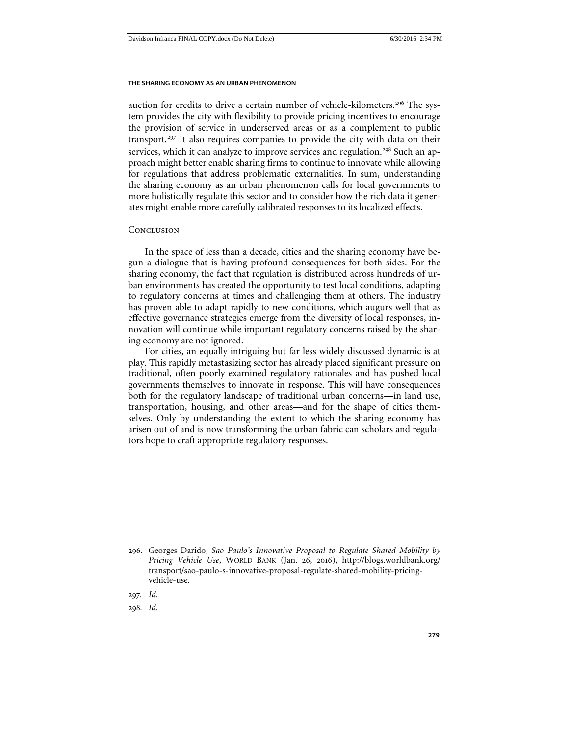auction for credits to drive a certain number of vehicle-kilometers.[296] The system provides the city with flexibility to provide pricing incentives to encourage the provision of service in underserved areas or as a complement to public transport.[297] It also requires companies to provide the city with data on their services, which it can analyze to improve services and regulation.[298] Such an approach might better enable sharing firms to continue to innovate while allowing for regulations that address problematic externalities. In sum, understanding the sharing economy as an urban phenomenon calls for local governments to more holistically regulate this sector and to consider how the rich data it generates might enable more carefully calibrated responses to its localized effects.

## Conclusion

In the space of less than a decade, cities and the sharing economy have begun a dialogue that is having profound consequences for both sides. For the sharing economy, the fact that regulation is distributed across hundreds of urban environments has created the opportunity to test local conditions, adapting to regulatory concerns at times and challenging them at others. The industry has proven able to adapt rapidly to new conditions, which augurs well that as effective governance strategies emerge from the diversity of local responses, innovation will continue while important regulatory concerns raised by the sharing economy are not ignored.

For cities, an equally intriguing but far less widely discussed dynamic is at play. This rapidly metastasizing sector has already placed significant pressure on traditional, often poorly examined regulatory rationales and has pushed local governments themselves to innovate in response. This will have consequences both for the regulatory landscape of traditional urban concerns—in land use, transportation, housing, and other areas—and for the shape of cities themselves. Only by understanding the extent to which the sharing economy has arisen out of and is now transforming the urban fabric can scholars and regulators hope to craft appropriate regulatory responses.

---

296. Georges Darido, *Sao Paulo's Innovative Proposal to Regulate Shared Mobility by Pricing Vehicle Use*, WORLD BANK (Jan. 26, 2016), http://blogs.worldbank.org/transport/sao-paulo-s-innovative-proposal-regulate-shared-mobility-pricing-vehicle-use.

297. *Id.*

298. *Id.*